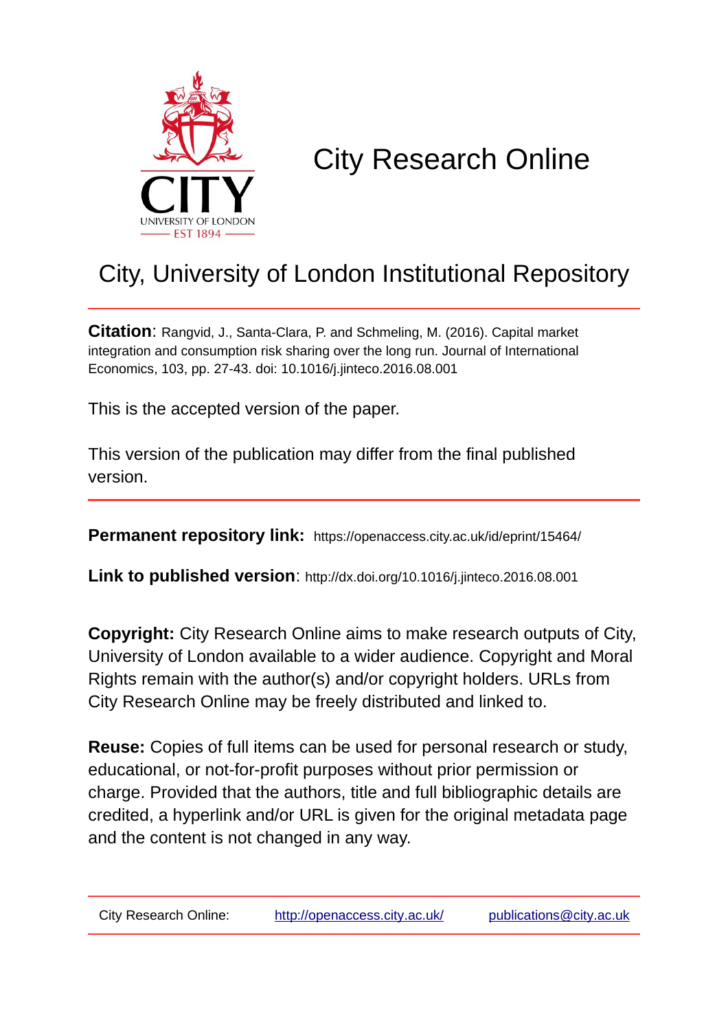# City Research Online

## City, University of London Institutional Repository

**Citation**: Rangvid, J., Santa-Clara, P. and Schmeling, M. (2016). Capital market integration and consumption risk sharing over the long run. Journal of International Economics, 103, pp. 27-43. doi: 10.1016/j.jinteco.2016.08.001

This is the accepted version of the paper.

This version of the publication may differ from the final published version.

---

**Permanent repository link:** https://openaccess.city.ac.uk/id/eprint/15464/

**Link to published version**: http://dx.doi.org/10.1016/j.jinteco.2016.08.001

**Copyright:** City Research Online aims to make research outputs of City, University of London available to a wider audience. Copyright and Moral Rights remain with the author(s) and/or copyright holders. URLs from City Research Online may be freely distributed and linked to.

**Reuse:** Copies of full items can be used for personal research or study, educational, or not-for-profit purposes without prior permission or charge. Provided that the authors, title and full bibliographic details are credited, a hyperlink and/or URL is given for the original metadata page and the content is not changed in any way.

---

City Research Online: http://openaccess.city.ac.uk/ publications@city.ac.uk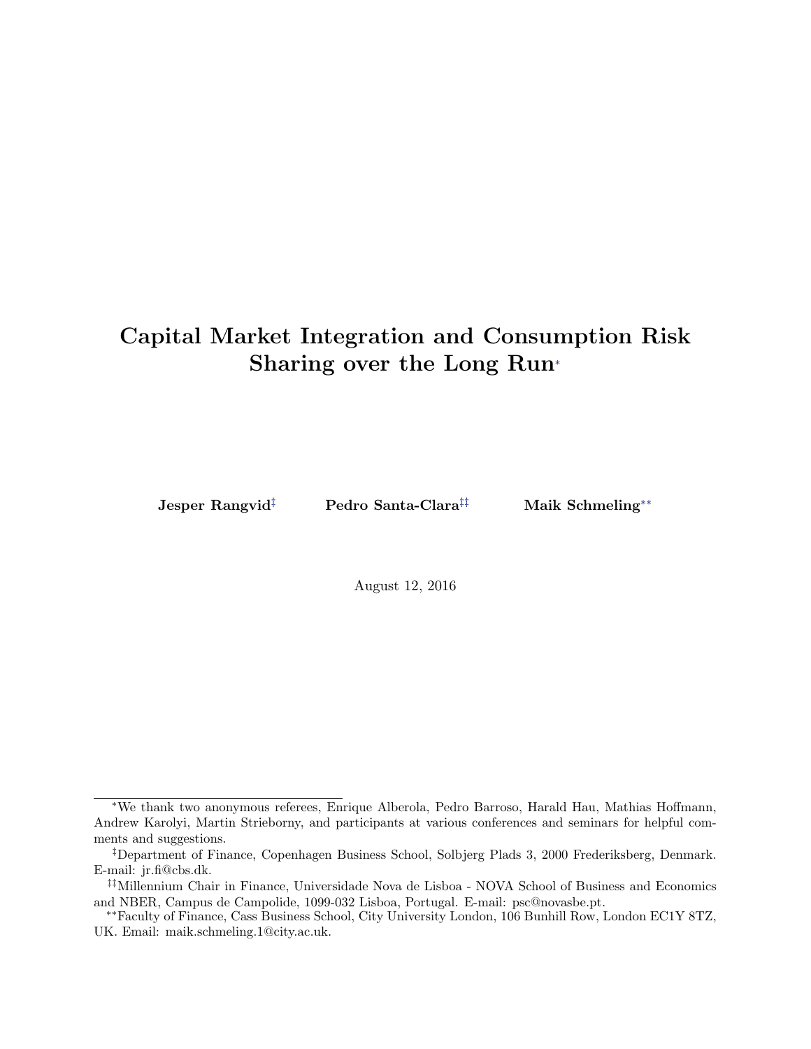# Capital Market Integration and Consumption Risk Sharing over the Long Run*

**Jesper Rangvid**[‡] **Pedro Santa-Clara**[‡‡] **Maik Schmeling**[**]

August 12, 2016

---

*We thank two anonymous referees, Enrique Alberola, Pedro Barroso, Harald Hau, Mathias Hoffmann, Andrew Karolyi, Martin Strieborny, and participants at various conferences and seminars for helpful comments and suggestions.

‡Department of Finance, Copenhagen Business School, Solbjerg Plads 3, 2000 Frederiksberg, Denmark. E-mail: jr.fi@cbs.dk.

‡‡Millennium Chair in Finance, Universidade Nova de Lisboa - NOVA School of Business and Economics and NBER, Campus de Campolide, 1099-032 Lisboa, Portugal. E-mail: psc@novasbe.pt.

**Faculty of Finance, Cass Business School, City University London, 106 Bunhill Row, London EC1Y 8TZ, UK. Email: maik.schmeling.1@city.ac.uk.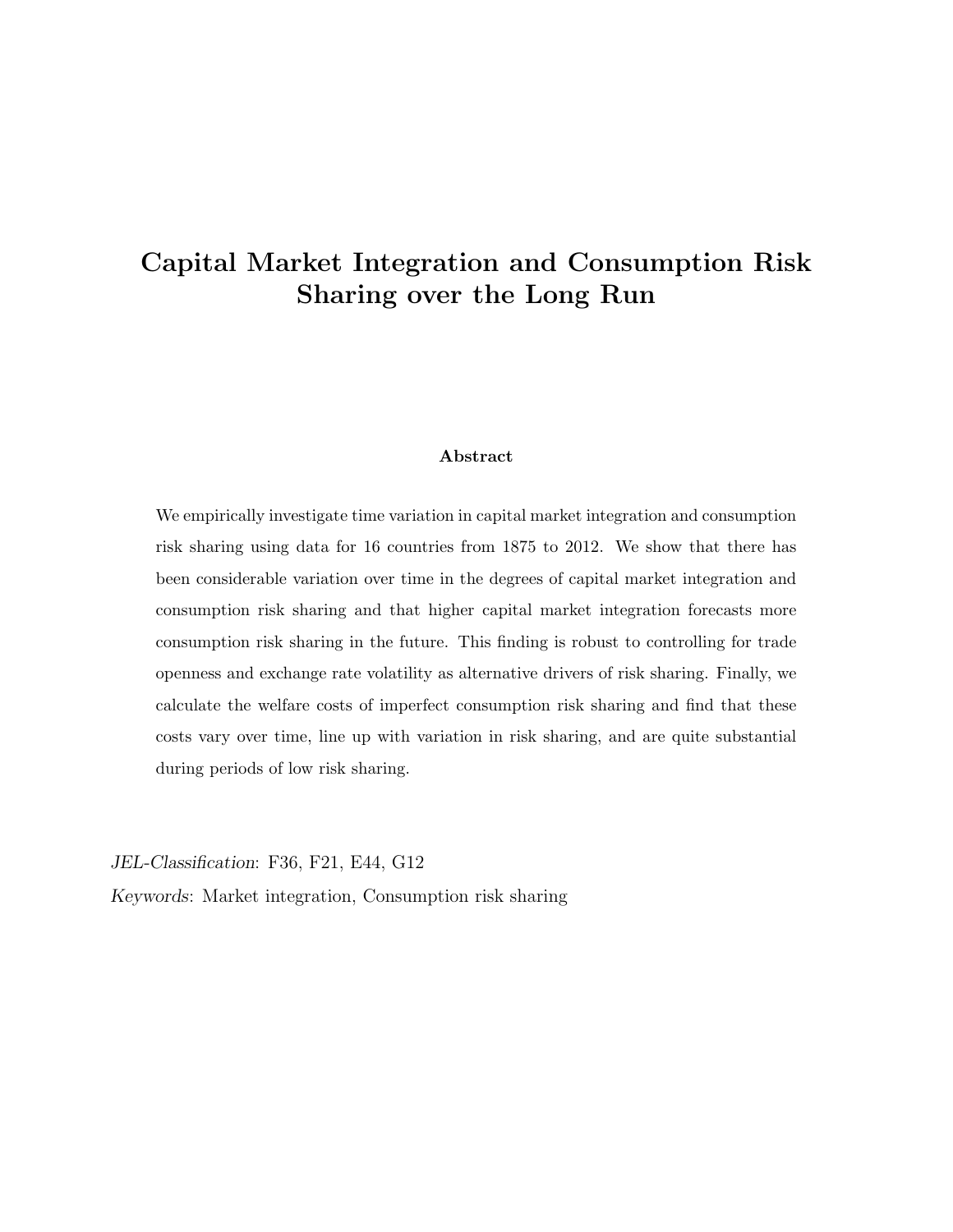# Capital Market Integration and Consumption Risk Sharing over the Long Run

**Abstract**

We empirically investigate time variation in capital market integration and consumption risk sharing using data for 16 countries from 1875 to 2012. We show that there has been considerable variation over time in the degrees of capital market integration and consumption risk sharing and that higher capital market integration forecasts more consumption risk sharing in the future. This finding is robust to controlling for trade openness and exchange rate volatility as alternative drivers of risk sharing. Finally, we calculate the welfare costs of imperfect consumption risk sharing and find that these costs vary over time, line up with variation in risk sharing, and are quite substantial during periods of low risk sharing.

*JEL-Classification*: F36, F21, E44, G12

*Keywords*: Market integration, Consumption risk sharing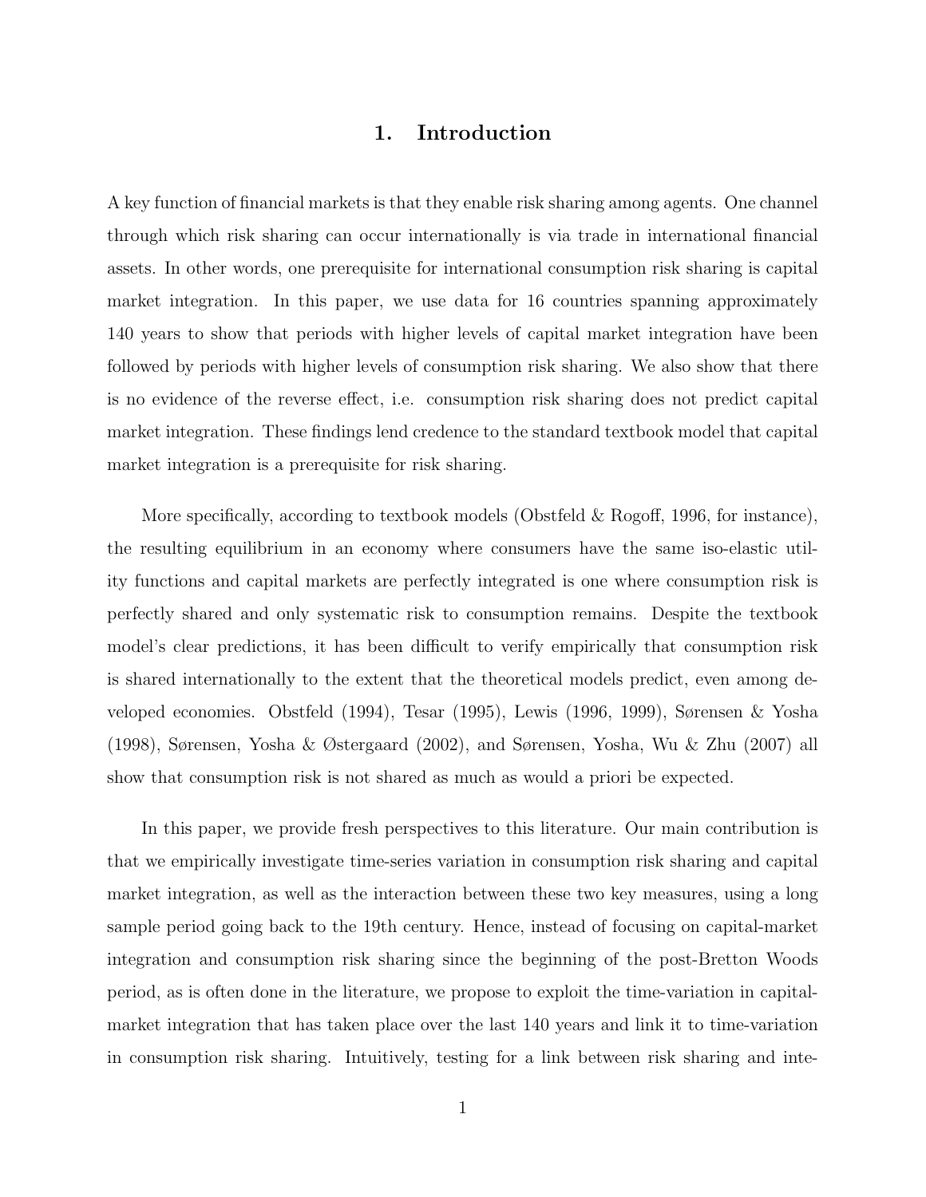# 1. Introduction

A key function of financial markets is that they enable risk sharing among agents. One channel through which risk sharing can occur internationally is via trade in international financial assets. In other words, one prerequisite for international consumption risk sharing is capital market integration. In this paper, we use data for 16 countries spanning approximately 140 years to show that periods with higher levels of capital market integration have been followed by periods with higher levels of consumption risk sharing. We also show that there is no evidence of the reverse effect, i.e. consumption risk sharing does not predict capital market integration. These findings lend credence to the standard textbook model that capital market integration is a prerequisite for risk sharing.

More specifically, according to textbook models (Obstfeld & Rogoff, 1996, for instance), the resulting equilibrium in an economy where consumers have the same iso-elastic utility functions and capital markets are perfectly integrated is one where consumption risk is perfectly shared and only systematic risk to consumption remains. Despite the textbook model's clear predictions, it has been difficult to verify empirically that consumption risk is shared internationally to the extent that the theoretical models predict, even among developed economies. Obstfeld (1994), Tesar (1995), Lewis (1996, 1999), Sørensen & Yosha (1998), Sørensen, Yosha & Østergaard (2002), and Sørensen, Yosha, Wu & Zhu (2007) all show that consumption risk is not shared as much as would a priori be expected.

In this paper, we provide fresh perspectives to this literature. Our main contribution is that we empirically investigate time-series variation in consumption risk sharing and capital market integration, as well as the interaction between these two key measures, using a long sample period going back to the 19th century. Hence, instead of focusing on capital-market integration and consumption risk sharing since the beginning of the post-Bretton Woods period, as is often done in the literature, we propose to exploit the time-variation in capital-market integration that has taken place over the last 140 years and link it to time-variation in consumption risk sharing. Intuitively, testing for a link between risk sharing and inte-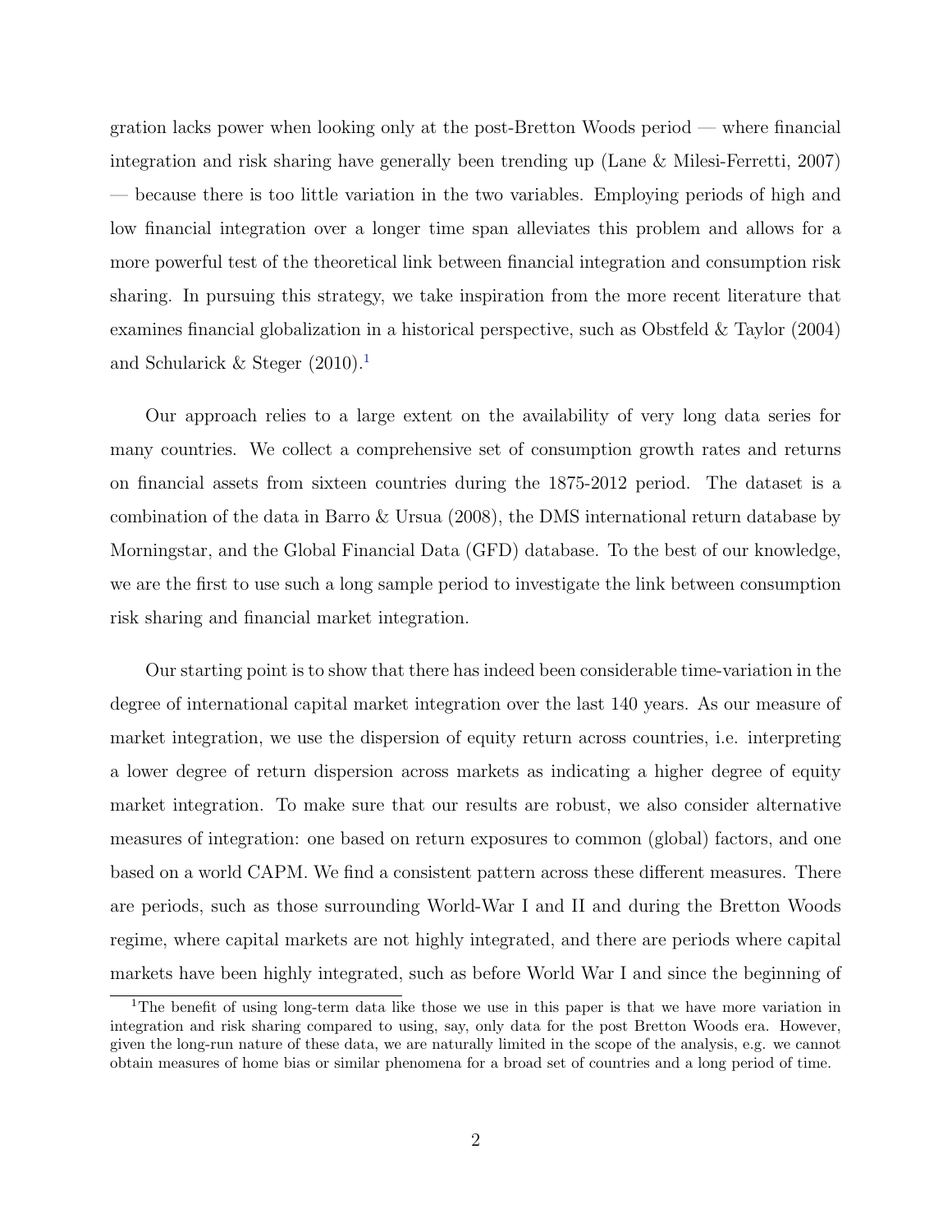gration lacks power when looking only at the post-Bretton Woods period — where financial integration and risk sharing have generally been trending up (Lane & Milesi-Ferretti, 2007) — because there is too little variation in the two variables. Employing periods of high and low financial integration over a longer time span alleviates this problem and allows for a more powerful test of the theoretical link between financial integration and consumption risk sharing. In pursuing this strategy, we take inspiration from the more recent literature that examines financial globalization in a historical perspective, such as Obstfeld & Taylor (2004) and Schularick & Steger (2010).[1]

Our approach relies to a large extent on the availability of very long data series for many countries. We collect a comprehensive set of consumption growth rates and returns on financial assets from sixteen countries during the 1875-2012 period. The dataset is a combination of the data in Barro & Ursua (2008), the DMS international return database by Morningstar, and the Global Financial Data (GFD) database. To the best of our knowledge, we are the first to use such a long sample period to investigate the link between consumption risk sharing and financial market integration.

Our starting point is to show that there has indeed been considerable time-variation in the degree of international capital market integration over the last 140 years. As our measure of market integration, we use the dispersion of equity return across countries, i.e. interpreting a lower degree of return dispersion across markets as indicating a higher degree of equity market integration. To make sure that our results are robust, we also consider alternative measures of integration: one based on return exposures to common (global) factors, and one based on a world CAPM. We find a consistent pattern across these different measures. There are periods, such as those surrounding World-War I and II and during the Bretton Woods regime, where capital markets are not highly integrated, and there are periods where capital markets have been highly integrated, such as before World War I and since the beginning of

[1] The benefit of using long-term data like those we use in this paper is that we have more variation in integration and risk sharing compared to using, say, only data for the post Bretton Woods era. However, given the long-run nature of these data, we are naturally limited in the scope of the analysis, e.g. we cannot obtain measures of home bias or similar phenomena for a broad set of countries and a long period of time.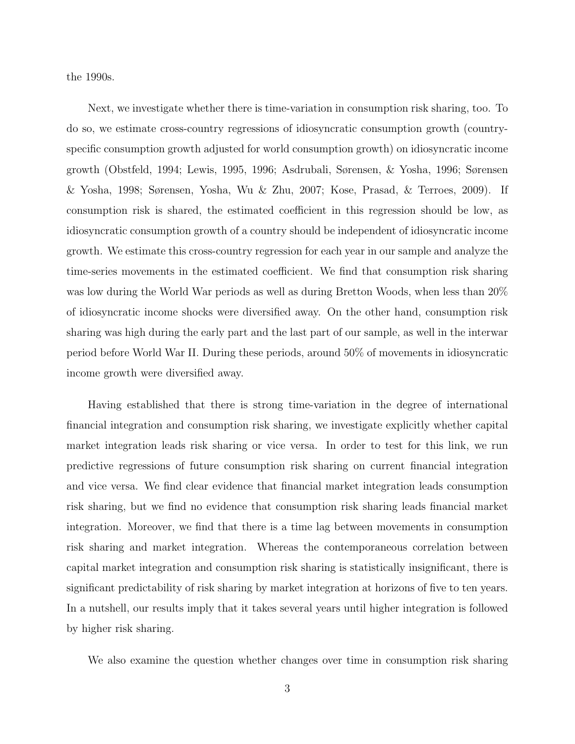the 1990s.

Next, we investigate whether there is time-variation in consumption risk sharing, too. To do so, we estimate cross-country regressions of idiosyncratic consumption growth (country-specific consumption growth adjusted for world consumption growth) on idiosyncratic income growth (Obstfeld, 1994; Lewis, 1995, 1996; Asdrubali, Sørensen, & Yosha, 1996; Sørensen & Yosha, 1998; Sørensen, Yosha, Wu & Zhu, 2007; Kose, Prasad, & Terroes, 2009). If consumption risk is shared, the estimated coefficient in this regression should be low, as idiosyncratic consumption growth of a country should be independent of idiosyncratic income growth. We estimate this cross-country regression for each year in our sample and analyze the time-series movements in the estimated coefficient. We find that consumption risk sharing was low during the World War periods as well as during Bretton Woods, when less than 20% of idiosyncratic income shocks were diversified away. On the other hand, consumption risk sharing was high during the early part and the last part of our sample, as well in the interwar period before World War II. During these periods, around 50% of movements in idiosyncratic income growth were diversified away.

Having established that there is strong time-variation in the degree of international financial integration and consumption risk sharing, we investigate explicitly whether capital market integration leads risk sharing or vice versa. In order to test for this link, we run predictive regressions of future consumption risk sharing on current financial integration and vice versa. We find clear evidence that financial market integration leads consumption risk sharing, but we find no evidence that consumption risk sharing leads financial market integration. Moreover, we find that there is a time lag between movements in consumption risk sharing and market integration. Whereas the contemporaneous correlation between capital market integration and consumption risk sharing is statistically insignificant, there is significant predictability of risk sharing by market integration at horizons of five to ten years. In a nutshell, our results imply that it takes several years until higher integration is followed by higher risk sharing.

We also examine the question whether changes over time in consumption risk sharing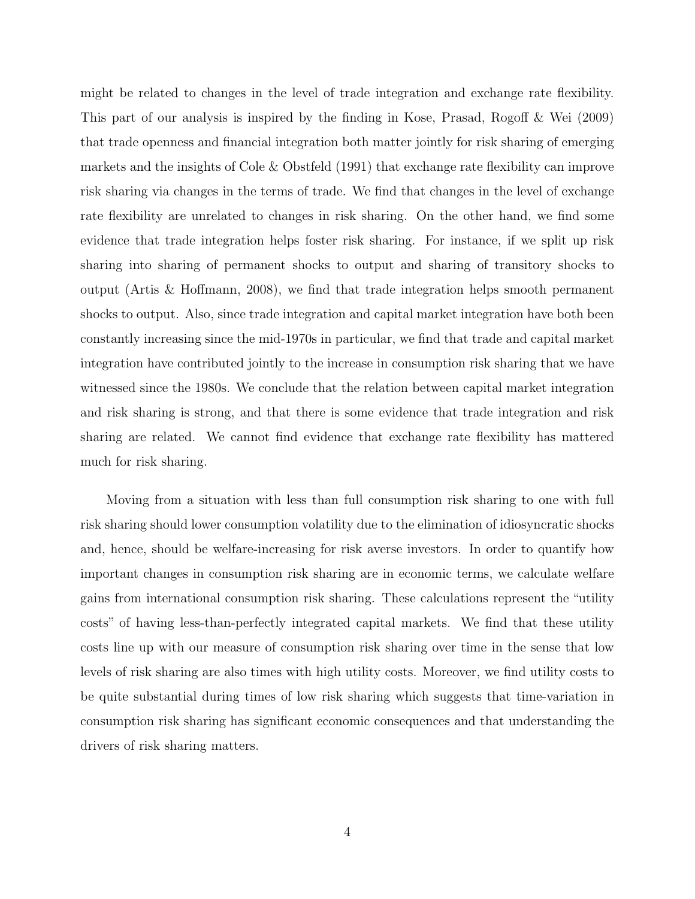might be related to changes in the level of trade integration and exchange rate flexibility. This part of our analysis is inspired by the finding in Kose, Prasad, Rogoff & Wei (2009) that trade openness and financial integration both matter jointly for risk sharing of emerging markets and the insights of Cole & Obstfeld (1991) that exchange rate flexibility can improve risk sharing via changes in the terms of trade. We find that changes in the level of exchange rate flexibility are unrelated to changes in risk sharing. On the other hand, we find some evidence that trade integration helps foster risk sharing. For instance, if we split up risk sharing into sharing of permanent shocks to output and sharing of transitory shocks to output (Artis & Hoffmann, 2008), we find that trade integration helps smooth permanent shocks to output. Also, since trade integration and capital market integration have both been constantly increasing since the mid-1970s in particular, we find that trade and capital market integration have contributed jointly to the increase in consumption risk sharing that we have witnessed since the 1980s. We conclude that the relation between capital market integration and risk sharing is strong, and that there is some evidence that trade integration and risk sharing are related. We cannot find evidence that exchange rate flexibility has mattered much for risk sharing.

Moving from a situation with less than full consumption risk sharing to one with full risk sharing should lower consumption volatility due to the elimination of idiosyncratic shocks and, hence, should be welfare-increasing for risk averse investors. In order to quantify how important changes in consumption risk sharing are in economic terms, we calculate welfare gains from international consumption risk sharing. These calculations represent the "utility costs" of having less-than-perfectly integrated capital markets. We find that these utility costs line up with our measure of consumption risk sharing over time in the sense that low levels of risk sharing are also times with high utility costs. Moreover, we find utility costs to be quite substantial during times of low risk sharing which suggests that time-variation in consumption risk sharing has significant economic consequences and that understanding the drivers of risk sharing matters.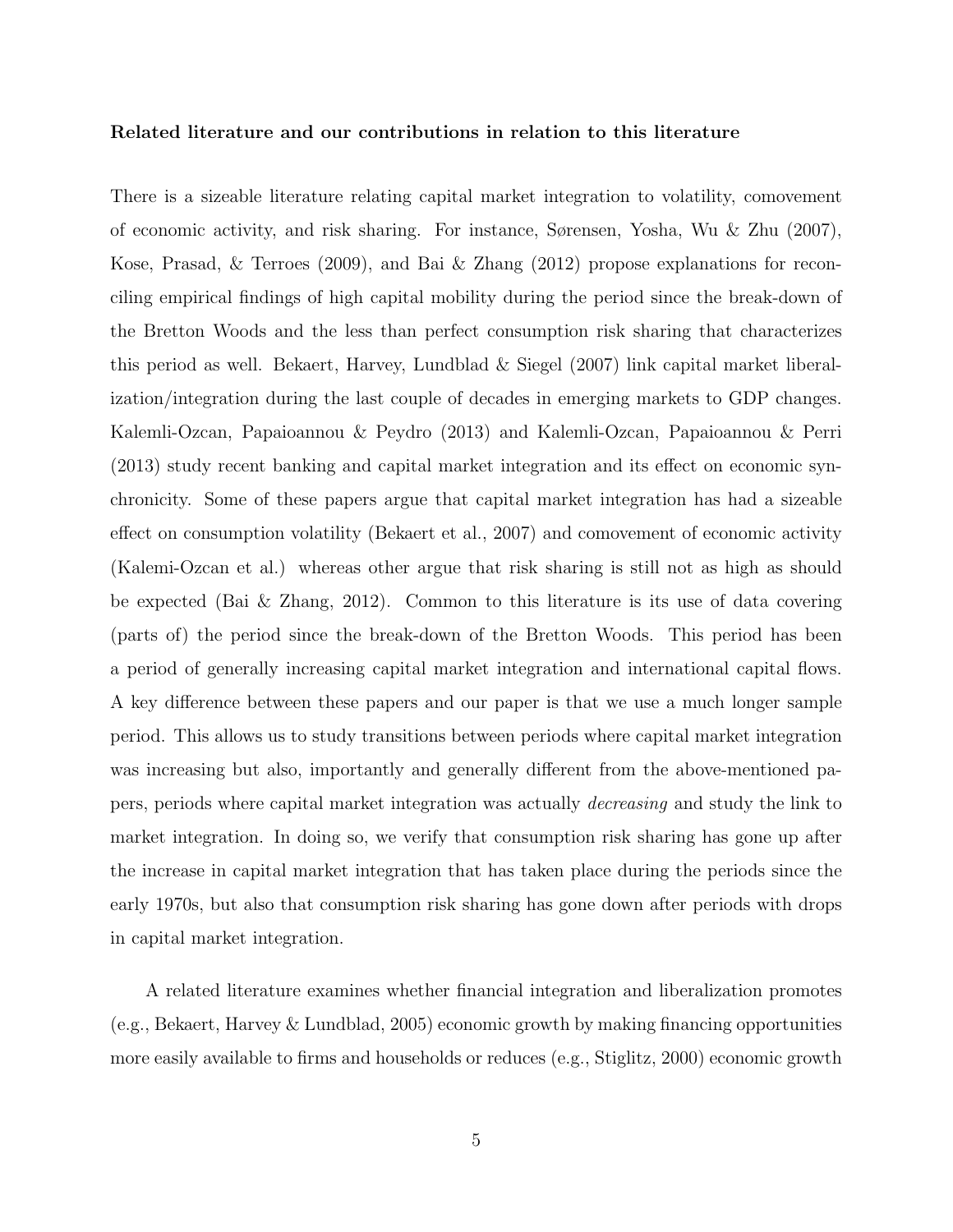**Related literature and our contributions in relation to this literature**

There is a sizeable literature relating capital market integration to volatility, comovement of economic activity, and risk sharing. For instance, Sørensen, Yosha, Wu & Zhu (2007), Kose, Prasad, & Terroes (2009), and Bai & Zhang (2012) propose explanations for reconciling empirical findings of high capital mobility during the period since the break-down of the Bretton Woods and the less than perfect consumption risk sharing that characterizes this period as well. Bekaert, Harvey, Lundblad & Siegel (2007) link capital market liberalization/integration during the last couple of decades in emerging markets to GDP changes. Kalemli-Ozcan, Papaioannou & Peydro (2013) and Kalemli-Ozcan, Papaioannou & Perri (2013) study recent banking and capital market integration and its effect on economic synchronicity. Some of these papers argue that capital market integration has had a sizeable effect on consumption volatility (Bekaert et al., 2007) and comovement of economic activity (Kalemi-Ozcan et al.) whereas other argue that risk sharing is still not as high as should be expected (Bai & Zhang, 2012). Common to this literature is its use of data covering (parts of) the period since the break-down of the Bretton Woods. This period has been a period of generally increasing capital market integration and international capital flows. A key difference between these papers and our paper is that we use a much longer sample period. This allows us to study transitions between periods where capital market integration was increasing but also, importantly and generally different from the above-mentioned papers, periods where capital market integration was actually *decreasing* and study the link to market integration. In doing so, we verify that consumption risk sharing has gone up after the increase in capital market integration that has taken place during the periods since the early 1970s, but also that consumption risk sharing has gone down after periods with drops in capital market integration.

A related literature examines whether financial integration and liberalization promotes (e.g., Bekaert, Harvey & Lundblad, 2005) economic growth by making financing opportunities more easily available to firms and households or reduces (e.g., Stiglitz, 2000) economic growth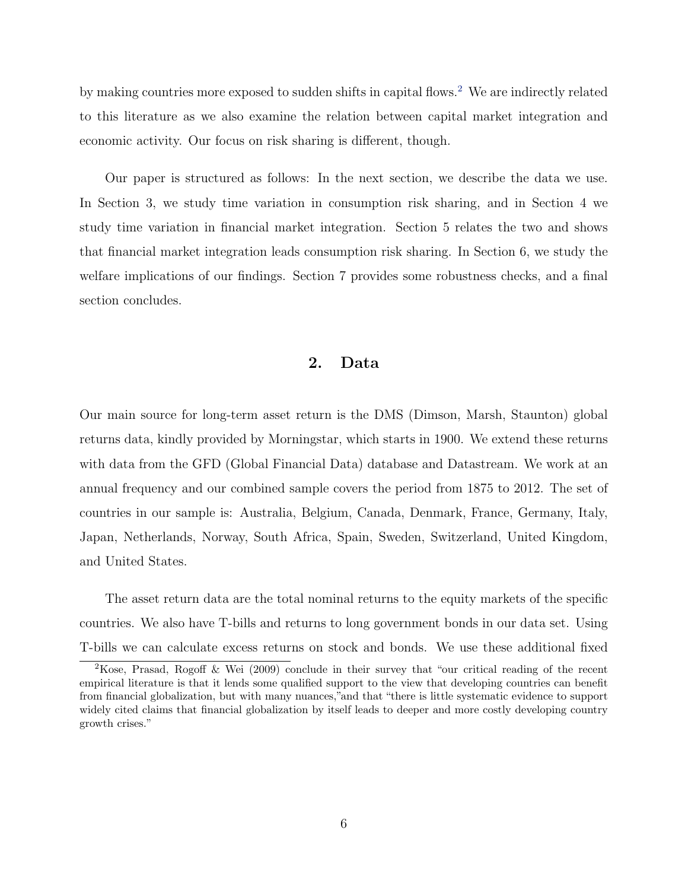by making countries more exposed to sudden shifts in capital flows.[2] We are indirectly related to this literature as we also examine the relation between capital market integration and economic activity. Our focus on risk sharing is different, though.

Our paper is structured as follows: In the next section, we describe the data we use. In Section 3, we study time variation in consumption risk sharing, and in Section 4 we study time variation in financial market integration. Section 5 relates the two and shows that financial market integration leads consumption risk sharing. In Section 6, we study the welfare implications of our findings. Section 7 provides some robustness checks, and a final section concludes.

## 2. Data

Our main source for long-term asset return is the DMS (Dimson, Marsh, Staunton) global returns data, kindly provided by Morningstar, which starts in 1900. We extend these returns with data from the GFD (Global Financial Data) database and Datastream. We work at an annual frequency and our combined sample covers the period from 1875 to 2012. The set of countries in our sample is: Australia, Belgium, Canada, Denmark, France, Germany, Italy, Japan, Netherlands, Norway, South Africa, Spain, Sweden, Switzerland, United Kingdom, and United States.

The asset return data are the total nominal returns to the equity markets of the specific countries. We also have T-bills and returns to long government bonds in our data set. Using T-bills we can calculate excess returns on stock and bonds. We use these additional fixed

[2] Kose, Prasad, Rogoff & Wei (2009) conclude in their survey that "our critical reading of the recent empirical literature is that it lends some qualified support to the view that developing countries can benefit from financial globalization, but with many nuances,"and that "there is little systematic evidence to support widely cited claims that financial globalization by itself leads to deeper and more costly developing country growth crises."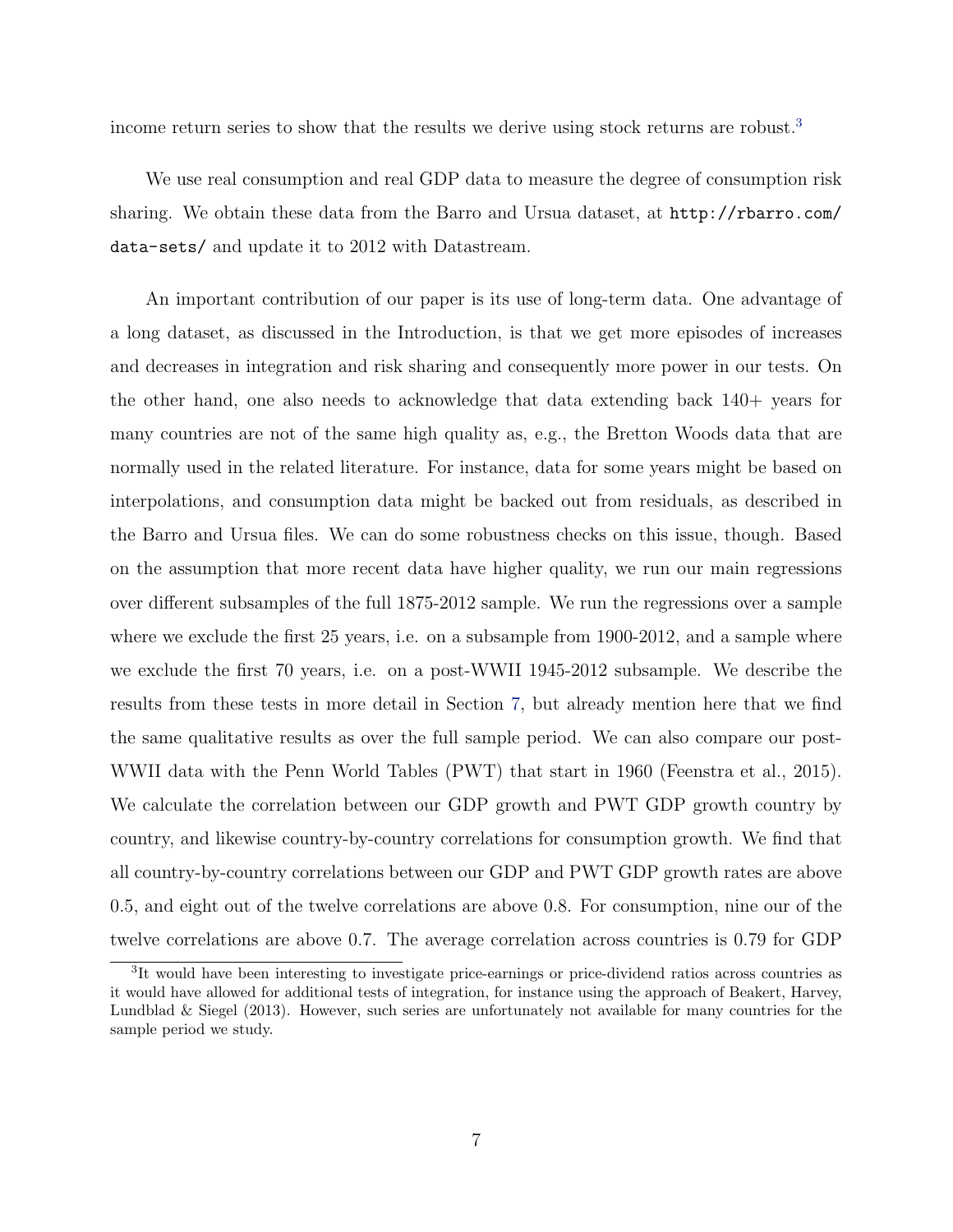income return series to show that the results we derive using stock returns are robust.[3]

We use real consumption and real GDP data to measure the degree of consumption risk sharing. We obtain these data from the Barro and Ursua dataset, at `http://rbarro.com/data-sets/` and update it to 2012 with Datastream.

An important contribution of our paper is its use of long-term data. One advantage of a long dataset, as discussed in the Introduction, is that we get more episodes of increases and decreases in integration and risk sharing and consequently more power in our tests. On the other hand, one also needs to acknowledge that data extending back 140+ years for many countries are not of the same high quality as, e.g., the Bretton Woods data that are normally used in the related literature. For instance, data for some years might be based on interpolations, and consumption data might be backed out from residuals, as described in the Barro and Ursua files. We can do some robustness checks on this issue, though. Based on the assumption that more recent data have higher quality, we run our main regressions over different subsamples of the full 1875-2012 sample. We run the regressions over a sample where we exclude the first 25 years, i.e. on a subsample from 1900-2012, and a sample where we exclude the first 70 years, i.e. on a post-WWII 1945-2012 subsample. We describe the results from these tests in more detail in Section 7, but already mention here that we find the same qualitative results as over the full sample period. We can also compare our post-WWII data with the Penn World Tables (PWT) that start in 1960 (Feenstra et al., 2015). We calculate the correlation between our GDP growth and PWT GDP growth country by country, and likewise country-by-country correlations for consumption growth. We find that all country-by-country correlations between our GDP and PWT GDP growth rates are above 0.5, and eight out of the twelve correlations are above 0.8. For consumption, nine our of the twelve correlations are above 0.7. The average correlation across countries is 0.79 for GDP

[3]It would have been interesting to investigate price-earnings or price-dividend ratios across countries as it would have allowed for additional tests of integration, for instance using the approach of Beakert, Harvey, Lundblad & Siegel (2013). However, such series are unfortunately not available for many countries for the sample period we study.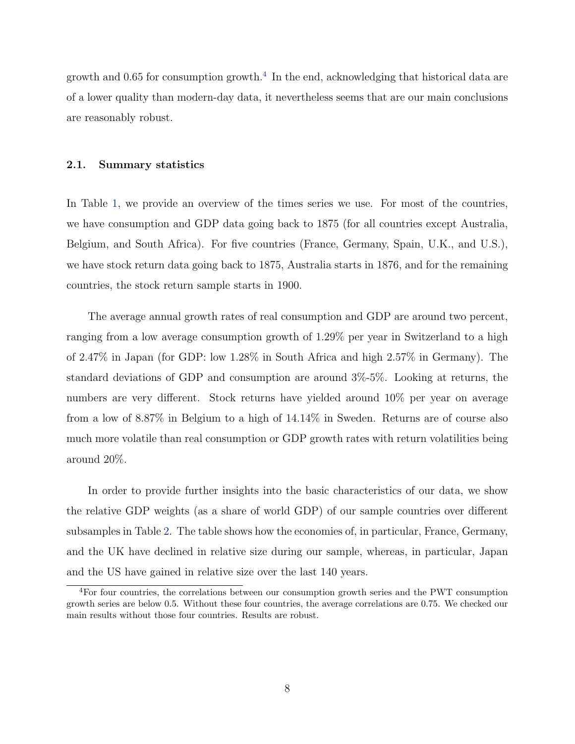growth and 0.65 for consumption growth.[4] In the end, acknowledging that historical data are of a lower quality than modern-day data, it nevertheless seems that are our main conclusions are reasonably robust.

### 2.1. Summary statistics

In Table 1, we provide an overview of the times series we use. For most of the countries, we have consumption and GDP data going back to 1875 (for all countries except Australia, Belgium, and South Africa). For five countries (France, Germany, Spain, U.K., and U.S.), we have stock return data going back to 1875, Australia starts in 1876, and for the remaining countries, the stock return sample starts in 1900.

The average annual growth rates of real consumption and GDP are around two percent, ranging from a low average consumption growth of 1.29% per year in Switzerland to a high of 2.47% in Japan (for GDP: low 1.28% in South Africa and high 2.57% in Germany). The standard deviations of GDP and consumption are around 3%-5%. Looking at returns, the numbers are very different. Stock returns have yielded around 10% per year on average from a low of 8.87% in Belgium to a high of 14.14% in Sweden. Returns are of course also much more volatile than real consumption or GDP growth rates with return volatilities being around 20%.

In order to provide further insights into the basic characteristics of our data, we show the relative GDP weights (as a share of world GDP) of our sample countries over different subsamples in Table 2. The table shows how the economies of, in particular, France, Germany, and the UK have declined in relative size during our sample, whereas, in particular, Japan and the US have gained in relative size over the last 140 years.

[4] For four countries, the correlations between our consumption growth series and the PWT consumption growth series are below 0.5. Without these four countries, the average correlations are 0.75. We checked our main results without those four countries. Results are robust.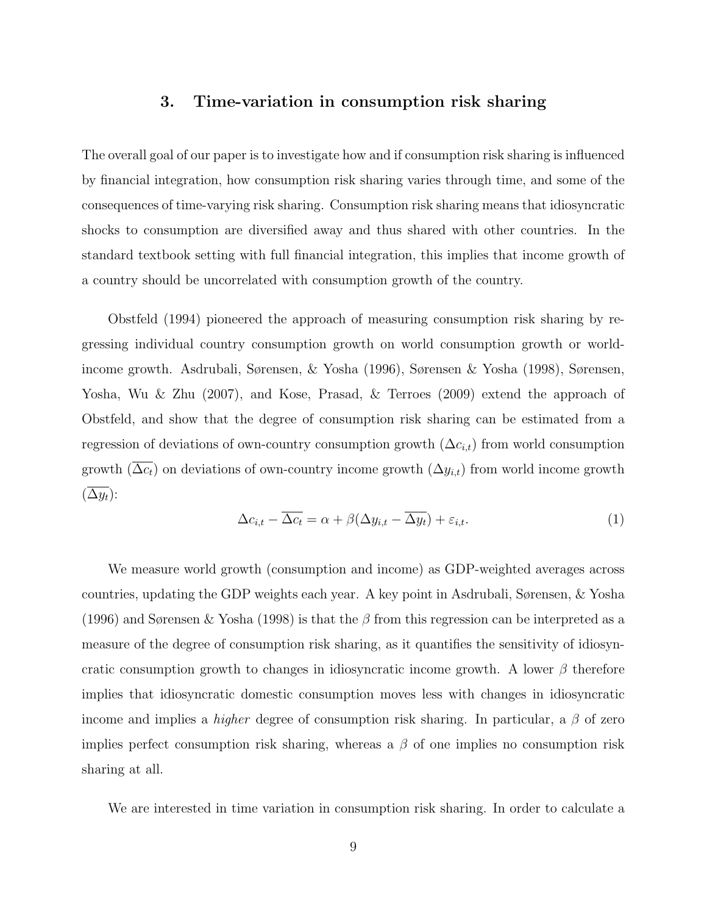## 3. Time-variation in consumption risk sharing

The overall goal of our paper is to investigate how and if consumption risk sharing is influenced by financial integration, how consumption risk sharing varies through time, and some of the consequences of time-varying risk sharing. Consumption risk sharing means that idiosyncratic shocks to consumption are diversified away and thus shared with other countries. In the standard textbook setting with full financial integration, this implies that income growth of a country should be uncorrelated with consumption growth of the country.

Obstfeld (1994) pioneered the approach of measuring consumption risk sharing by regressing individual country consumption growth on world consumption growth or world-income growth. Asdrubali, Sørensen, & Yosha (1996), Sørensen & Yosha (1998), Sørensen, Yosha, Wu & Zhu (2007), and Kose, Prasad, & Terroes (2009) extend the approach of Obstfeld, and show that the degree of consumption risk sharing can be estimated from a regression of deviations of own-country consumption growth ($\Delta c_{i,t}$) from world consumption growth ($\overline{\Delta c_t}$) on deviations of own-country income growth ($\Delta y_{i,t}$) from world income growth ($\overline{\Delta y_t}$):

$$\Delta c_{i,t} - \overline{\Delta c_t} = \alpha + \beta(\Delta y_{i,t} - \overline{\Delta y_t}) + \varepsilon_{i,t}. \tag{1}$$

We measure world growth (consumption and income) as GDP-weighted averages across countries, updating the GDP weights each year. A key point in Asdrubali, Sørensen, & Yosha (1996) and Sørensen & Yosha (1998) is that the $\beta$ from this regression can be interpreted as a measure of the degree of consumption risk sharing, as it quantifies the sensitivity of idiosyncratic consumption growth to changes in idiosyncratic income growth. A lower $\beta$ therefore implies that idiosyncratic domestic consumption moves less with changes in idiosyncratic income and implies a *higher* degree of consumption risk sharing. In particular, a $\beta$ of zero implies perfect consumption risk sharing, whereas a $\beta$ of one implies no consumption risk sharing at all.

We are interested in time variation in consumption risk sharing. In order to calculate a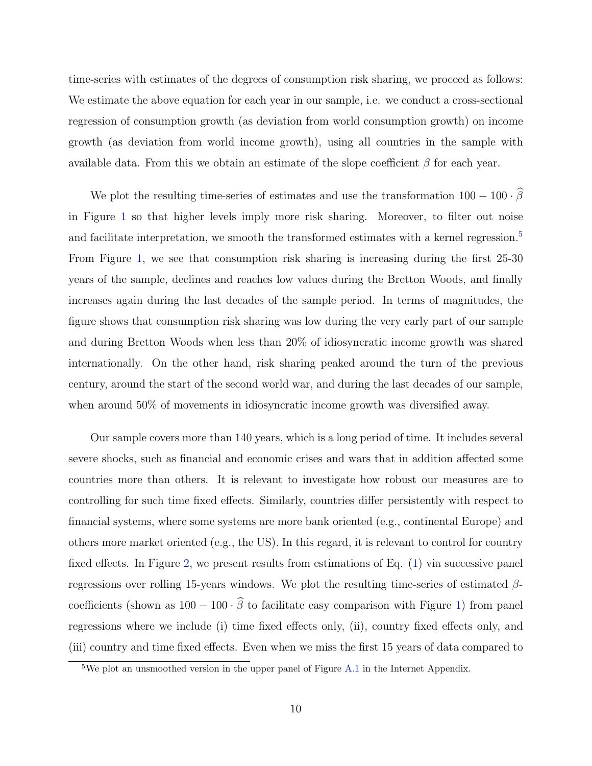time-series with estimates of the degrees of consumption risk sharing, we proceed as follows: We estimate the above equation for each year in our sample, i.e. we conduct a cross-sectional regression of consumption growth (as deviation from world consumption growth) on income growth (as deviation from world income growth), using all countries in the sample with available data. From this we obtain an estimate of the slope coefficient $\beta$ for each year.

We plot the resulting time-series of estimates and use the transformation $100 - 100 \cdot \widehat{\beta}$ in Figure 1 so that higher levels imply more risk sharing. Moreover, to filter out noise and facilitate interpretation, we smooth the transformed estimates with a kernel regression.[5] From Figure 1, we see that consumption risk sharing is increasing during the first 25-30 years of the sample, declines and reaches low values during the Bretton Woods, and finally increases again during the last decades of the sample period. In terms of magnitudes, the figure shows that consumption risk sharing was low during the very early part of our sample and during Bretton Woods when less than 20% of idiosyncratic income growth was shared internationally. On the other hand, risk sharing peaked around the turn of the previous century, around the start of the second world war, and during the last decades of our sample, when around 50% of movements in idiosyncratic income growth was diversified away.

Our sample covers more than 140 years, which is a long period of time. It includes several severe shocks, such as financial and economic crises and wars that in addition affected some countries more than others. It is relevant to investigate how robust our measures are to controlling for such time fixed effects. Similarly, countries differ persistently with respect to financial systems, where some systems are more bank oriented (e.g., continental Europe) and others more market oriented (e.g., the US). In this regard, it is relevant to control for country fixed effects. In Figure 2, we present results from estimations of Eq. (1) via successive panel regressions over rolling 15-years windows. We plot the resulting time-series of estimated $\beta$-coefficients (shown as $100 - 100 \cdot \widehat{\beta}$ to facilitate easy comparison with Figure 1) from panel regressions where we include (i) time fixed effects only, (ii), country fixed effects only, and (iii) country and time fixed effects. Even when we miss the first 15 years of data compared to

[5] We plot an unsmoothed version in the upper panel of Figure A.1 in the Internet Appendix.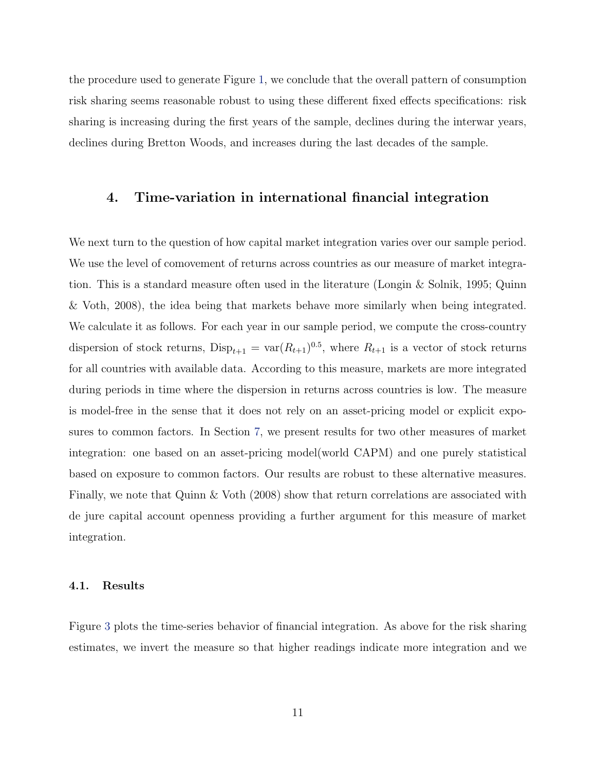the procedure used to generate Figure 1, we conclude that the overall pattern of consumption risk sharing seems reasonable robust to using these different fixed effects specifications: risk sharing is increasing during the first years of the sample, declines during the interwar years, declines during Bretton Woods, and increases during the last decades of the sample.

## 4. Time-variation in international financial integration

We next turn to the question of how capital market integration varies over our sample period. We use the level of comovement of returns across countries as our measure of market integration. This is a standard measure often used in the literature (Longin & Solnik, 1995; Quinn & Voth, 2008), the idea being that markets behave more similarly when being integrated. We calculate it as follows. For each year in our sample period, we compute the cross-country dispersion of stock returns, $\text{Disp}_{t+1} = \text{var}(R_{t+1})^{0.5}$, where $R_{t+1}$ is a vector of stock returns for all countries with available data. According to this measure, markets are more integrated during periods in time where the dispersion in returns across countries is low. The measure is model-free in the sense that it does not rely on an asset-pricing model or explicit exposures to common factors. In Section 7, we present results for two other measures of market integration: one based on an asset-pricing model(world CAPM) and one purely statistical based on exposure to common factors. Our results are robust to these alternative measures. Finally, we note that Quinn & Voth (2008) show that return correlations are associated with de jure capital account openness providing a further argument for this measure of market integration.

### 4.1. Results

Figure 3 plots the time-series behavior of financial integration. As above for the risk sharing estimates, we invert the measure so that higher readings indicate more integration and we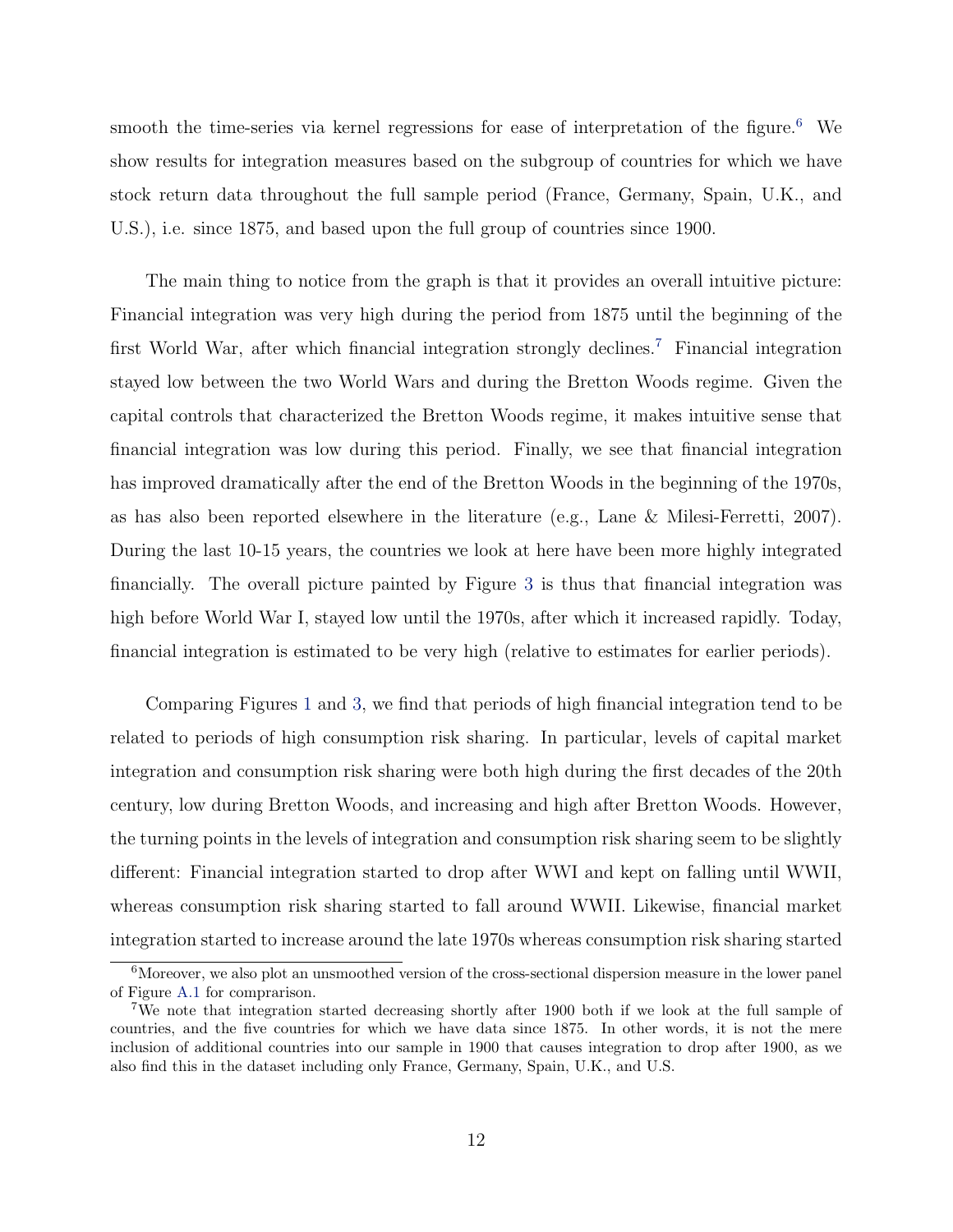smooth the time-series via kernel regressions for ease of interpretation of the figure.[6] We show results for integration measures based on the subgroup of countries for which we have stock return data throughout the full sample period (France, Germany, Spain, U.K., and U.S.), i.e. since 1875, and based upon the full group of countries since 1900.

The main thing to notice from the graph is that it provides an overall intuitive picture: Financial integration was very high during the period from 1875 until the beginning of the first World War, after which financial integration strongly declines.[7] Financial integration stayed low between the two World Wars and during the Bretton Woods regime. Given the capital controls that characterized the Bretton Woods regime, it makes intuitive sense that financial integration was low during this period. Finally, we see that financial integration has improved dramatically after the end of the Bretton Woods in the beginning of the 1970s, as has also been reported elsewhere in the literature (e.g., Lane & Milesi-Ferretti, 2007). During the last 10-15 years, the countries we look at here have been more highly integrated financially. The overall picture painted by Figure 3 is thus that financial integration was high before World War I, stayed low until the 1970s, after which it increased rapidly. Today, financial integration is estimated to be very high (relative to estimates for earlier periods).

Comparing Figures 1 and 3, we find that periods of high financial integration tend to be related to periods of high consumption risk sharing. In particular, levels of capital market integration and consumption risk sharing were both high during the first decades of the 20th century, low during Bretton Woods, and increasing and high after Bretton Woods. However, the turning points in the levels of integration and consumption risk sharing seem to be slightly different: Financial integration started to drop after WWI and kept on falling until WWII, whereas consumption risk sharing started to fall around WWII. Likewise, financial market integration started to increase around the late 1970s whereas consumption risk sharing started

[6] Moreover, we also plot an unsmoothed version of the cross-sectional dispersion measure in the lower panel of Figure A.1 for comprarison.

[7] We note that integration started decreasing shortly after 1900 both if we look at the full sample of countries, and the five countries for which we have data since 1875. In other words, it is not the mere inclusion of additional countries into our sample in 1900 that causes integration to drop after 1900, as we also find this in the dataset including only France, Germany, Spain, U.K., and U.S.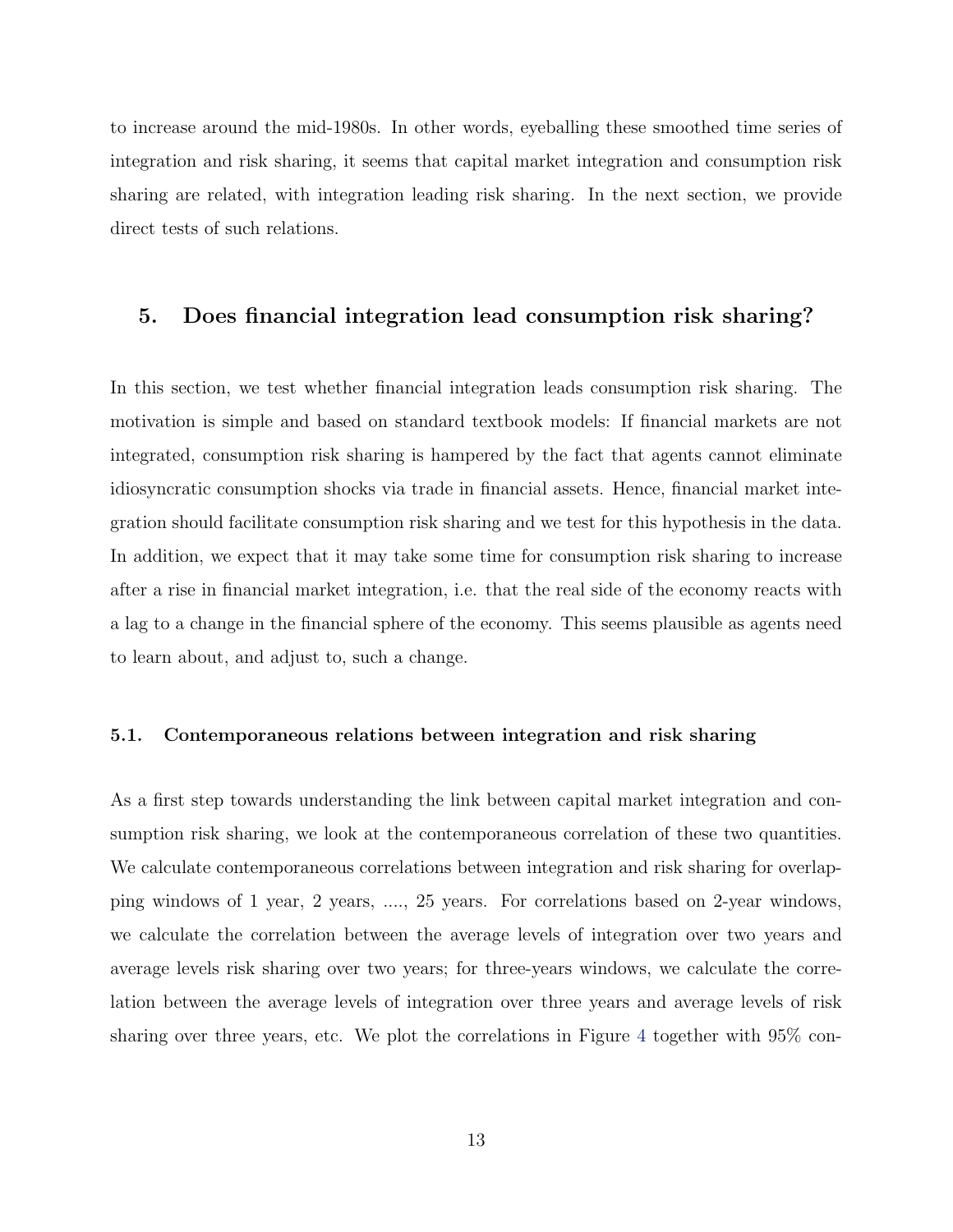to increase around the mid-1980s. In other words, eyeballing these smoothed time series of integration and risk sharing, it seems that capital market integration and consumption risk sharing are related, with integration leading risk sharing. In the next section, we provide direct tests of such relations.

## 5. Does financial integration lead consumption risk sharing?

In this section, we test whether financial integration leads consumption risk sharing. The motivation is simple and based on standard textbook models: If financial markets are not integrated, consumption risk sharing is hampered by the fact that agents cannot eliminate idiosyncratic consumption shocks via trade in financial assets. Hence, financial market integration should facilitate consumption risk sharing and we test for this hypothesis in the data. In addition, we expect that it may take some time for consumption risk sharing to increase after a rise in financial market integration, i.e. that the real side of the economy reacts with a lag to a change in the financial sphere of the economy. This seems plausible as agents need to learn about, and adjust to, such a change.

### 5.1. Contemporaneous relations between integration and risk sharing

As a first step towards understanding the link between capital market integration and consumption risk sharing, we look at the contemporaneous correlation of these two quantities. We calculate contemporaneous correlations between integration and risk sharing for overlapping windows of 1 year, 2 years, ...., 25 years. For correlations based on 2-year windows, we calculate the correlation between the average levels of integration over two years and average levels risk sharing over two years; for three-years windows, we calculate the correlation between the average levels of integration over three years and average levels of risk sharing over three years, etc. We plot the correlations in Figure 4 together with 95% con-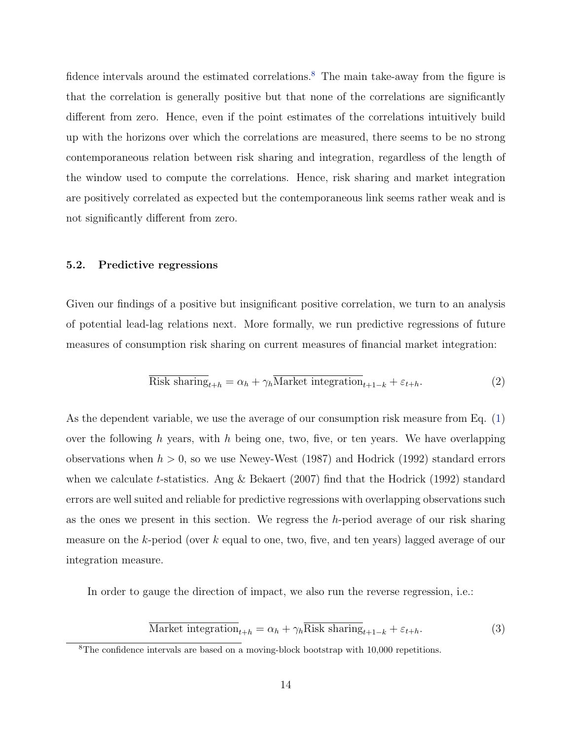fidence intervals around the estimated correlations.[8] The main take-away from the figure is that the correlation is generally positive but that none of the correlations are significantly different from zero. Hence, even if the point estimates of the correlations intuitively build up with the horizons over which the correlations are measured, there seems to be no strong contemporaneous relation between risk sharing and integration, regardless of the length of the window used to compute the correlations. Hence, risk sharing and market integration are positively correlated as expected but the contemporaneous link seems rather weak and is not significantly different from zero.

### 5.2. Predictive regressions

Given our findings of a positive but insignificant positive correlation, we turn to an analysis of potential lead-lag relations next. More formally, we run predictive regressions of future measures of consumption risk sharing on current measures of financial market integration:

$$\overline{\text{Risk sharing}}_{t+h} = \alpha_h + \gamma_h \overline{\text{Market integration}}_{t+1-k} + \varepsilon_{t+h}. \tag{2}$$

As the dependent variable, we use the average of our consumption risk measure from Eq. (1) over the following $h$ years, with $h$ being one, two, five, or ten years. We have overlapping observations when $h > 0$, so we use Newey-West (1987) and Hodrick (1992) standard errors when we calculate $t$-statistics. Ang & Bekaert (2007) find that the Hodrick (1992) standard errors are well suited and reliable for predictive regressions with overlapping observations such as the ones we present in this section. We regress the $h$-period average of our risk sharing measure on the $k$-period (over $k$ equal to one, two, five, and ten years) lagged average of our integration measure.

In order to gauge the direction of impact, we also run the reverse regression, i.e.:

$$\overline{\text{Market integration}}_{t+h} = \alpha_h + \gamma_h \overline{\text{Risk sharing}}_{t+1-k} + \varepsilon_{t+h}. \tag{3}$$

[8] The confidence intervals are based on a moving-block bootstrap with 10,000 repetitions.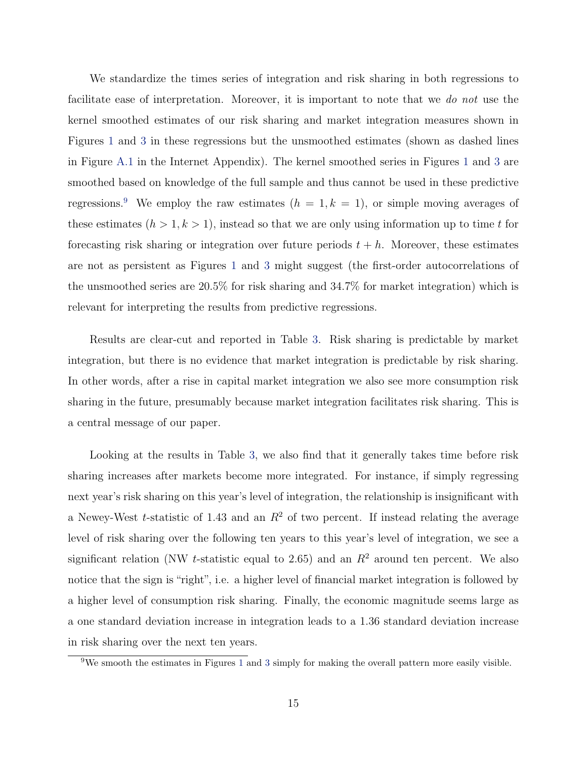We standardize the times series of integration and risk sharing in both regressions to facilitate ease of interpretation. Moreover, it is important to note that we *do not* use the kernel smoothed estimates of our risk sharing and market integration measures shown in Figures 1 and 3 in these regressions but the unsmoothed estimates (shown as dashed lines in Figure A.1 in the Internet Appendix). The kernel smoothed series in Figures 1 and 3 are smoothed based on knowledge of the full sample and thus cannot be used in these predictive regressions.[9] We employ the raw estimates ($h = 1, k = 1$), or simple moving averages of these estimates ($h > 1, k > 1$), instead so that we are only using information up to time $t$ for forecasting risk sharing or integration over future periods $t + h$. Moreover, these estimates are not as persistent as Figures 1 and 3 might suggest (the first-order autocorrelations of the unsmoothed series are 20.5% for risk sharing and 34.7% for market integration) which is relevant for interpreting the results from predictive regressions.

Results are clear-cut and reported in Table 3. Risk sharing is predictable by market integration, but there is no evidence that market integration is predictable by risk sharing. In other words, after a rise in capital market integration we also see more consumption risk sharing in the future, presumably because market integration facilitates risk sharing. This is a central message of our paper.

Looking at the results in Table 3, we also find that it generally takes time before risk sharing increases after markets become more integrated. For instance, if simply regressing next year's risk sharing on this year's level of integration, the relationship is insignificant with a Newey-West $t$-statistic of 1.43 and an $R^2$ of two percent. If instead relating the average level of risk sharing over the following ten years to this year's level of integration, we see a significant relation (NW $t$-statistic equal to 2.65) and an $R^2$ around ten percent. We also notice that the sign is "right", i.e. a higher level of financial market integration is followed by a higher level of consumption risk sharing. Finally, the economic magnitude seems large as a one standard deviation increase in integration leads to a 1.36 standard deviation increase in risk sharing over the next ten years.

[9] We smooth the estimates in Figures 1 and 3 simply for making the overall pattern more easily visible.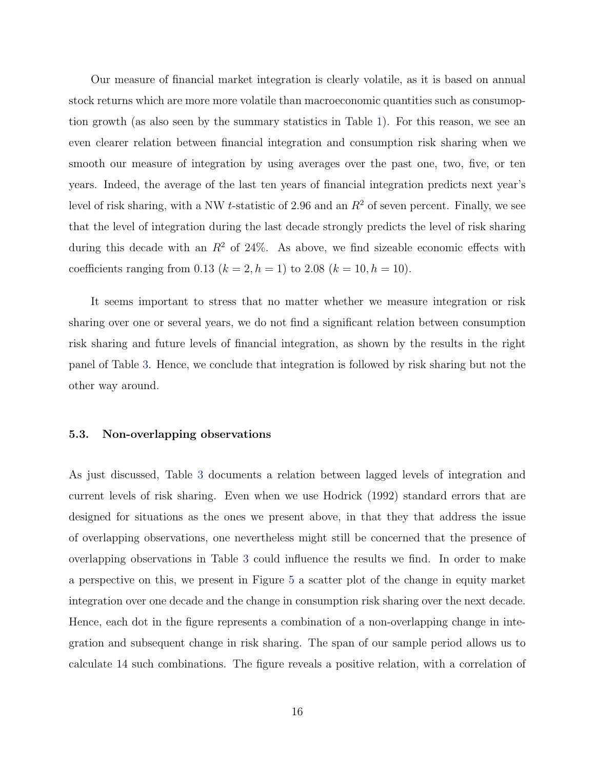Our measure of financial market integration is clearly volatile, as it is based on annual stock returns which are more more volatile than macroeconomic quantities such as consumoption growth (as also seen by the summary statistics in Table 1). For this reason, we see an even clearer relation between financial integration and consumption risk sharing when we smooth our measure of integration by using averages over the past one, two, five, or ten years. Indeed, the average of the last ten years of financial integration predicts next year's level of risk sharing, with a NW $t$-statistic of 2.96 and an $R^2$ of seven percent. Finally, we see that the level of integration during the last decade strongly predicts the level of risk sharing during this decade with an $R^2$ of 24%. As above, we find sizeable economic effects with coefficients ranging from 0.13 ($k = 2, h = 1$) to 2.08 ($k = 10, h = 10$).

It seems important to stress that no matter whether we measure integration or risk sharing over one or several years, we do not find a significant relation between consumption risk sharing and future levels of financial integration, as shown by the results in the right panel of Table 3. Hence, we conclude that integration is followed by risk sharing but not the other way around.

### 5.3. Non-overlapping observations

As just discussed, Table 3 documents a relation between lagged levels of integration and current levels of risk sharing. Even when we use Hodrick (1992) standard errors that are designed for situations as the ones we present above, in that they that address the issue of overlapping observations, one nevertheless might still be concerned that the presence of overlapping observations in Table 3 could influence the results we find. In order to make a perspective on this, we present in Figure 5 a scatter plot of the change in equity market integration over one decade and the change in consumption risk sharing over the next decade. Hence, each dot in the figure represents a combination of a non-overlapping change in integration and subsequent change in risk sharing. The span of our sample period allows us to calculate 14 such combinations. The figure reveals a positive relation, with a correlation of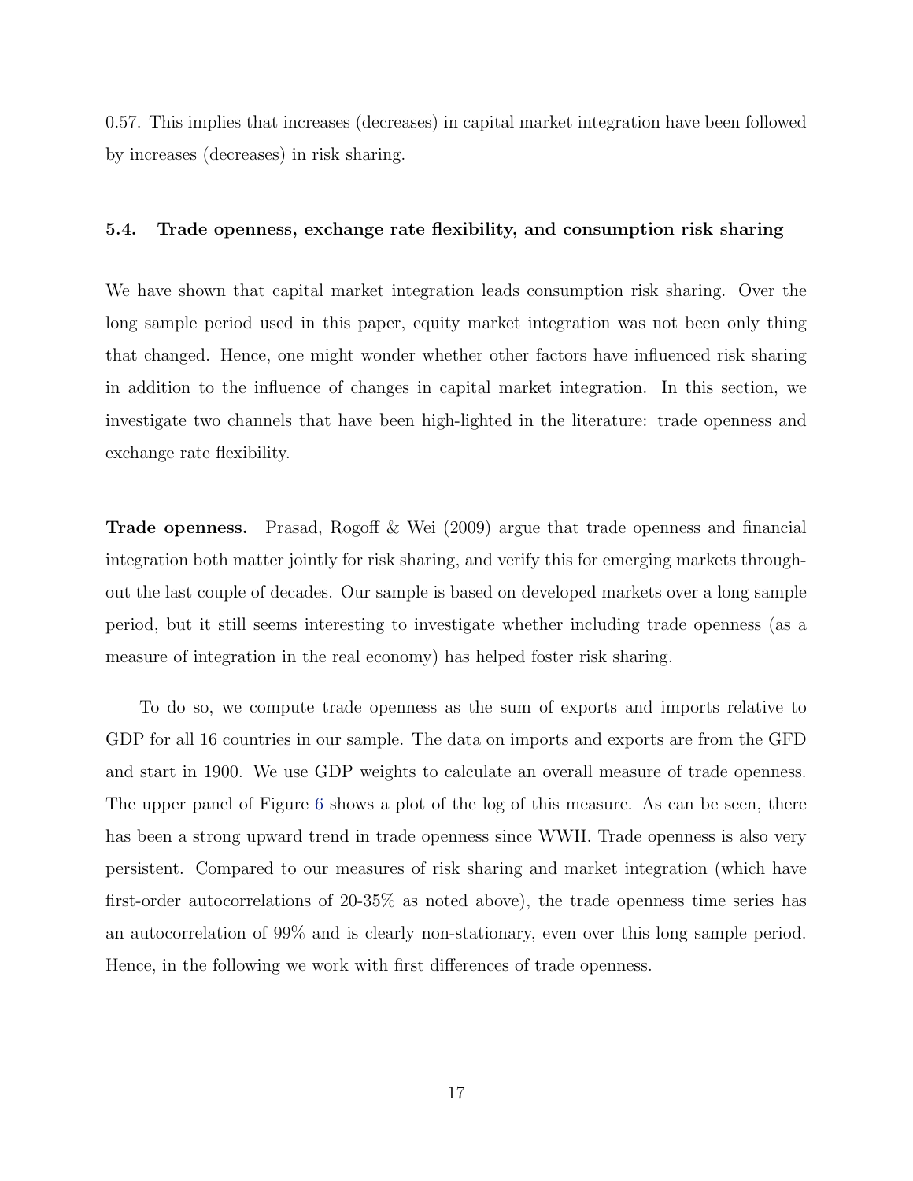0.57. This implies that increases (decreases) in capital market integration have been followed by increases (decreases) in risk sharing.

### 5.4. Trade openness, exchange rate flexibility, and consumption risk sharing

We have shown that capital market integration leads consumption risk sharing. Over the long sample period used in this paper, equity market integration was not been only thing that changed. Hence, one might wonder whether other factors have influenced risk sharing in addition to the influence of changes in capital market integration. In this section, we investigate two channels that have been high-lighted in the literature: trade openness and exchange rate flexibility.

**Trade openness.** Prasad, Rogoff & Wei (2009) argue that trade openness and financial integration both matter jointly for risk sharing, and verify this for emerging markets throughout the last couple of decades. Our sample is based on developed markets over a long sample period, but it still seems interesting to investigate whether including trade openness (as a measure of integration in the real economy) has helped foster risk sharing.

To do so, we compute trade openness as the sum of exports and imports relative to GDP for all 16 countries in our sample. The data on imports and exports are from the GFD and start in 1900. We use GDP weights to calculate an overall measure of trade openness. The upper panel of Figure 6 shows a plot of the log of this measure. As can be seen, there has been a strong upward trend in trade openness since WWII. Trade openness is also very persistent. Compared to our measures of risk sharing and market integration (which have first-order autocorrelations of 20-35% as noted above), the trade openness time series has an autocorrelation of 99% and is clearly non-stationary, even over this long sample period. Hence, in the following we work with first differences of trade openness.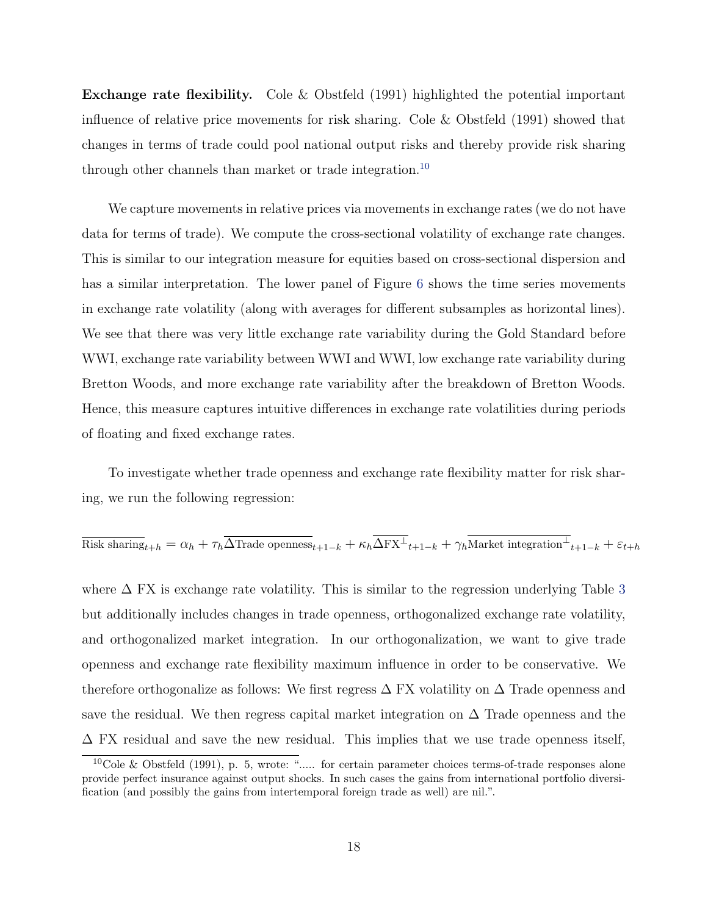**Exchange rate flexibility.** Cole & Obstfeld (1991) highlighted the potential important influence of relative price movements for risk sharing. Cole & Obstfeld (1991) showed that changes in terms of trade could pool national output risks and thereby provide risk sharing through other channels than market or trade integration.[10]

We capture movements in relative prices via movements in exchange rates (we do not have data for terms of trade). We compute the cross-sectional volatility of exchange rate changes. This is similar to our integration measure for equities based on cross-sectional dispersion and has a similar interpretation. The lower panel of Figure 6 shows the time series movements in exchange rate volatility (along with averages for different subsamples as horizontal lines). We see that there was very little exchange rate variability during the Gold Standard before WWI, exchange rate variability between WWI and WWI, low exchange rate variability during Bretton Woods, and more exchange rate variability after the breakdown of Bretton Woods. Hence, this measure captures intuitive differences in exchange rate volatilities during periods of floating and fixed exchange rates.

To investigate whether trade openness and exchange rate flexibility matter for risk sharing, we run the following regression:

$$\overline{\text{Risk sharing}}_{t+h} = \alpha_h + \tau_h \overline{\Delta\text{Trade openness}}_{t+1-k} + \kappa_h \overline{\Delta\text{FX}^{\perp}}_{t+1-k} + \gamma_h \overline{\text{Market integration}^{\perp}}_{t+1-k} + \varepsilon_{t+h}$$

where $\Delta$ FX is exchange rate volatility. This is similar to the regression underlying Table 3 but additionally includes changes in trade openness, orthogonalized exchange rate volatility, and orthogonalized market integration. In our orthogonalization, we want to give trade openness and exchange rate flexibility maximum influence in order to be conservative. We therefore orthogonalize as follows: We first regress $\Delta$ FX volatility on $\Delta$ Trade openness and save the residual. We then regress capital market integration on $\Delta$ Trade openness and the $\Delta$ FX residual and save the new residual. This implies that we use trade openness itself,

[10] Cole & Obstfeld (1991), p. 5, wrote: "..... for certain parameter choices terms-of-trade responses alone provide perfect insurance against output shocks. In such cases the gains from international portfolio diversification (and possibly the gains from intertemporal foreign trade as well) are nil.".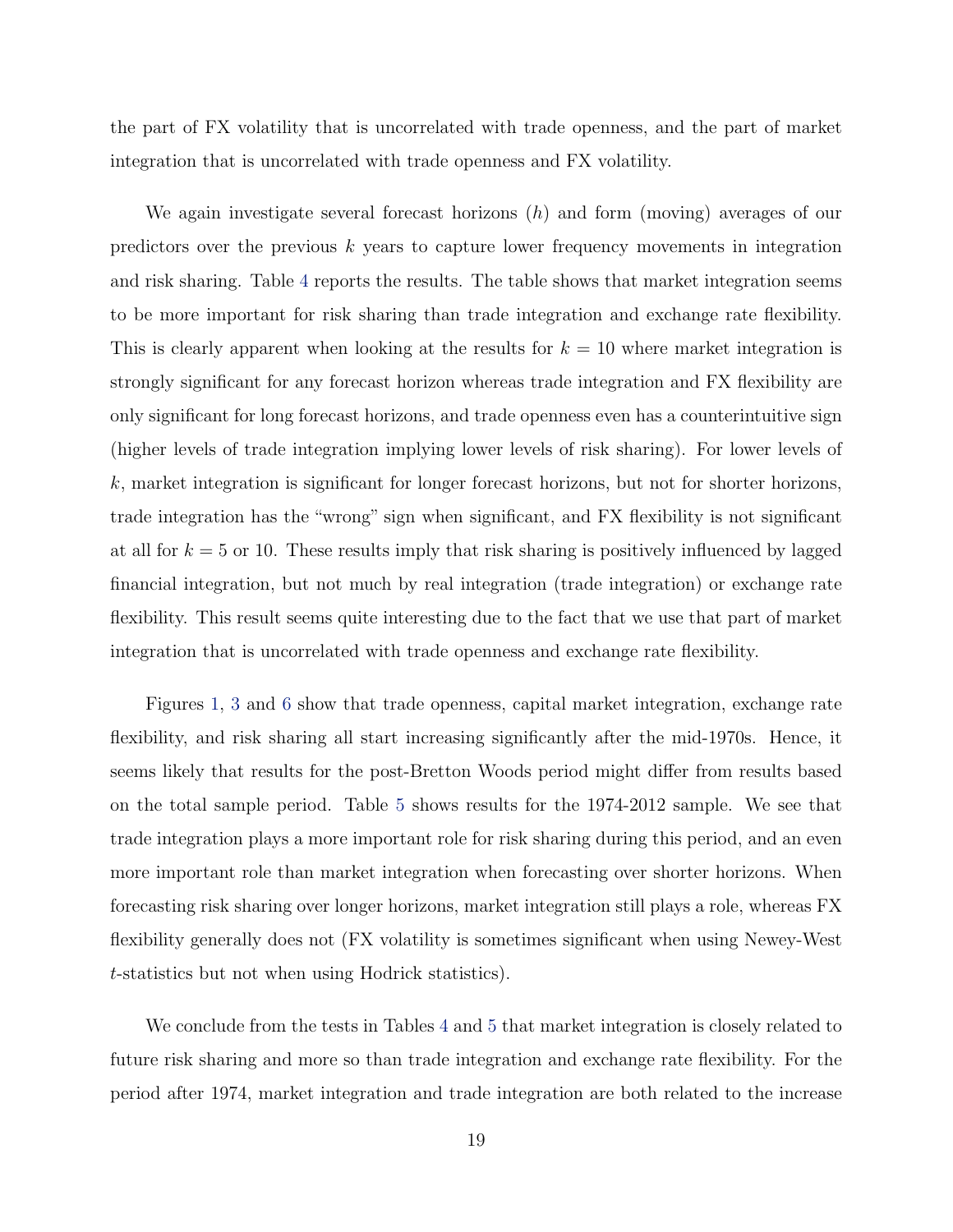the part of FX volatility that is uncorrelated with trade openness, and the part of market integration that is uncorrelated with trade openness and FX volatility.

We again investigate several forecast horizons ($h$) and form (moving) averages of our predictors over the previous $k$ years to capture lower frequency movements in integration and risk sharing. Table 4 reports the results. The table shows that market integration seems to be more important for risk sharing than trade integration and exchange rate flexibility. This is clearly apparent when looking at the results for $k = 10$ where market integration is strongly significant for any forecast horizon whereas trade integration and FX flexibility are only significant for long forecast horizons, and trade openness even has a counterintuitive sign (higher levels of trade integration implying lower levels of risk sharing). For lower levels of $k$, market integration is significant for longer forecast horizons, but not for shorter horizons, trade integration has the "wrong" sign when significant, and FX flexibility is not significant at all for $k = 5$ or 10. These results imply that risk sharing is positively influenced by lagged financial integration, but not much by real integration (trade integration) or exchange rate flexibility. This result seems quite interesting due to the fact that we use that part of market integration that is uncorrelated with trade openness and exchange rate flexibility.

Figures 1, 3 and 6 show that trade openness, capital market integration, exchange rate flexibility, and risk sharing all start increasing significantly after the mid-1970s. Hence, it seems likely that results for the post-Bretton Woods period might differ from results based on the total sample period. Table 5 shows results for the 1974-2012 sample. We see that trade integration plays a more important role for risk sharing during this period, and an even more important role than market integration when forecasting over shorter horizons. When forecasting risk sharing over longer horizons, market integration still plays a role, whereas FX flexibility generally does not (FX volatility is sometimes significant when using Newey-West $t$-statistics but not when using Hodrick statistics).

We conclude from the tests in Tables 4 and 5 that market integration is closely related to future risk sharing and more so than trade integration and exchange rate flexibility. For the period after 1974, market integration and trade integration are both related to the increase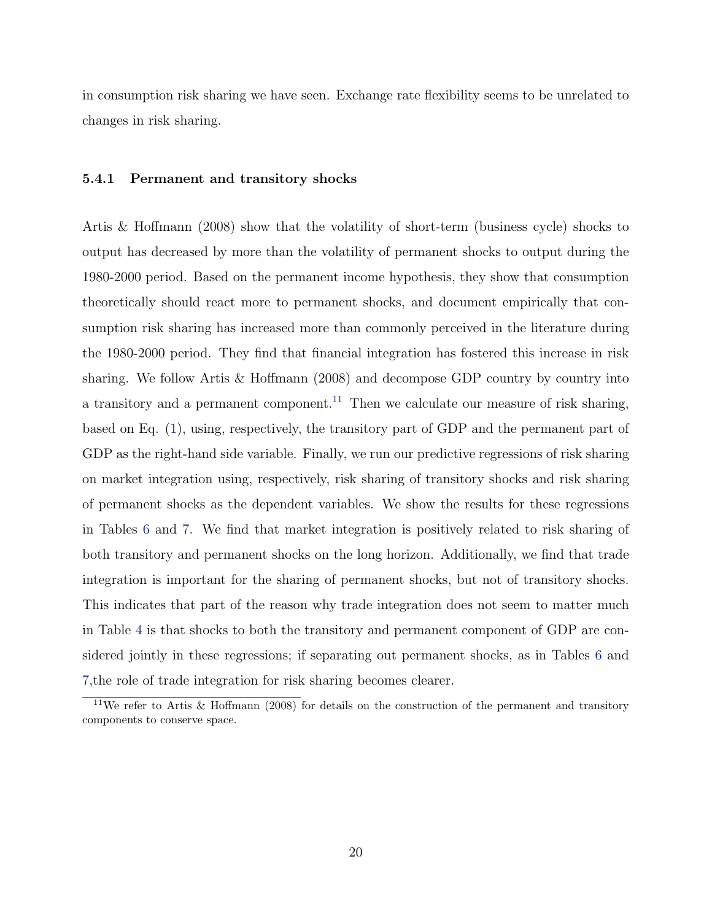in consumption risk sharing we have seen. Exchange rate flexibility seems to be unrelated to changes in risk sharing.

#### 5.4.1 Permanent and transitory shocks

Artis & Hoffmann (2008) show that the volatility of short-term (business cycle) shocks to output has decreased by more than the volatility of permanent shocks to output during the 1980-2000 period. Based on the permanent income hypothesis, they show that consumption theoretically should react more to permanent shocks, and document empirically that consumption risk sharing has increased more than commonly perceived in the literature during the 1980-2000 period. They find that financial integration has fostered this increase in risk sharing. We follow Artis & Hoffmann (2008) and decompose GDP country by country into a transitory and a permanent component.[11] Then we calculate our measure of risk sharing, based on Eq. (1), using, respectively, the transitory part of GDP and the permanent part of GDP as the right-hand side variable. Finally, we run our predictive regressions of risk sharing on market integration using, respectively, risk sharing of transitory shocks and risk sharing of permanent shocks as the dependent variables. We show the results for these regressions in Tables 6 and 7. We find that market integration is positively related to risk sharing of both transitory and permanent shocks on the long horizon. Additionally, we find that trade integration is important for the sharing of permanent shocks, but not of transitory shocks. This indicates that part of the reason why trade integration does not seem to matter much in Table 4 is that shocks to both the transitory and permanent component of GDP are considered jointly in these regressions; if separating out permanent shocks, as in Tables 6 and 7,the role of trade integration for risk sharing becomes clearer.

[11] We refer to Artis & Hoffmann (2008) for details on the construction of the permanent and transitory components to conserve space.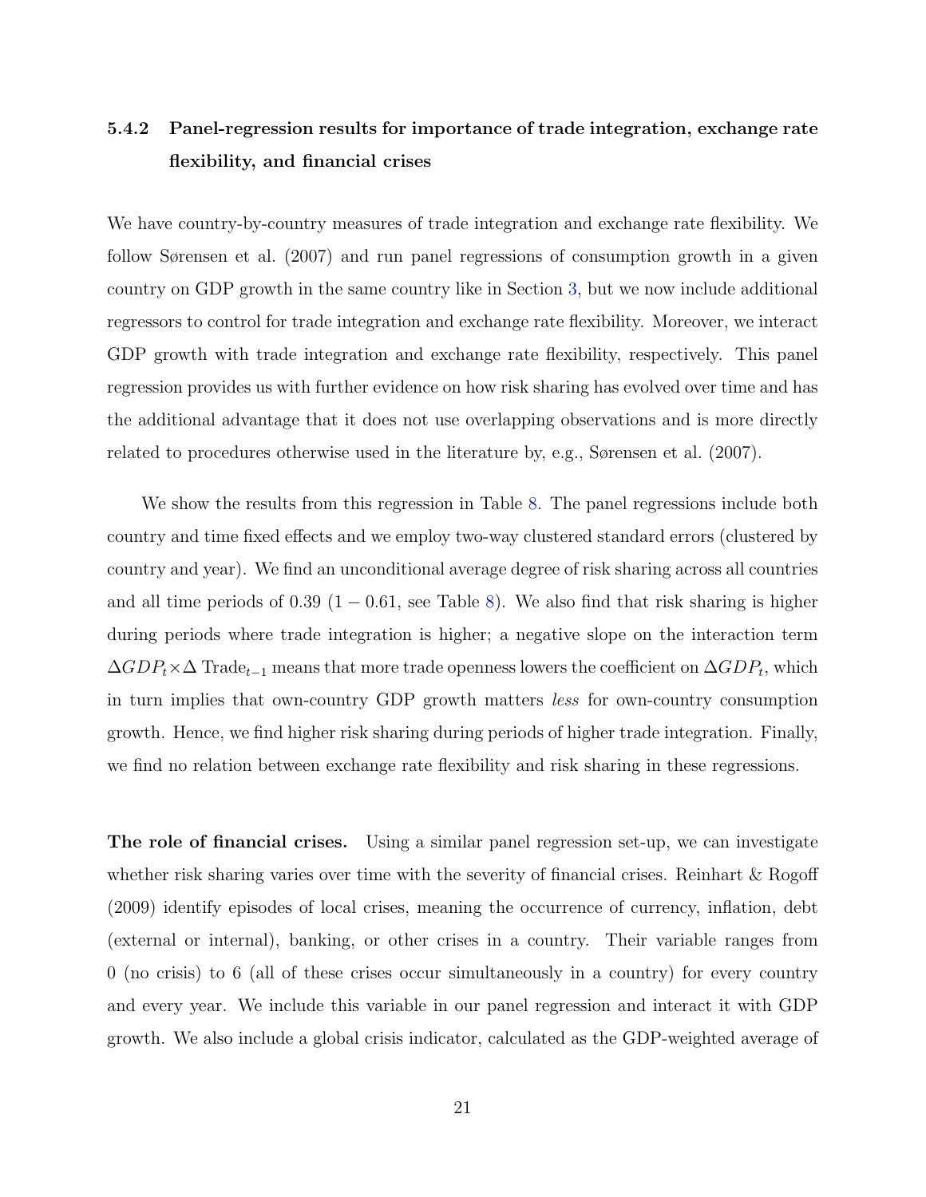### 5.4.2 Panel-regression results for importance of trade integration, exchange rate flexibility, and financial crises

We have country-by-country measures of trade integration and exchange rate flexibility. We follow Sørensen et al. (2007) and run panel regressions of consumption growth in a given country on GDP growth in the same country like in Section 3, but we now include additional regressors to control for trade integration and exchange rate flexibility. Moreover, we interact GDP growth with trade integration and exchange rate flexibility, respectively. This panel regression provides us with further evidence on how risk sharing has evolved over time and has the additional advantage that it does not use overlapping observations and is more directly related to procedures otherwise used in the literature by, e.g., Sørensen et al. (2007).

We show the results from this regression in Table 8. The panel regressions include both country and time fixed effects and we employ two-way clustered standard errors (clustered by country and year). We find an unconditional average degree of risk sharing across all countries and all time periods of 0.39 ($1 - 0.61$, see Table 8). We also find that risk sharing is higher during periods where trade integration is higher; a negative slope on the interaction term $\Delta GDP_t \times \Delta \text{ Trade}_{t-1}$ means that more trade openness lowers the coefficient on $\Delta GDP_t$, which in turn implies that own-country GDP growth matters *less* for own-country consumption growth. Hence, we find higher risk sharing during periods of higher trade integration. Finally, we find no relation between exchange rate flexibility and risk sharing in these regressions.

**The role of financial crises.** Using a similar panel regression set-up, we can investigate whether risk sharing varies over time with the severity of financial crises. Reinhart & Rogoff (2009) identify episodes of local crises, meaning the occurrence of currency, inflation, debt (external or internal), banking, or other crises in a country. Their variable ranges from 0 (no crisis) to 6 (all of these crises occur simultaneously in a country) for every country and every year. We include this variable in our panel regression and interact it with GDP growth. We also include a global crisis indicator, calculated as the GDP-weighted average of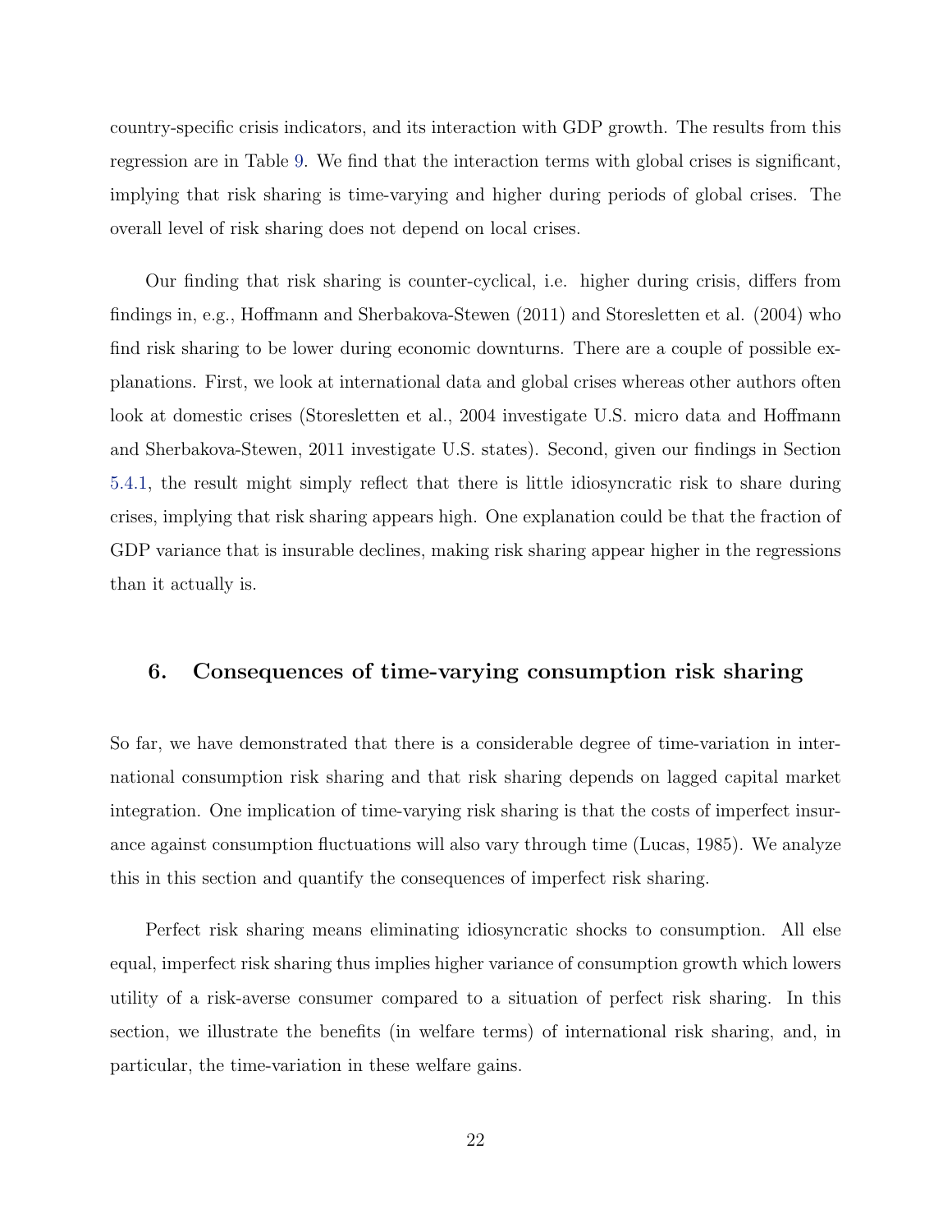country-specific crisis indicators, and its interaction with GDP growth. The results from this regression are in Table 9. We find that the interaction terms with global crises is significant, implying that risk sharing is time-varying and higher during periods of global crises. The overall level of risk sharing does not depend on local crises.

Our finding that risk sharing is counter-cyclical, i.e. higher during crisis, differs from findings in, e.g., Hoffmann and Sherbakova-Stewen (2011) and Storesletten et al. (2004) who find risk sharing to be lower during economic downturns. There are a couple of possible explanations. First, we look at international data and global crises whereas other authors often look at domestic crises (Storesletten et al., 2004 investigate U.S. micro data and Hoffmann and Sherbakova-Stewen, 2011 investigate U.S. states). Second, given our findings in Section 5.4.1, the result might simply reflect that there is little idiosyncratic risk to share during crises, implying that risk sharing appears high. One explanation could be that the fraction of GDP variance that is insurable declines, making risk sharing appear higher in the regressions than it actually is.

## 6. Consequences of time-varying consumption risk sharing

So far, we have demonstrated that there is a considerable degree of time-variation in international consumption risk sharing and that risk sharing depends on lagged capital market integration. One implication of time-varying risk sharing is that the costs of imperfect insurance against consumption fluctuations will also vary through time (Lucas, 1985). We analyze this in this section and quantify the consequences of imperfect risk sharing.

Perfect risk sharing means eliminating idiosyncratic shocks to consumption. All else equal, imperfect risk sharing thus implies higher variance of consumption growth which lowers utility of a risk-averse consumer compared to a situation of perfect risk sharing. In this section, we illustrate the benefits (in welfare terms) of international risk sharing, and, in particular, the time-variation in these welfare gains.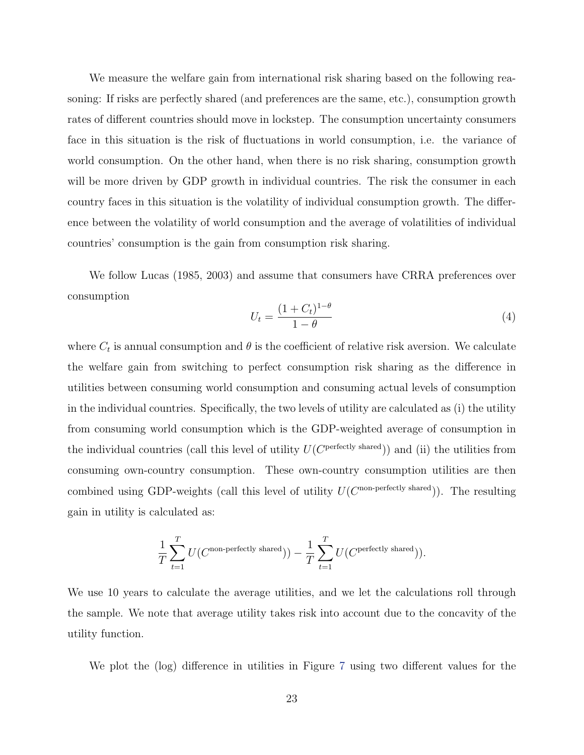We measure the welfare gain from international risk sharing based on the following reasoning: If risks are perfectly shared (and preferences are the same, etc.), consumption growth rates of different countries should move in lockstep. The consumption uncertainty consumers face in this situation is the risk of fluctuations in world consumption, i.e. the variance of world consumption. On the other hand, when there is no risk sharing, consumption growth will be more driven by GDP growth in individual countries. The risk the consumer in each country faces in this situation is the volatility of individual consumption growth. The difference between the volatility of world consumption and the average of volatilities of individual countries' consumption is the gain from consumption risk sharing.

We follow Lucas (1985, 2003) and assume that consumers have CRRA preferences over consumption

$$U_t = \frac{(1 + C_t)^{1-\theta}}{1 - \theta} \tag{4}$$

where $C_t$ is annual consumption and $\theta$ is the coefficient of relative risk aversion. We calculate the welfare gain from switching to perfect consumption risk sharing as the difference in utilities between consuming world consumption and consuming actual levels of consumption in the individual countries. Specifically, the two levels of utility are calculated as (i) the utility from consuming world consumption which is the GDP-weighted average of consumption in the individual countries (call this level of utility $U(C^{\text{perfectly shared}})$) and (ii) the utilities from consuming own-country consumption. These own-country consumption utilities are then combined using GDP-weights (call this level of utility $U(C^{\text{non-perfectly shared}})$). The resulting gain in utility is calculated as:

$$\frac{1}{T}\sum_{t=1}^{T} U(C^{\text{non-perfectly shared}})) - \frac{1}{T}\sum_{t=1}^{T} U(C^{\text{perfectly shared}})).$$

We use 10 years to calculate the average utilities, and we let the calculations roll through the sample. We note that average utility takes risk into account due to the concavity of the utility function.

We plot the (log) difference in utilities in Figure 7 using two different values for the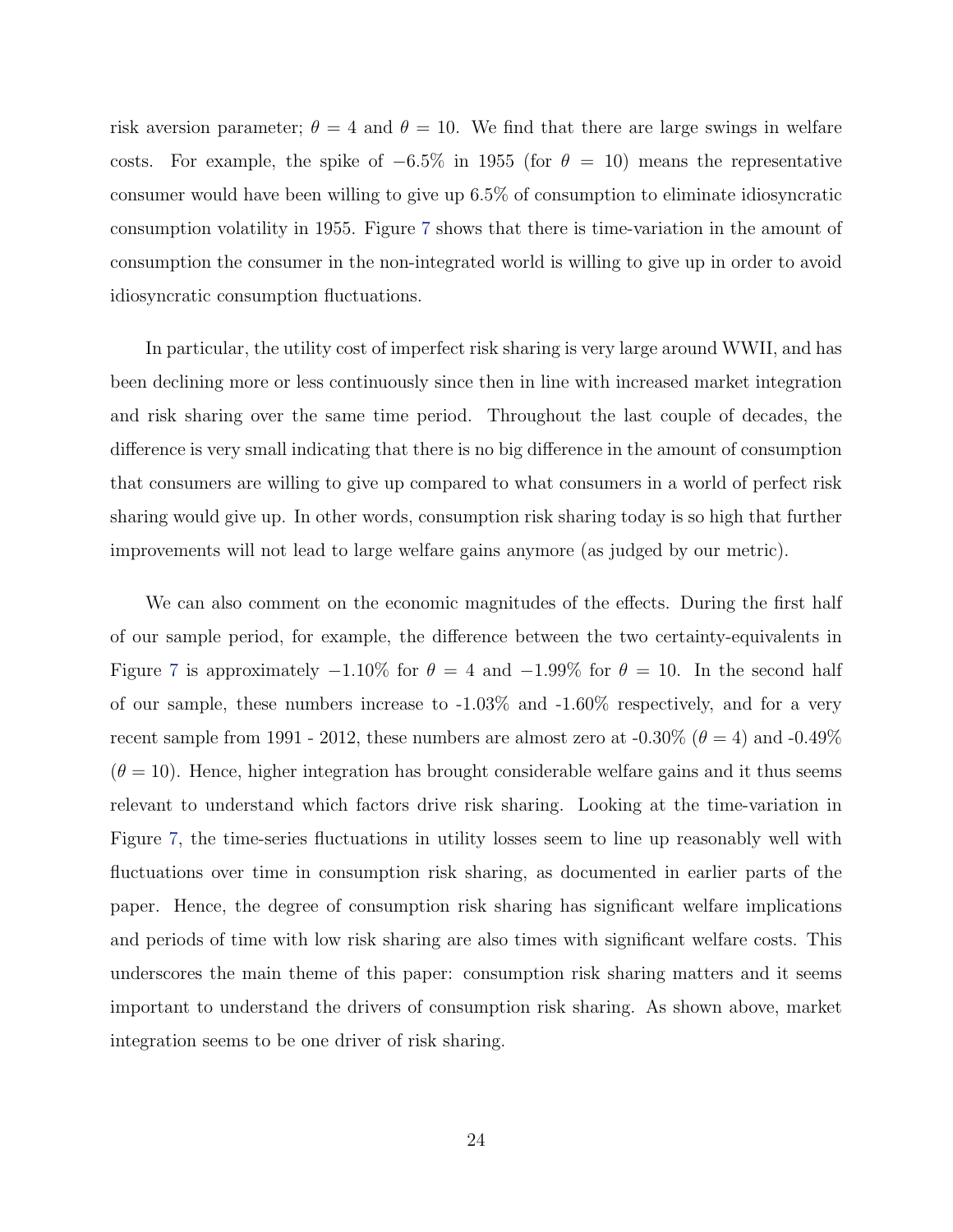risk aversion parameter; $\theta = 4$ and $\theta = 10$. We find that there are large swings in welfare costs. For example, the spike of $-6.5\%$ in 1955 (for $\theta = 10$) means the representative consumer would have been willing to give up 6.5% of consumption to eliminate idiosyncratic consumption volatility in 1955. Figure 7 shows that there is time-variation in the amount of consumption the consumer in the non-integrated world is willing to give up in order to avoid idiosyncratic consumption fluctuations.

In particular, the utility cost of imperfect risk sharing is very large around WWII, and has been declining more or less continuously since then in line with increased market integration and risk sharing over the same time period. Throughout the last couple of decades, the difference is very small indicating that there is no big difference in the amount of consumption that consumers are willing to give up compared to what consumers in a world of perfect risk sharing would give up. In other words, consumption risk sharing today is so high that further improvements will not lead to large welfare gains anymore (as judged by our metric).

We can also comment on the economic magnitudes of the effects. During the first half of our sample period, for example, the difference between the two certainty-equivalents in Figure 7 is approximately $-1.10\%$ for $\theta = 4$ and $-1.99\%$ for $\theta = 10$. In the second half of our sample, these numbers increase to -1.03% and -1.60% respectively, and for a very recent sample from 1991 - 2012, these numbers are almost zero at -0.30% ($\theta = 4$) and -0.49% ($\theta = 10$). Hence, higher integration has brought considerable welfare gains and it thus seems relevant to understand which factors drive risk sharing. Looking at the time-variation in Figure 7, the time-series fluctuations in utility losses seem to line up reasonably well with fluctuations over time in consumption risk sharing, as documented in earlier parts of the paper. Hence, the degree of consumption risk sharing has significant welfare implications and periods of time with low risk sharing are also times with significant welfare costs. This underscores the main theme of this paper: consumption risk sharing matters and it seems important to understand the drivers of consumption risk sharing. As shown above, market integration seems to be one driver of risk sharing.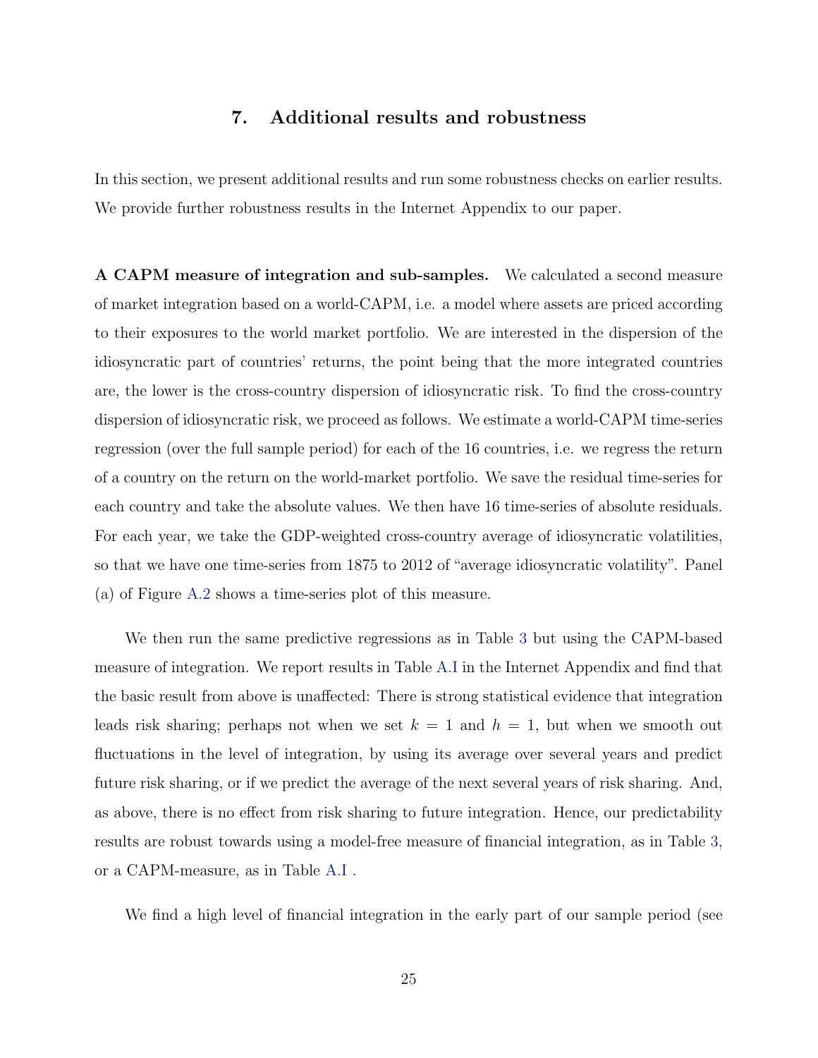## 7. Additional results and robustness

In this section, we present additional results and run some robustness checks on earlier results. We provide further robustness results in the Internet Appendix to our paper.

**A CAPM measure of integration and sub-samples.** We calculated a second measure of market integration based on a world-CAPM, i.e. a model where assets are priced according to their exposures to the world market portfolio. We are interested in the dispersion of the idiosyncratic part of countries' returns, the point being that the more integrated countries are, the lower is the cross-country dispersion of idiosyncratic risk. To find the cross-country dispersion of idiosyncratic risk, we proceed as follows. We estimate a world-CAPM time-series regression (over the full sample period) for each of the 16 countries, i.e. we regress the return of a country on the return on the world-market portfolio. We save the residual time-series for each country and take the absolute values. We then have 16 time-series of absolute residuals. For each year, we take the GDP-weighted cross-country average of idiosyncratic volatilities, so that we have one time-series from 1875 to 2012 of "average idiosyncratic volatility". Panel (a) of Figure A.2 shows a time-series plot of this measure.

We then run the same predictive regressions as in Table 3 but using the CAPM-based measure of integration. We report results in Table A.I in the Internet Appendix and find that the basic result from above is unaffected: There is strong statistical evidence that integration leads risk sharing; perhaps not when we set $k = 1$ and $h = 1$, but when we smooth out fluctuations in the level of integration, by using its average over several years and predict future risk sharing, or if we predict the average of the next several years of risk sharing. And, as above, there is no effect from risk sharing to future integration. Hence, our predictability results are robust towards using a model-free measure of financial integration, as in Table 3, or a CAPM-measure, as in Table A.I .

We find a high level of financial integration in the early part of our sample period (see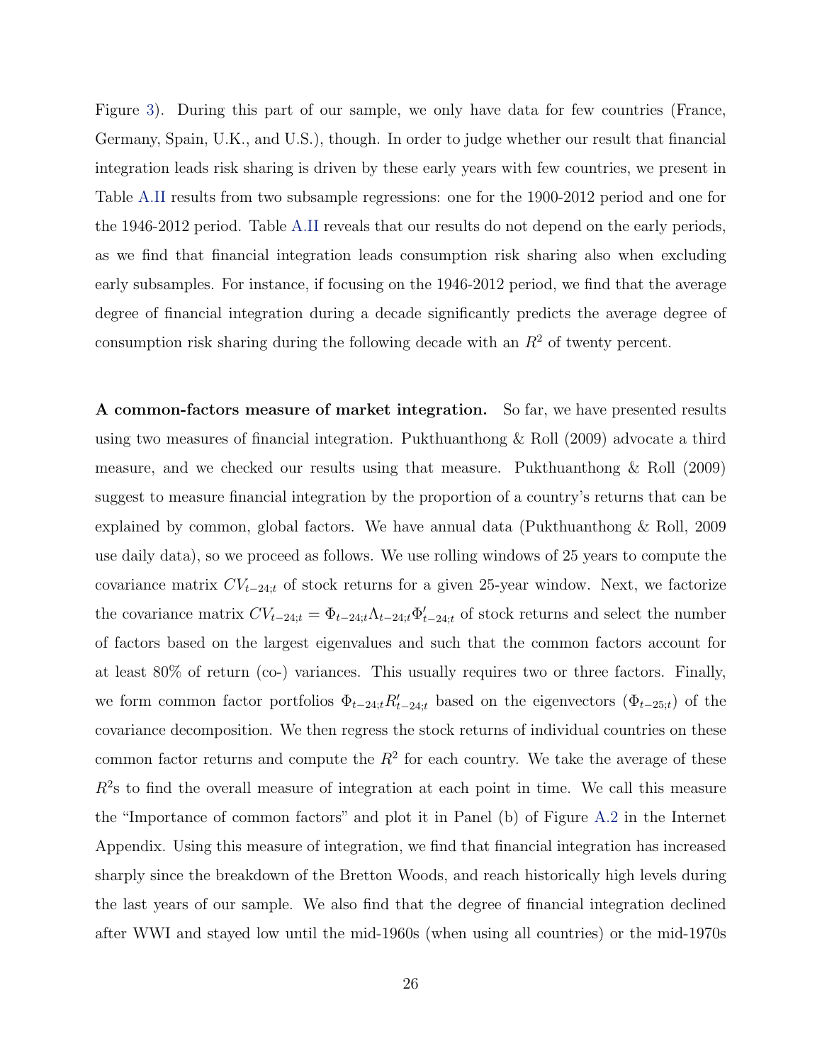Figure 3). During this part of our sample, we only have data for few countries (France, Germany, Spain, U.K., and U.S.), though. In order to judge whether our result that financial integration leads risk sharing is driven by these early years with few countries, we present in Table A.II results from two subsample regressions: one for the 1900-2012 period and one for the 1946-2012 period. Table A.II reveals that our results do not depend on the early periods, as we find that financial integration leads consumption risk sharing also when excluding early subsamples. For instance, if focusing on the 1946-2012 period, we find that the average degree of financial integration during a decade significantly predicts the average degree of consumption risk sharing during the following decade with an $R^2$ of twenty percent.

**A common-factors measure of market integration.** So far, we have presented results using two measures of financial integration. Pukthuanthong & Roll (2009) advocate a third measure, and we checked our results using that measure. Pukthuanthong & Roll (2009) suggest to measure financial integration by the proportion of a country's returns that can be explained by common, global factors. We have annual data (Pukthuanthong & Roll, 2009 use daily data), so we proceed as follows. We use rolling windows of 25 years to compute the covariance matrix $CV_{t-24;t}$ of stock returns for a given 25-year window. Next, we factorize the covariance matrix $CV_{t-24;t} = \Phi_{t-24;t}\Lambda_{t-24;t}\Phi'_{t-24;t}$ of stock returns and select the number of factors based on the largest eigenvalues and such that the common factors account for at least 80% of return (co-) variances. This usually requires two or three factors. Finally, we form common factor portfolios $\Phi_{t-24;t}R'_{t-24;t}$ based on the eigenvectors ($\Phi_{t-25;t}$) of the covariance decomposition. We then regress the stock returns of individual countries on these common factor returns and compute the $R^2$ for each country. We take the average of these $R^2$s to find the overall measure of integration at each point in time. We call this measure the "Importance of common factors" and plot it in Panel (b) of Figure A.2 in the Internet Appendix. Using this measure of integration, we find that financial integration has increased sharply since the breakdown of the Bretton Woods, and reach historically high levels during the last years of our sample. We also find that the degree of financial integration declined after WWI and stayed low until the mid-1960s (when using all countries) or the mid-1970s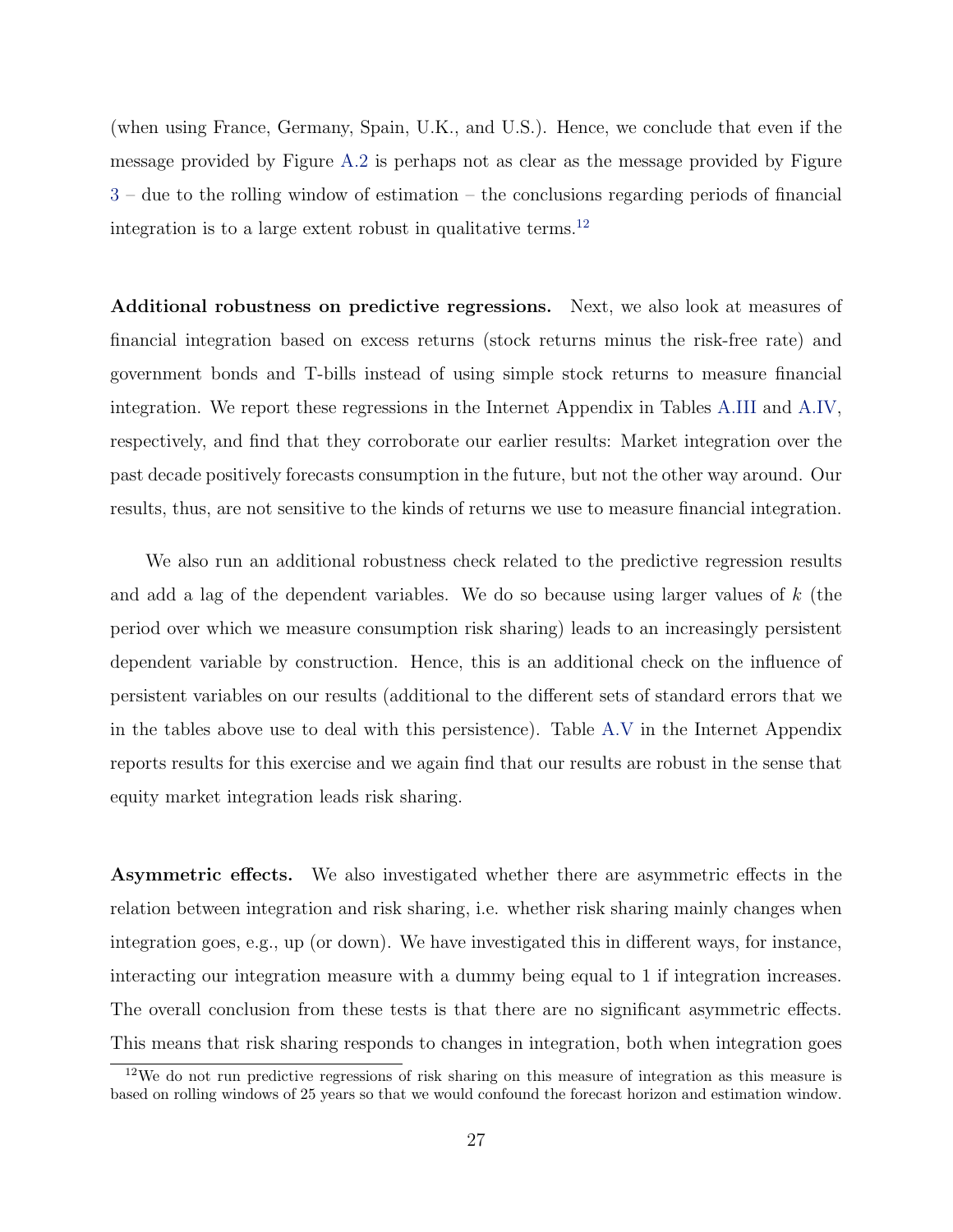(when using France, Germany, Spain, U.K., and U.S.). Hence, we conclude that even if the message provided by Figure A.2 is perhaps not as clear as the message provided by Figure 3 – due to the rolling window of estimation – the conclusions regarding periods of financial integration is to a large extent robust in qualitative terms.[12]

**Additional robustness on predictive regressions.** Next, we also look at measures of financial integration based on excess returns (stock returns minus the risk-free rate) and government bonds and T-bills instead of using simple stock returns to measure financial integration. We report these regressions in the Internet Appendix in Tables A.III and A.IV, respectively, and find that they corroborate our earlier results: Market integration over the past decade positively forecasts consumption in the future, but not the other way around. Our results, thus, are not sensitive to the kinds of returns we use to measure financial integration.

We also run an additional robustness check related to the predictive regression results and add a lag of the dependent variables. We do so because using larger values of $k$ (the period over which we measure consumption risk sharing) leads to an increasingly persistent dependent variable by construction. Hence, this is an additional check on the influence of persistent variables on our results (additional to the different sets of standard errors that we in the tables above use to deal with this persistence). Table A.V in the Internet Appendix reports results for this exercise and we again find that our results are robust in the sense that equity market integration leads risk sharing.

**Asymmetric effects.** We also investigated whether there are asymmetric effects in the relation between integration and risk sharing, i.e. whether risk sharing mainly changes when integration goes, e.g., up (or down). We have investigated this in different ways, for instance, interacting our integration measure with a dummy being equal to 1 if integration increases. The overall conclusion from these tests is that there are no significant asymmetric effects. This means that risk sharing responds to changes in integration, both when integration goes

[12] We do not run predictive regressions of risk sharing on this measure of integration as this measure is based on rolling windows of 25 years so that we would confound the forecast horizon and estimation window.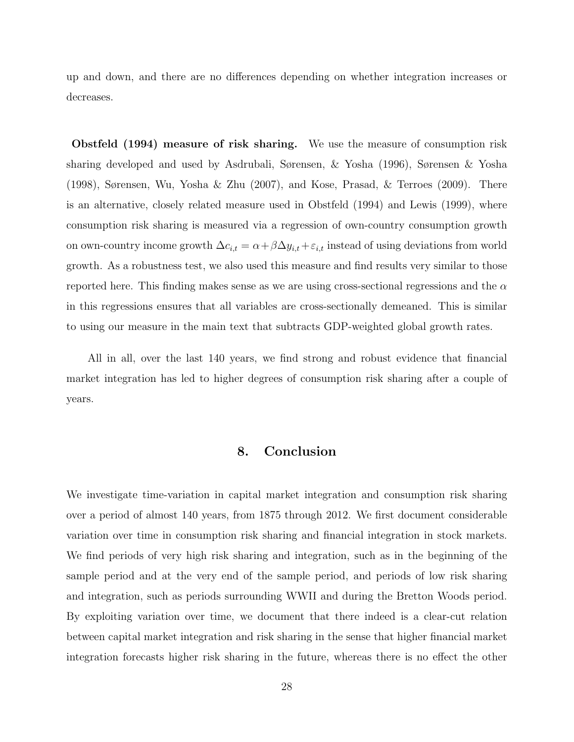up and down, and there are no differences depending on whether integration increases or decreases.

**Obstfeld (1994) measure of risk sharing.** We use the measure of consumption risk sharing developed and used by Asdrubali, Sørensen, & Yosha (1996), Sørensen & Yosha (1998), Sørensen, Wu, Yosha & Zhu (2007), and Kose, Prasad, & Terroes (2009). There is an alternative, closely related measure used in Obstfeld (1994) and Lewis (1999), where consumption risk sharing is measured via a regression of own-country consumption growth on own-country income growth $\Delta c_{i,t} = \alpha + \beta \Delta y_{i,t} + \varepsilon_{i,t}$ instead of using deviations from world growth. As a robustness test, we also used this measure and find results very similar to those reported here. This finding makes sense as we are using cross-sectional regressions and the $\alpha$ in this regressions ensures that all variables are cross-sectionally demeaned. This is similar to using our measure in the main text that subtracts GDP-weighted global growth rates.

All in all, over the last 140 years, we find strong and robust evidence that financial market integration has led to higher degrees of consumption risk sharing after a couple of years.

## 8. Conclusion

We investigate time-variation in capital market integration and consumption risk sharing over a period of almost 140 years, from 1875 through 2012. We first document considerable variation over time in consumption risk sharing and financial integration in stock markets. We find periods of very high risk sharing and integration, such as in the beginning of the sample period and at the very end of the sample period, and periods of low risk sharing and integration, such as periods surrounding WWII and during the Bretton Woods period. By exploiting variation over time, we document that there indeed is a clear-cut relation between capital market integration and risk sharing in the sense that higher financial market integration forecasts higher risk sharing in the future, whereas there is no effect the other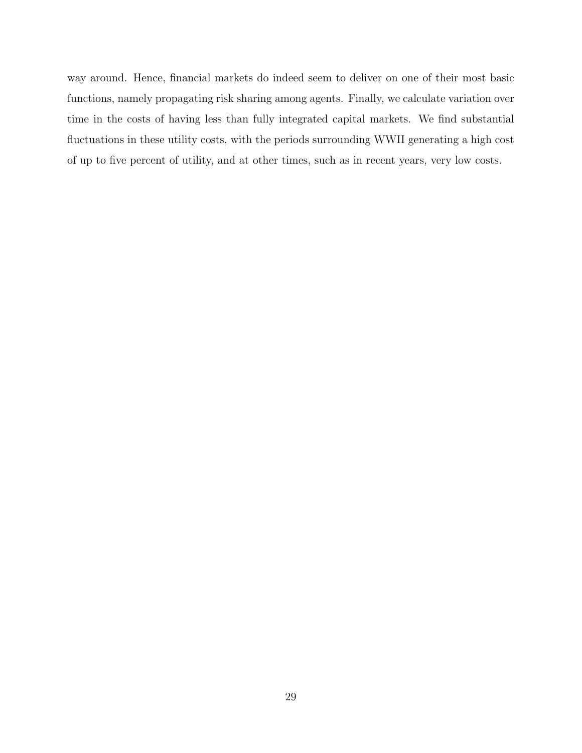way around. Hence, financial markets do indeed seem to deliver on one of their most basic functions, namely propagating risk sharing among agents. Finally, we calculate variation over time in the costs of having less than fully integrated capital markets. We find substantial fluctuations in these utility costs, with the periods surrounding WWII generating a high cost of up to five percent of utility, and at other times, such as in recent years, very low costs.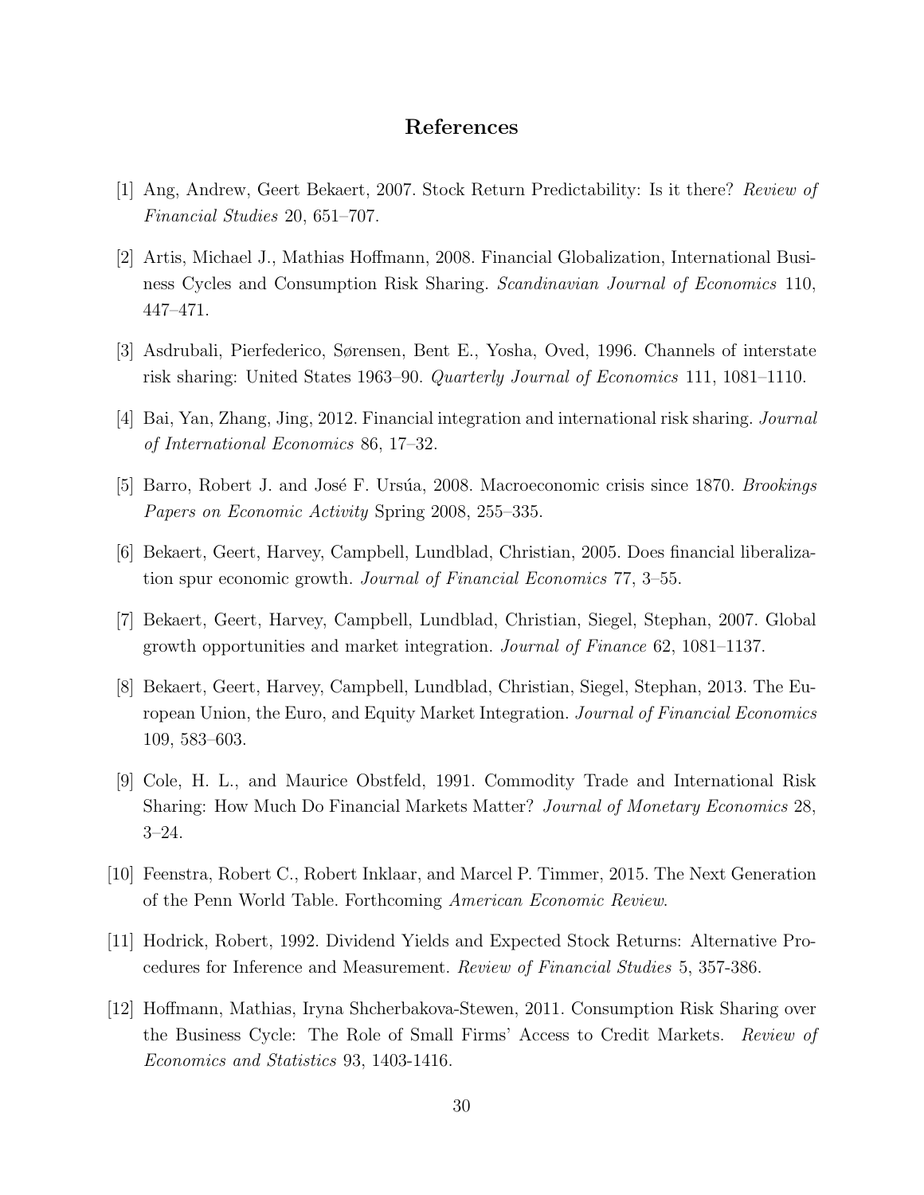# References

[1] Ang, Andrew, Geert Bekaert, 2007. Stock Return Predictability: Is it there? *Review of Financial Studies* 20, 651–707.

[2] Artis, Michael J., Mathias Hoffmann, 2008. Financial Globalization, International Business Cycles and Consumption Risk Sharing. *Scandinavian Journal of Economics* 110, 447–471.

[3] Asdrubali, Pierfederico, Sørensen, Bent E., Yosha, Oved, 1996. Channels of interstate risk sharing: United States 1963–90. *Quarterly Journal of Economics* 111, 1081–1110.

[4] Bai, Yan, Zhang, Jing, 2012. Financial integration and international risk sharing. *Journal of International Economics* 86, 17–32.

[5] Barro, Robert J. and José F. Ursúa, 2008. Macroeconomic crisis since 1870. *Brookings Papers on Economic Activity* Spring 2008, 255–335.

[6] Bekaert, Geert, Harvey, Campbell, Lundblad, Christian, 2005. Does financial liberalization spur economic growth. *Journal of Financial Economics* 77, 3–55.

[7] Bekaert, Geert, Harvey, Campbell, Lundblad, Christian, Siegel, Stephan, 2007. Global growth opportunities and market integration. *Journal of Finance* 62, 1081–1137.

[8] Bekaert, Geert, Harvey, Campbell, Lundblad, Christian, Siegel, Stephan, 2013. The European Union, the Euro, and Equity Market Integration. *Journal of Financial Economics* 109, 583–603.

[9] Cole, H. L., and Maurice Obstfeld, 1991. Commodity Trade and International Risk Sharing: How Much Do Financial Markets Matter? *Journal of Monetary Economics* 28, 3–24.

[10] Feenstra, Robert C., Robert Inklaar, and Marcel P. Timmer, 2015. The Next Generation of the Penn World Table. Forthcoming *American Economic Review*.

[11] Hodrick, Robert, 1992. Dividend Yields and Expected Stock Returns: Alternative Procedures for Inference and Measurement. *Review of Financial Studies* 5, 357-386.

[12] Hoffmann, Mathias, Iryna Shcherbakova-Stewen, 2011. Consumption Risk Sharing over the Business Cycle: The Role of Small Firms' Access to Credit Markets. *Review of Economics and Statistics* 93, 1403-1416.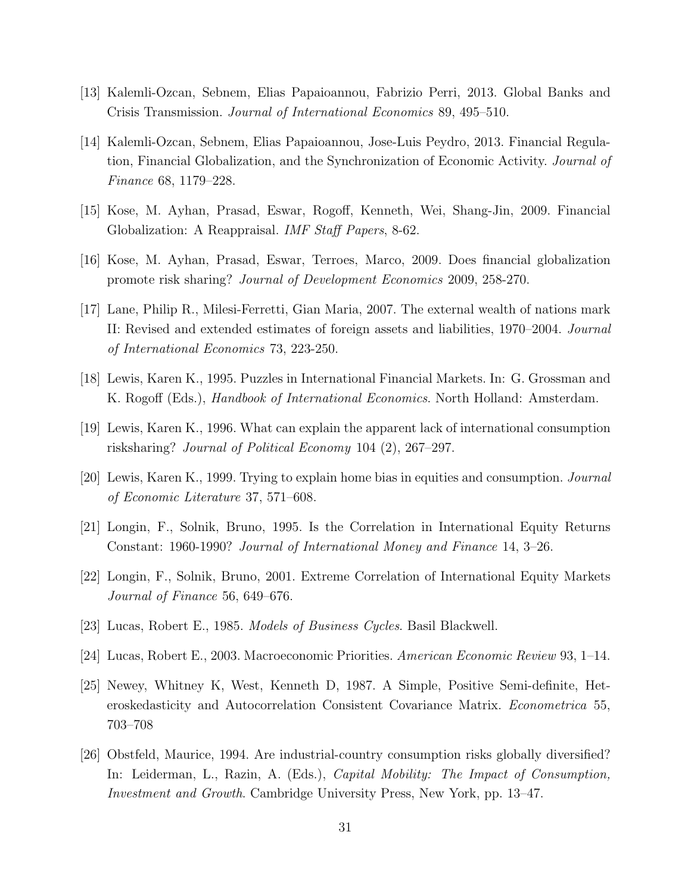[13] Kalemli-Ozcan, Sebnem, Elias Papaioannou, Fabrizio Perri, 2013. Global Banks and Crisis Transmission. *Journal of International Economics* 89, 495–510.

[14] Kalemli-Ozcan, Sebnem, Elias Papaioannou, Jose-Luis Peydro, 2013. Financial Regulation, Financial Globalization, and the Synchronization of Economic Activity. *Journal of Finance* 68, 1179–228.

[15] Kose, M. Ayhan, Prasad, Eswar, Rogoff, Kenneth, Wei, Shang-Jin, 2009. Financial Globalization: A Reappraisal. *IMF Staff Papers*, 8-62.

[16] Kose, M. Ayhan, Prasad, Eswar, Terroes, Marco, 2009. Does financial globalization promote risk sharing? *Journal of Development Economics* 2009, 258-270.

[17] Lane, Philip R., Milesi-Ferretti, Gian Maria, 2007. The external wealth of nations mark II: Revised and extended estimates of foreign assets and liabilities, 1970–2004. *Journal of International Economics* 73, 223-250.

[18] Lewis, Karen K., 1995. Puzzles in International Financial Markets. In: G. Grossman and K. Rogoff (Eds.), *Handbook of International Economics*. North Holland: Amsterdam.

[19] Lewis, Karen K., 1996. What can explain the apparent lack of international consumption risksharing? *Journal of Political Economy* 104 (2), 267–297.

[20] Lewis, Karen K., 1999. Trying to explain home bias in equities and consumption. *Journal of Economic Literature* 37, 571–608.

[21] Longin, F., Solnik, Bruno, 1995. Is the Correlation in International Equity Returns Constant: 1960-1990? *Journal of International Money and Finance* 14, 3–26.

[22] Longin, F., Solnik, Bruno, 2001. Extreme Correlation of International Equity Markets *Journal of Finance* 56, 649–676.

[23] Lucas, Robert E., 1985. *Models of Business Cycles*. Basil Blackwell.

[24] Lucas, Robert E., 2003. Macroeconomic Priorities. *American Economic Review* 93, 1–14.

[25] Newey, Whitney K, West, Kenneth D, 1987. A Simple, Positive Semi-definite, Heteroskedasticity and Autocorrelation Consistent Covariance Matrix. *Econometrica* 55, 703–708

[26] Obstfeld, Maurice, 1994. Are industrial-country consumption risks globally diversified? In: Leiderman, L., Razin, A. (Eds.), *Capital Mobility: The Impact of Consumption, Investment and Growth*. Cambridge University Press, New York, pp. 13–47.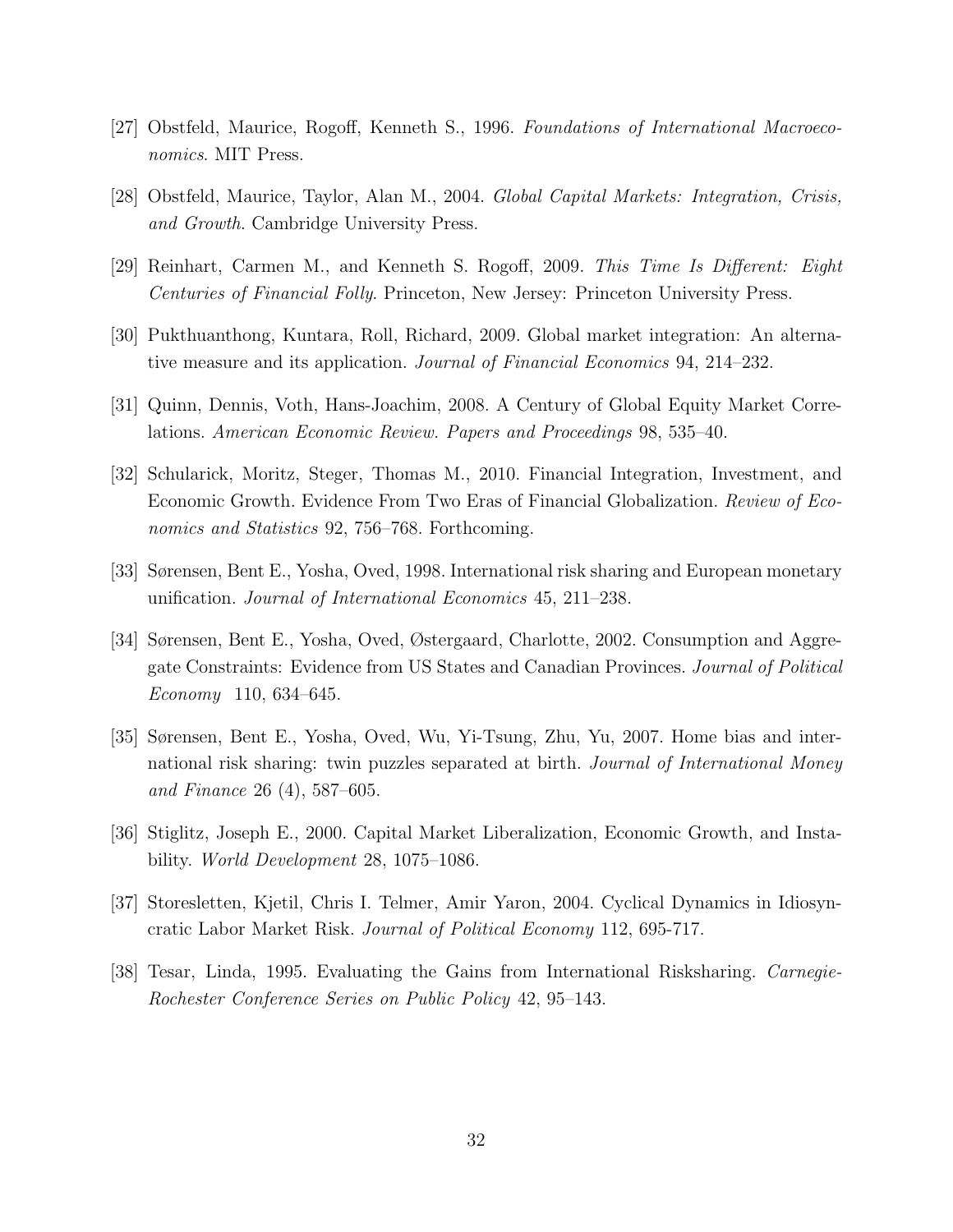[27] Obstfeld, Maurice, Rogoff, Kenneth S., 1996. *Foundations of International Macroeconomics*. MIT Press.

[28] Obstfeld, Maurice, Taylor, Alan M., 2004. *Global Capital Markets: Integration, Crisis, and Growth*. Cambridge University Press.

[29] Reinhart, Carmen M., and Kenneth S. Rogoff, 2009. *This Time Is Different: Eight Centuries of Financial Folly.* Princeton, New Jersey: Princeton University Press.

[30] Pukthuanthong, Kuntara, Roll, Richard, 2009. Global market integration: An alternative measure and its application. *Journal of Financial Economics* 94, 214–232.

[31] Quinn, Dennis, Voth, Hans-Joachim, 2008. A Century of Global Equity Market Correlations. *American Economic Review. Papers and Proceedings* 98, 535–40.

[32] Schularick, Moritz, Steger, Thomas M., 2010. Financial Integration, Investment, and Economic Growth. Evidence From Two Eras of Financial Globalization. *Review of Economics and Statistics* 92, 756–768. Forthcoming.

[33] Sørensen, Bent E., Yosha, Oved, 1998. International risk sharing and European monetary unification. *Journal of International Economics* 45, 211–238.

[34] Sørensen, Bent E., Yosha, Oved, Østergaard, Charlotte, 2002. Consumption and Aggregate Constraints: Evidence from US States and Canadian Provinces. *Journal of Political Economy* 110, 634–645.

[35] Sørensen, Bent E., Yosha, Oved, Wu, Yi-Tsung, Zhu, Yu, 2007. Home bias and international risk sharing: twin puzzles separated at birth. *Journal of International Money and Finance* 26 (4), 587–605.

[36] Stiglitz, Joseph E., 2000. Capital Market Liberalization, Economic Growth, and Instability. *World Development* 28, 1075–1086.

[37] Storesletten, Kjetil, Chris I. Telmer, Amir Yaron, 2004. Cyclical Dynamics in Idiosyncratic Labor Market Risk. *Journal of Political Economy* 112, 695-717.

[38] Tesar, Linda, 1995. Evaluating the Gains from International Risksharing. *Carnegie-Rochester Conference Series on Public Policy* 42, 95–143.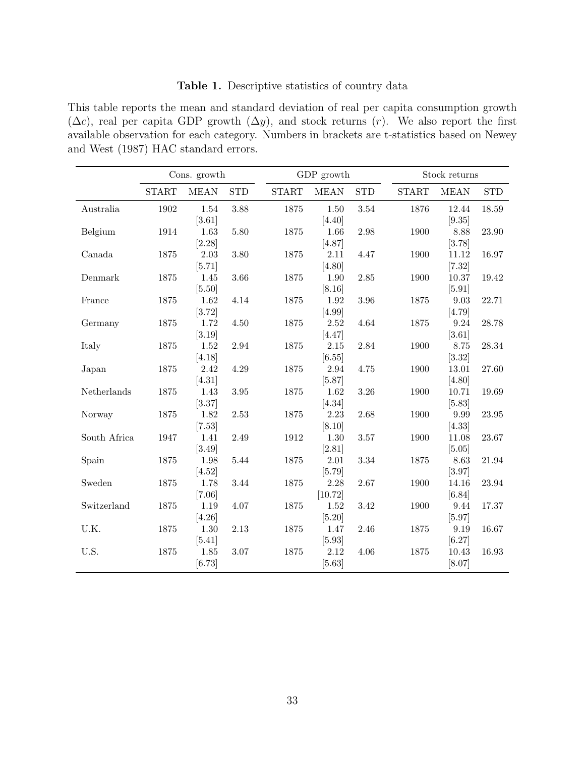**Table 1.** Descriptive statistics of country data

This table reports the mean and standard deviation of real per capita consumption growth ($\Delta c$), real per capita GDP growth ($\Delta y$), and stock returns ($r$). We also report the first available observation for each category. Numbers in brackets are t-statistics based on Newey and West (1987) HAC standard errors.

| | Cons. growth | | | GDP growth | | | Stock returns | | |
|---|---|---|---|---|---|---|---|---|---|
| | START | MEAN | STD | START | MEAN | STD | START | MEAN | STD |
| Australia | 1902 | 1.54 | 3.88 | 1875 | 1.50 | 3.54 | 1876 | 12.44 | 18.59 |
| | | [3.61] | | | [4.40] | | | [9.35] | |
| Belgium | 1914 | 1.63 | 5.80 | 1875 | 1.66 | 2.98 | 1900 | 8.88 | 23.90 |
| | | [2.28] | | | [4.87] | | | [3.78] | |
| Canada | 1875 | 2.03 | 3.80 | 1875 | 2.11 | 4.47 | 1900 | 11.12 | 16.97 |
| | | [5.71] | | | [4.80] | | | [7.32] | |
| Denmark | 1875 | 1.45 | 3.66 | 1875 | 1.90 | 2.85 | 1900 | 10.37 | 19.42 |
| | | [5.50] | | | [8.16] | | | [5.91] | |
| France | 1875 | 1.62 | 4.14 | 1875 | 1.92 | 3.96 | 1875 | 9.03 | 22.71 |
| | | [3.72] | | | [4.99] | | | [4.79] | |
| Germany | 1875 | 1.72 | 4.50 | 1875 | 2.52 | 4.64 | 1875 | 9.24 | 28.78 |
| | | [3.19] | | | [4.47] | | | [3.61] | |
| Italy | 1875 | 1.52 | 2.94 | 1875 | 2.15 | 2.84 | 1900 | 8.75 | 28.34 |
| | | [4.18] | | | [6.55] | | | [3.32] | |
| Japan | 1875 | 2.42 | 4.29 | 1875 | 2.94 | 4.75 | 1900 | 13.01 | 27.60 |
| | | [4.31] | | | [5.87] | | | [4.80] | |
| Netherlands | 1875 | 1.43 | 3.95 | 1875 | 1.62 | 3.26 | 1900 | 10.71 | 19.69 |
| | | [3.37] | | | [4.34] | | | [5.83] | |
| Norway | 1875 | 1.82 | 2.53 | 1875 | 2.23 | 2.68 | 1900 | 9.99 | 23.95 |
| | | [7.53] | | | [8.10] | | | [4.33] | |
| South Africa | 1947 | 1.41 | 2.49 | 1912 | 1.30 | 3.57 | 1900 | 11.08 | 23.67 |
| | | [3.49] | | | [2.81] | | | [5.05] | |
| Spain | 1875 | 1.98 | 5.44 | 1875 | 2.01 | 3.34 | 1875 | 8.63 | 21.94 |
| | | [4.52] | | | [5.79] | | | [3.97] | |
| Sweden | 1875 | 1.78 | 3.44 | 1875 | 2.28 | 2.67 | 1900 | 14.16 | 23.94 |
| | | [7.06] | | | [10.72] | | | [6.84] | |
| Switzerland | 1875 | 1.19 | 4.07 | 1875 | 1.52 | 3.42 | 1900 | 9.44 | 17.37 |
| | | [4.26] | | | [5.20] | | | [5.97] | |
| U.K. | 1875 | 1.30 | 2.13 | 1875 | 1.47 | 2.46 | 1875 | 9.19 | 16.67 |
| | | [5.41] | | | [5.93] | | | [6.27] | |
| U.S. | 1875 | 1.85 | 3.07 | 1875 | 2.12 | 4.06 | 1875 | 10.43 | 16.93 |
| | | [6.73] | | | [5.63] | | | [8.07] | |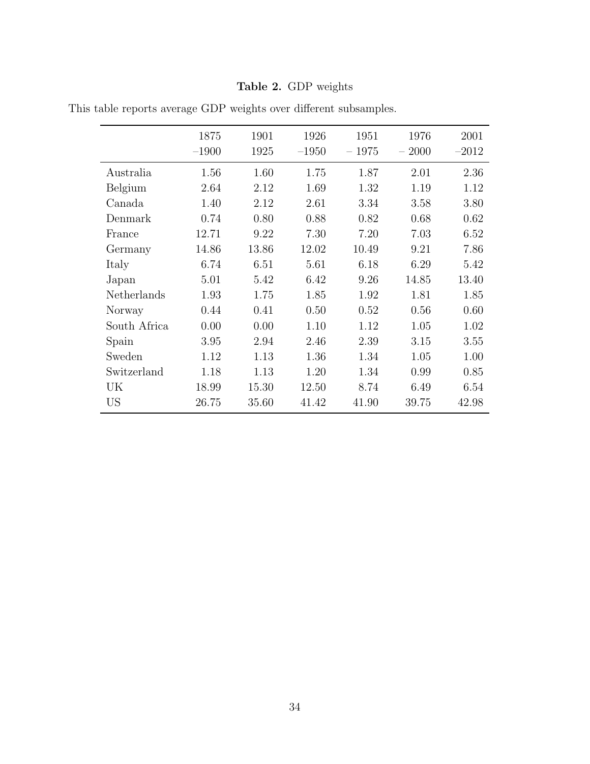**Table 2.** GDP weights

This table reports average GDP weights over different subsamples.

| | 1875 –1900 | 1901 1925 | 1926 –1950 | 1951 – 1975 | 1976 – 2000 | 2001 –2012 |
|---|---|---|---|---|---|---|
| Australia | 1.56 | 1.60 | 1.75 | 1.87 | 2.01 | 2.36 |
| Belgium | 2.64 | 2.12 | 1.69 | 1.32 | 1.19 | 1.12 |
| Canada | 1.40 | 2.12 | 2.61 | 3.34 | 3.58 | 3.80 |
| Denmark | 0.74 | 0.80 | 0.88 | 0.82 | 0.68 | 0.62 |
| France | 12.71 | 9.22 | 7.30 | 7.20 | 7.03 | 6.52 |
| Germany | 14.86 | 13.86 | 12.02 | 10.49 | 9.21 | 7.86 |
| Italy | 6.74 | 6.51 | 5.61 | 6.18 | 6.29 | 5.42 |
| Japan | 5.01 | 5.42 | 6.42 | 9.26 | 14.85 | 13.40 |
| Netherlands | 1.93 | 1.75 | 1.85 | 1.92 | 1.81 | 1.85 |
| Norway | 0.44 | 0.41 | 0.50 | 0.52 | 0.56 | 0.60 |
| South Africa | 0.00 | 0.00 | 1.10 | 1.12 | 1.05 | 1.02 |
| Spain | 3.95 | 2.94 | 2.46 | 2.39 | 3.15 | 3.55 |
| Sweden | 1.12 | 1.13 | 1.36 | 1.34 | 1.05 | 1.00 |
| Switzerland | 1.18 | 1.13 | 1.20 | 1.34 | 0.99 | 0.85 |
| UK | 18.99 | 15.30 | 12.50 | 8.74 | 6.49 | 6.54 |
| US | 26.75 | 35.60 | 41.42 | 41.90 | 39.75 | 42.98 |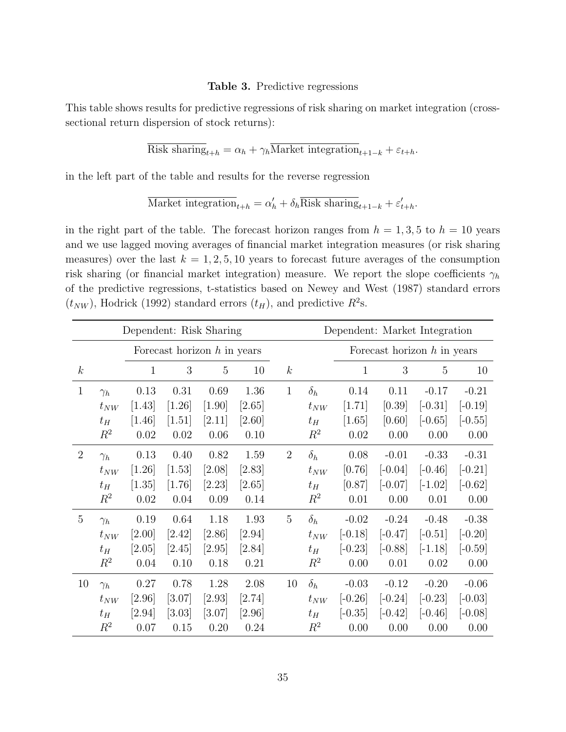**Table 3.** Predictive regressions

This table shows results for predictive regressions of risk sharing on market integration (cross-sectional return dispersion of stock returns):

$$\overline{\text{Risk sharing}}_{t+h} = \alpha_h + \gamma_h \overline{\text{Market integration}}_{t+1-k} + \varepsilon_{t+h}.$$

in the left part of the table and results for the reverse regression

$$\overline{\text{Market integration}}_{t+h} = \alpha'_h + \delta_h \overline{\text{Risk sharing}}_{t+1-k} + \varepsilon'_{t+h}.$$

in the right part of the table. The forecast horizon ranges from $h = 1, 3, 5$ to $h = 10$ years and we use lagged moving averages of financial market integration measures (or risk sharing measures) over the last $k = 1, 2, 5, 10$ years to forecast future averages of the consumption risk sharing (or financial market integration) measure. We report the slope coefficients $\gamma_h$ of the predictive regressions, t-statistics based on Newey and West (1987) standard errors ($t_{NW}$), Hodrick (1992) standard errors ($t_H$), and predictive $R^2$s.

| | | Dependent: Risk Sharing | | | | | | Dependent: Market Integration | | | |
|---|---|---|---|---|---|---|---|---|---|---|---|
| | | Forecast horizon $h$ in years | | | | | | Forecast horizon $h$ in years | | | |
| $k$ | | 1 | 3 | 5 | 10 | $k$ | | 1 | 3 | 5 | 10 |
| 1 | $\gamma_h$ | 0.13 | 0.31 | 0.69 | 1.36 | 1 | $\delta_h$ | 0.14 | 0.11 | -0.17 | -0.21 |
| | $t_{NW}$ | [1.43] | [1.26] | [1.90] | [2.65] | | $t_{NW}$ | [1.71] | [0.39] | [-0.31] | [-0.19] |
| | $t_H$ | [1.46] | [1.51] | [2.11] | [2.60] | | $t_H$ | [1.65] | [0.60] | [-0.65] | [-0.55] |
| | $R^2$ | 0.02 | 0.02 | 0.06 | 0.10 | | $R^2$ | 0.02 | 0.00 | 0.00 | 0.00 |
| 2 | $\gamma_h$ | 0.13 | 0.40 | 0.82 | 1.59 | 2 | $\delta_h$ | 0.08 | -0.01 | -0.33 | -0.31 |
| | $t_{NW}$ | [1.26] | [1.53] | [2.08] | [2.83] | | $t_{NW}$ | [0.76] | [-0.04] | [-0.46] | [-0.21] |
| | $t_H$ | [1.35] | [1.76] | [2.23] | [2.65] | | $t_H$ | [0.87] | [-0.07] | [-1.02] | [-0.62] |
| | $R^2$ | 0.02 | 0.04 | 0.09 | 0.14 | | $R^2$ | 0.01 | 0.00 | 0.01 | 0.00 |
| 5 | $\gamma_h$ | 0.19 | 0.64 | 1.18 | 1.93 | 5 | $\delta_h$ | -0.02 | -0.24 | -0.48 | -0.38 |
| | $t_{NW}$ | [2.00] | [2.42] | [2.86] | [2.94] | | $t_{NW}$ | [-0.18] | [-0.47] | [-0.51] | [-0.20] |
| | $t_H$ | [2.05] | [2.45] | [2.95] | [2.84] | | $t_H$ | [-0.23] | [-0.88] | [-1.18] | [-0.59] |
| | $R^2$ | 0.04 | 0.10 | 0.18 | 0.21 | | $R^2$ | 0.00 | 0.01 | 0.02 | 0.00 |
| 10 | $\gamma_h$ | 0.27 | 0.78 | 1.28 | 2.08 | 10 | $\delta_h$ | -0.03 | -0.12 | -0.20 | -0.06 |
| | $t_{NW}$ | [2.96] | [3.07] | [2.93] | [2.74] | | $t_{NW}$ | [-0.26] | [-0.24] | [-0.23] | [-0.03] |
| | $t_H$ | [2.94] | [3.03] | [3.07] | [2.96] | | $t_H$ | [-0.35] | [-0.42] | [-0.46] | [-0.08] |
| | $R^2$ | 0.07 | 0.15 | 0.20 | 0.24 | | $R^2$ | 0.00 | 0.00 | 0.00 | 0.00 |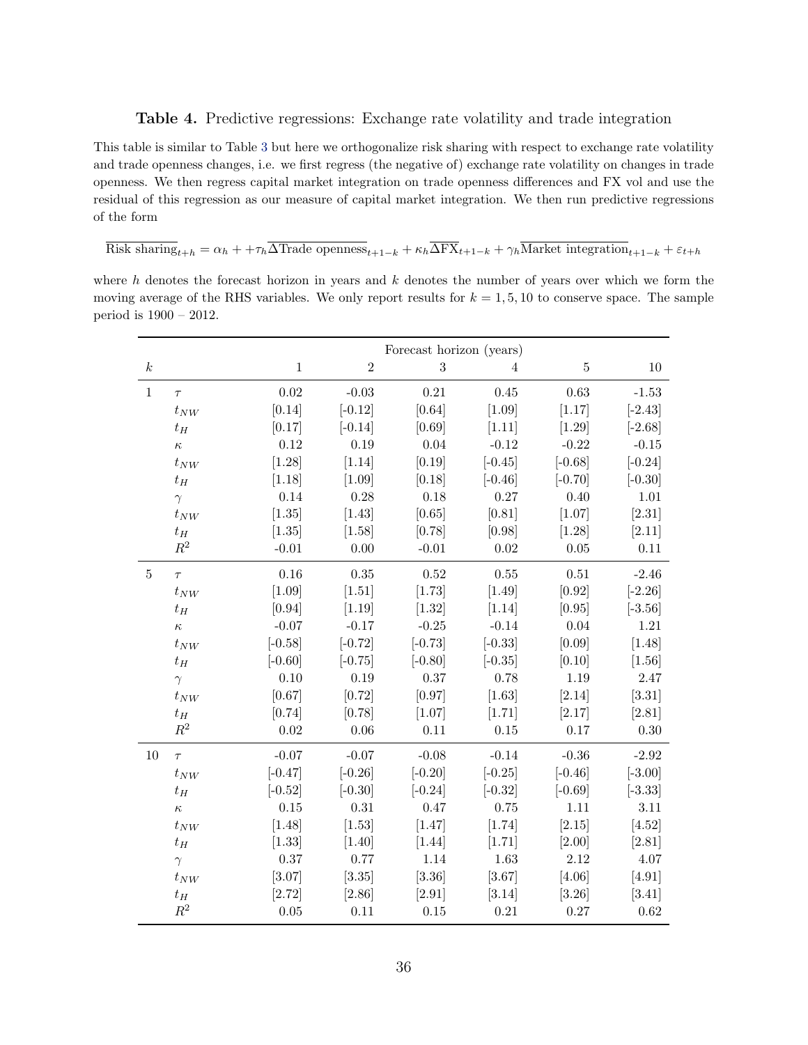**Table 4.** Predictive regressions: Exchange rate volatility and trade integration

This table is similar to Table 3 but here we orthogonalize risk sharing with respect to exchange rate volatility and trade openness changes, i.e. we first regress (the negative of) exchange rate volatility on changes in trade openness. We then regress capital market integration on trade openness differences and FX vol and use the residual of this regression as our measure of capital market integration. We then run predictive regressions of the form

$$\overline{\text{Risk sharing}}_{t+h} = \alpha_h + +\tau_h \overline{\Delta\text{Trade openness}}_{t+1-k} + \kappa_h \overline{\Delta\text{FX}}_{t+1-k} + \gamma_h \overline{\text{Market integration}}_{t+1-k} + \varepsilon_{t+h}$$

where $h$ denotes the forecast horizon in years and $k$ denotes the number of years over which we form the moving average of the RHS variables. We only report results for $k = 1, 5, 10$ to conserve space. The sample period is 1900 – 2012.

| | | Forecast horizon (years) | | | | | |
|---|---|---|---|---|---|---|---|
| $k$ | | 1 | 2 | 3 | 4 | 5 | 10 |
| 1 | $\tau$ | 0.02 | -0.03 | 0.21 | 0.45 | 0.63 | -1.53 |
| | $t_{NW}$ | [0.14] | [-0.12] | [0.64] | [1.09] | [1.17] | [-2.43] |
| | $t_H$ | [0.17] | [-0.14] | [0.69] | [1.11] | [1.29] | [-2.68] |
| | $\kappa$ | 0.12 | 0.19 | 0.04 | -0.12 | -0.22 | -0.15 |
| | $t_{NW}$ | [1.28] | [1.14] | [0.19] | [-0.45] | [-0.68] | [-0.24] |
| | $t_H$ | [1.18] | [1.09] | [0.18] | [-0.46] | [-0.70] | [-0.30] |
| | $\gamma$ | 0.14 | 0.28 | 0.18 | 0.27 | 0.40 | 1.01 |
| | $t_{NW}$ | [1.35] | [1.43] | [0.65] | [0.81] | [1.07] | [2.31] |
| | $t_H$ | [1.35] | [1.58] | [0.78] | [0.98] | [1.28] | [2.11] |
| | $R^2$ | -0.01 | 0.00 | -0.01 | 0.02 | 0.05 | 0.11 |
| 5 | $\tau$ | 0.16 | 0.35 | 0.52 | 0.55 | 0.51 | -2.46 |
| | $t_{NW}$ | [1.09] | [1.51] | [1.73] | [1.49] | [0.92] | [-2.26] |
| | $t_H$ | [0.94] | [1.19] | [1.32] | [1.14] | [0.95] | [-3.56] |
| | $\kappa$ | -0.07 | -0.17 | -0.25 | -0.14 | 0.04 | 1.21 |
| | $t_{NW}$ | [-0.58] | [-0.72] | [-0.73] | [-0.33] | [0.09] | [1.48] |
| | $t_H$ | [-0.60] | [-0.75] | [-0.80] | [-0.35] | [0.10] | [1.56] |
| | $\gamma$ | 0.10 | 0.19 | 0.37 | 0.78 | 1.19 | 2.47 |
| | $t_{NW}$ | [0.67] | [0.72] | [0.97] | [1.63] | [2.14] | [3.31] |
| | $t_H$ | [0.74] | [0.78] | [1.07] | [1.71] | [2.17] | [2.81] |
| | $R^2$ | 0.02 | 0.06 | 0.11 | 0.15 | 0.17 | 0.30 |
| 10 | $\tau$ | -0.07 | -0.07 | -0.08 | -0.14 | -0.36 | -2.92 |
| | $t_{NW}$ | [-0.47] | [-0.26] | [-0.20] | [-0.25] | [-0.46] | [-3.00] |
| | $t_H$ | [-0.52] | [-0.30] | [-0.24] | [-0.32] | [-0.69] | [-3.33] |
| | $\kappa$ | 0.15 | 0.31 | 0.47 | 0.75 | 1.11 | 3.11 |
| | $t_{NW}$ | [1.48] | [1.53] | [1.47] | [1.74] | [2.15] | [4.52] |
| | $t_H$ | [1.33] | [1.40] | [1.44] | [1.71] | [2.00] | [2.81] |
| | $\gamma$ | 0.37 | 0.77 | 1.14 | 1.63 | 2.12 | 4.07 |
| | $t_{NW}$ | [3.07] | [3.35] | [3.36] | [3.67] | [4.06] | [4.91] |
| | $t_H$ | [2.72] | [2.86] | [2.91] | [3.14] | [3.26] | [3.41] |
| | $R^2$ | 0.05 | 0.11 | 0.15 | 0.21 | 0.27 | 0.62 |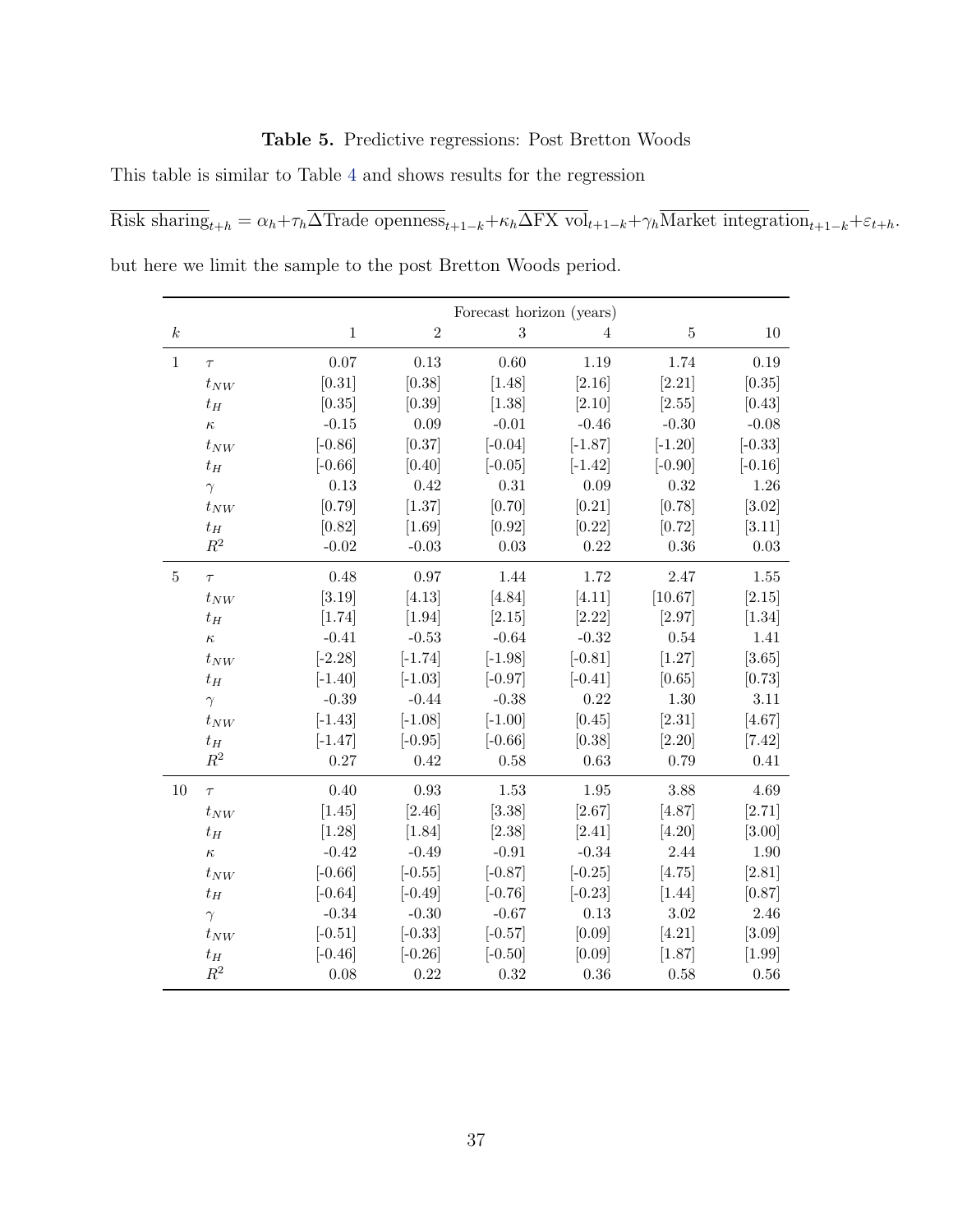**Table 5.** Predictive regressions: Post Bretton Woods

This table is similar to Table 4 and shows results for the regression

$$\overline{\text{Risk sharing}}_{t+h} = \alpha_h + \tau_h \overline{\Delta\text{Trade openness}}_{t+1-k} + \kappa_h \overline{\Delta\text{FX vol}}_{t+1-k} + \gamma_h \overline{\text{Market integration}}_{t+1-k} + \varepsilon_{t+h}.$$

but here we limit the sample to the post Bretton Woods period.

| $k$ | | Forecast horizon (years) | | | | | |
|---|---|---|---|---|---|---|---|
| | | 1 | 2 | 3 | 4 | 5 | 10 |
| 1 | $\tau$ | 0.07 | 0.13 | 0.60 | 1.19 | 1.74 | 0.19 |
| | $t_{NW}$ | [0.31] | [0.38] | [1.48] | [2.16] | [2.21] | [0.35] |
| | $t_H$ | [0.35] | [0.39] | [1.38] | [2.10] | [2.55] | [0.43] |
| | $\kappa$ | -0.15 | 0.09 | -0.01 | -0.46 | -0.30 | -0.08 |
| | $t_{NW}$ | [-0.86] | [0.37] | [-0.04] | [-1.87] | [-1.20] | [-0.33] |
| | $t_H$ | [-0.66] | [0.40] | [-0.05] | [-1.42] | [-0.90] | [-0.16] |
| | $\gamma$ | 0.13 | 0.42 | 0.31 | 0.09 | 0.32 | 1.26 |
| | $t_{NW}$ | [0.79] | [1.37] | [0.70] | [0.21] | [0.78] | [3.02] |
| | $t_H$ | [0.82] | [1.69] | [0.92] | [0.22] | [0.72] | [3.11] |
| | $R^2$ | -0.02 | -0.03 | 0.03 | 0.22 | 0.36 | 0.03 |
| 5 | $\tau$ | 0.48 | 0.97 | 1.44 | 1.72 | 2.47 | 1.55 |
| | $t_{NW}$ | [3.19] | [4.13] | [4.84] | [4.11] | [10.67] | [2.15] |
| | $t_H$ | [1.74] | [1.94] | [2.15] | [2.22] | [2.97] | [1.34] |
| | $\kappa$ | -0.41 | -0.53 | -0.64 | -0.32 | 0.54 | 1.41 |
| | $t_{NW}$ | [-2.28] | [-1.74] | [-1.98] | [-0.81] | [1.27] | [3.65] |
| | $t_H$ | [-1.40] | [-1.03] | [-0.97] | [-0.41] | [0.65] | [0.73] |
| | $\gamma$ | -0.39 | -0.44 | -0.38 | 0.22 | 1.30 | 3.11 |
| | $t_{NW}$ | [-1.43] | [-1.08] | [-1.00] | [0.45] | [2.31] | [4.67] |
| | $t_H$ | [-1.47] | [-0.95] | [-0.66] | [0.38] | [2.20] | [7.42] |
| | $R^2$ | 0.27 | 0.42 | 0.58 | 0.63 | 0.79 | 0.41 |
| 10 | $\tau$ | 0.40 | 0.93 | 1.53 | 1.95 | 3.88 | 4.69 |
| | $t_{NW}$ | [1.45] | [2.46] | [3.38] | [2.67] | [4.87] | [2.71] |
| | $t_H$ | [1.28] | [1.84] | [2.38] | [2.41] | [4.20] | [3.00] |
| | $\kappa$ | -0.42 | -0.49 | -0.91 | -0.34 | 2.44 | 1.90 |
| | $t_{NW}$ | [-0.66] | [-0.55] | [-0.87] | [-0.25] | [4.75] | [2.81] |
| | $t_H$ | [-0.64] | [-0.49] | [-0.76] | [-0.23] | [1.44] | [0.87] |
| | $\gamma$ | -0.34 | -0.30 | -0.67 | 0.13 | 3.02 | 2.46 |
| | $t_{NW}$ | [-0.51] | [-0.33] | [-0.57] | [0.09] | [4.21] | [3.09] |
| | $t_H$ | [-0.46] | [-0.26] | [-0.50] | [0.09] | [1.87] | [1.99] |
| | $R^2$ | 0.08 | 0.22 | 0.32 | 0.36 | 0.58 | 0.56 |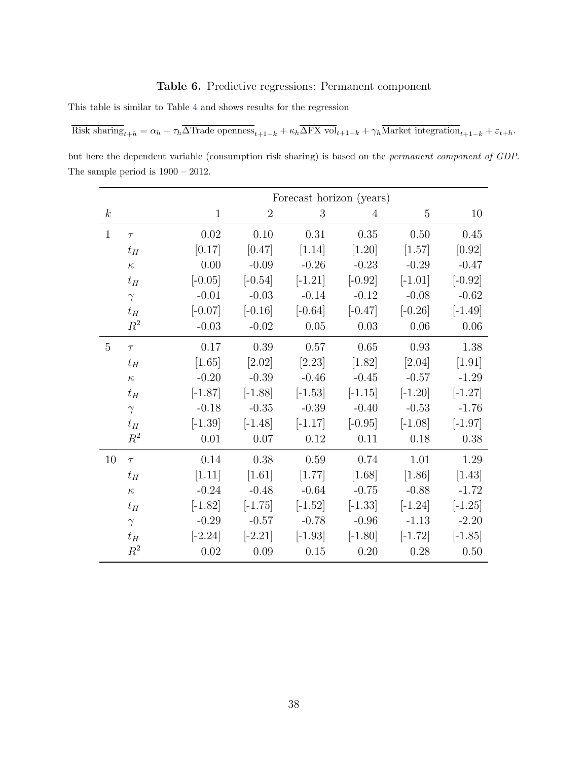**Table 6.** Predictive regressions: Permanent component

This table is similar to Table 4 and shows results for the regression

$$\overline{\text{Risk sharing}}_{t+h} = \alpha_h + \tau_h \overline{\Delta\text{Trade openness}}_{t+1-k} + \kappa_h \overline{\Delta\text{FX vol}}_{t+1-k} + \gamma_h \overline{\text{Market integration}}_{t+1-k} + \varepsilon_{t+h}.$$

but here the dependent variable (consumption risk sharing) is based on the *permanent component of GDP*. The sample period is 1900 – 2012.

| | | Forecast horizon (years) | | | | | |
|---|---|---|---|---|---|---|---|
| $k$ | | 1 | 2 | 3 | 4 | 5 | 10 |
| 1 | $\tau$ | 0.02 | 0.10 | 0.31 | 0.35 | 0.50 | 0.45 |
| | $t_H$ | [0.17] | [0.47] | [1.14] | [1.20] | [1.57] | [0.92] |
| | $\kappa$ | 0.00 | -0.09 | -0.26 | -0.23 | -0.29 | -0.47 |
| | $t_H$ | [-0.05] | [-0.54] | [-1.21] | [-0.92] | [-1.01] | [-0.92] |
| | $\gamma$ | -0.01 | -0.03 | -0.14 | -0.12 | -0.08 | -0.62 |
| | $t_H$ | [-0.07] | [-0.16] | [-0.64] | [-0.47] | [-0.26] | [-1.49] |
| | $R^2$ | -0.03 | -0.02 | 0.05 | 0.03 | 0.06 | 0.06 |
| 5 | $\tau$ | 0.17 | 0.39 | 0.57 | 0.65 | 0.93 | 1.38 |
| | $t_H$ | [1.65] | [2.02] | [2.23] | [1.82] | [2.04] | [1.91] |
| | $\kappa$ | -0.20 | -0.39 | -0.46 | -0.45 | -0.57 | -1.29 |
| | $t_H$ | [-1.87] | [-1.88] | [-1.53] | [-1.15] | [-1.20] | [-1.27] |
| | $\gamma$ | -0.18 | -0.35 | -0.39 | -0.40 | -0.53 | -1.76 |
| | $t_H$ | [-1.39] | [-1.48] | [-1.17] | [-0.95] | [-1.08] | [-1.97] |
| | $R^2$ | 0.01 | 0.07 | 0.12 | 0.11 | 0.18 | 0.38 |
| 10 | $\tau$ | 0.14 | 0.38 | 0.59 | 0.74 | 1.01 | 1.29 |
| | $t_H$ | [1.11] | [1.61] | [1.77] | [1.68] | [1.86] | [1.43] |
| | $\kappa$ | -0.24 | -0.48 | -0.64 | -0.75 | -0.88 | -1.72 |
| | $t_H$ | [-1.82] | [-1.75] | [-1.52] | [-1.33] | [-1.24] | [-1.25] |
| | $\gamma$ | -0.29 | -0.57 | -0.78 | -0.96 | -1.13 | -2.20 |
| | $t_H$ | [-2.24] | [-2.21] | [-1.93] | [-1.80] | [-1.72] | [-1.85] |
| | $R^2$ | 0.02 | 0.09 | 0.15 | 0.20 | 0.28 | 0.50 |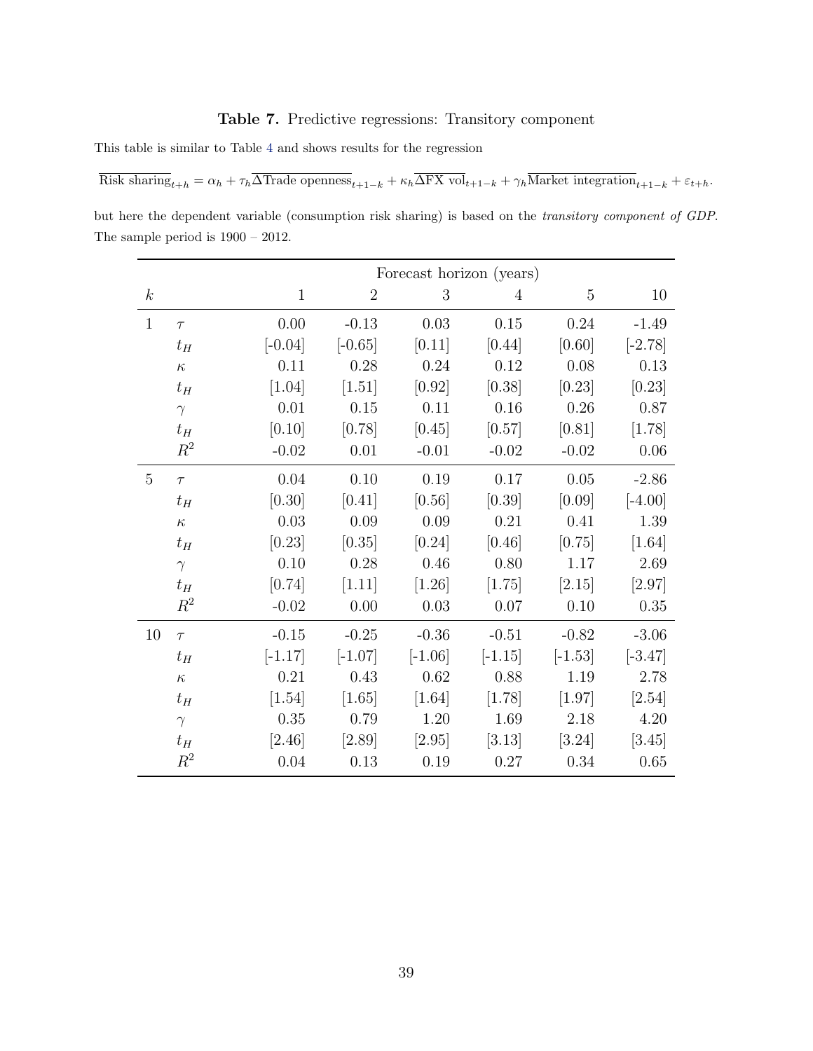**Table 7.** Predictive regressions: Transitory component

This table is similar to Table 4 and shows results for the regression

$$\overline{\text{Risk sharing}}_{t+h} = \alpha_h + \tau_h \overline{\Delta\text{Trade openness}}_{t+1-k} + \kappa_h \overline{\Delta\text{FX vol}}_{t+1-k} + \gamma_h \overline{\text{Market integration}}_{t+1-k} + \varepsilon_{t+h}.$$

but here the dependent variable (consumption risk sharing) is based on the *transitory component of GDP*. The sample period is 1900 – 2012.

| | | Forecast horizon (years) | | | | | |
|---|---|---|---|---|---|---|---|
| $k$ | | 1 | 2 | 3 | 4 | 5 | 10 |
| 1 | $\tau$ | 0.00 | -0.13 | 0.03 | 0.15 | 0.24 | -1.49 |
| | $t_H$ | [-0.04] | [-0.65] | [0.11] | [0.44] | [0.60] | [-2.78] |
| | $\kappa$ | 0.11 | 0.28 | 0.24 | 0.12 | 0.08 | 0.13 |
| | $t_H$ | [1.04] | [1.51] | [0.92] | [0.38] | [0.23] | [0.23] |
| | $\gamma$ | 0.01 | 0.15 | 0.11 | 0.16 | 0.26 | 0.87 |
| | $t_H$ | [0.10] | [0.78] | [0.45] | [0.57] | [0.81] | [1.78] |
| | $R^2$ | -0.02 | 0.01 | -0.01 | -0.02 | -0.02 | 0.06 |
| 5 | $\tau$ | 0.04 | 0.10 | 0.19 | 0.17 | 0.05 | -2.86 |
| | $t_H$ | [0.30] | [0.41] | [0.56] | [0.39] | [0.09] | [-4.00] |
| | $\kappa$ | 0.03 | 0.09 | 0.09 | 0.21 | 0.41 | 1.39 |
| | $t_H$ | [0.23] | [0.35] | [0.24] | [0.46] | [0.75] | [1.64] |
| | $\gamma$ | 0.10 | 0.28 | 0.46 | 0.80 | 1.17 | 2.69 |
| | $t_H$ | [0.74] | [1.11] | [1.26] | [1.75] | [2.15] | [2.97] |
| | $R^2$ | -0.02 | 0.00 | 0.03 | 0.07 | 0.10 | 0.35 |
| 10 | $\tau$ | -0.15 | -0.25 | -0.36 | -0.51 | -0.82 | -3.06 |
| | $t_H$ | [-1.17] | [-1.07] | [-1.06] | [-1.15] | [-1.53] | [-3.47] |
| | $\kappa$ | 0.21 | 0.43 | 0.62 | 0.88 | 1.19 | 2.78 |
| | $t_H$ | [1.54] | [1.65] | [1.64] | [1.78] | [1.97] | [2.54] |
| | $\gamma$ | 0.35 | 0.79 | 1.20 | 1.69 | 2.18 | 4.20 |
| | $t_H$ | [2.46] | [2.89] | [2.95] | [3.13] | [3.24] | [3.45] |
| | $R^2$ | 0.04 | 0.13 | 0.19 | 0.27 | 0.34 | 0.65 |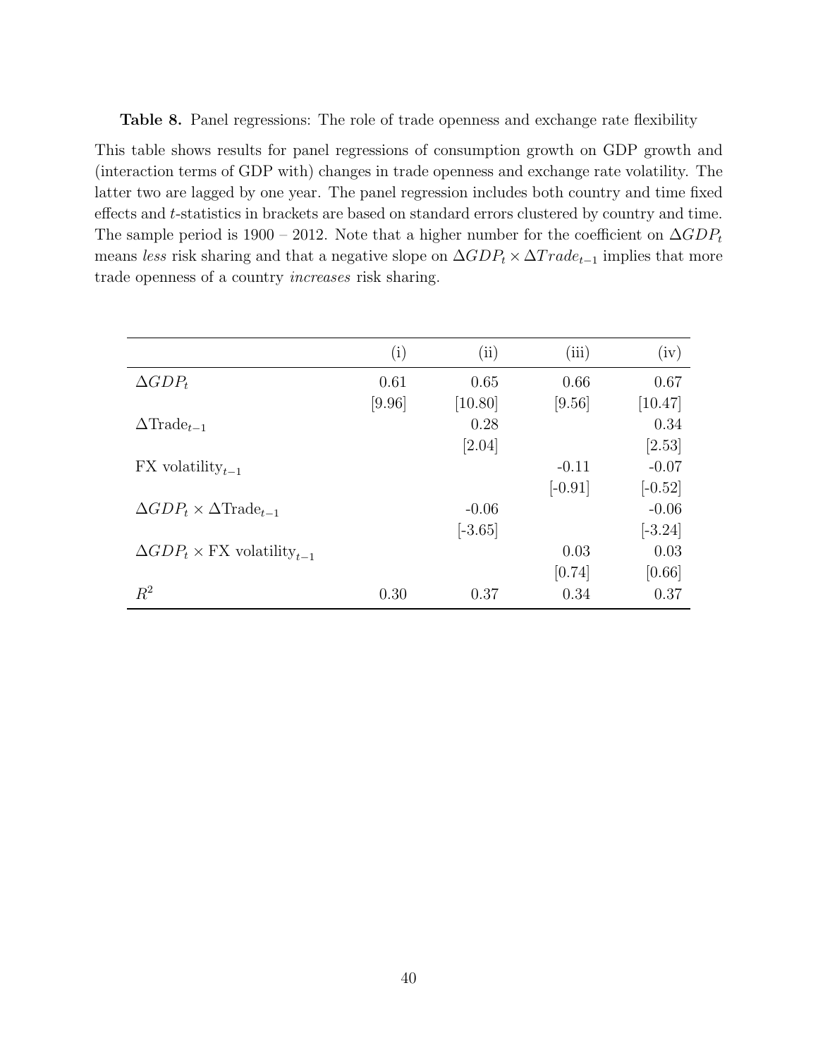**Table 8.** Panel regressions: The role of trade openness and exchange rate flexibility

This table shows results for panel regressions of consumption growth on GDP growth and (interaction terms of GDP with) changes in trade openness and exchange rate volatility. The latter two are lagged by one year. The panel regression includes both country and time fixed effects and $t$-statistics in brackets are based on standard errors clustered by country and time. The sample period is 1900 – 2012. Note that a higher number for the coefficient on $\Delta GDP_t$ means *less* risk sharing and that a negative slope on $\Delta GDP_t \times \Delta Trade_{t-1}$ implies that more trade openness of a country *increases* risk sharing.

| | (i) | (ii) | (iii) | (iv) |
|---|---|---|---|---|
| $\Delta GDP_t$ | 0.61 | 0.65 | 0.66 | 0.67 |
| | [9.96] | [10.80] | [9.56] | [10.47] |
| $\Delta \text{Trade}_{t-1}$ | | 0.28 | | 0.34 |
| | | [2.04] | | [2.53] |
| FX volatility$_{t-1}$ | | | -0.11 | -0.07 |
| | | | [-0.91] | [-0.52] |
| $\Delta GDP_t \times \Delta \text{Trade}_{t-1}$ | | -0.06 | | -0.06 |
| | | [-3.65] | | [-3.24] |
| $\Delta GDP_t \times$ FX volatility$_{t-1}$ | | | 0.03 | 0.03 |
| | | | [0.74] | [0.66] |
| $R^2$ | 0.30 | 0.37 | 0.34 | 0.37 |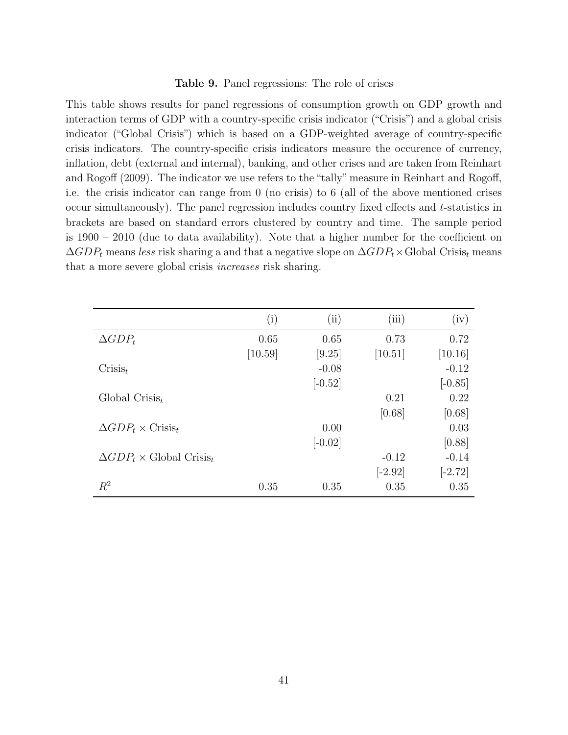**Table 9.** Panel regressions: The role of crises

This table shows results for panel regressions of consumption growth on GDP growth and interaction terms of GDP with a country-specific crisis indicator ("Crisis") and a global crisis indicator ("Global Crisis") which is based on a GDP-weighted average of country-specific crisis indicators. The country-specific crisis indicators measure the occurence of currency, inflation, debt (external and internal), banking, and other crises and are taken from Reinhart and Rogoff (2009). The indicator we use refers to the "tally" measure in Reinhart and Rogoff, i.e. the crisis indicator can range from 0 (no crisis) to 6 (all of the above mentioned crises occur simultaneously). The panel regression includes country fixed effects and $t$-statistics in brackets are based on standard errors clustered by country and time. The sample period is 1900 – 2010 (due to data availability). Note that a higher number for the coefficient on $\Delta GDP_t$ means *less* risk sharing a and that a negative slope on $\Delta GDP_t \times$ Global Crisis$_t$ means that a more severe global crisis *increases* risk sharing.

| | (i) | (ii) | (iii) | (iv) |
|---|---|---|---|---|
| $\Delta GDP_t$ | 0.65 | 0.65 | 0.73 | 0.72 |
| | [10.59] | [9.25] | [10.51] | [10.16] |
| Crisis$_t$ | | -0.08 | | -0.12 |
| | | [-0.52] | | [-0.85] |
| Global Crisis$_t$ | | | 0.21 | 0.22 |
| | | | [0.68] | [0.68] |
| $\Delta GDP_t \times$ Crisis$_t$ | | 0.00 | | 0.03 |
| | | [-0.02] | | [0.88] |
| $\Delta GDP_t \times$ Global Crisis$_t$ | | | -0.12 | -0.14 |
| | | | [-2.92] | [-2.72] |
| $R^2$ | 0.35 | 0.35 | 0.35 | 0.35 |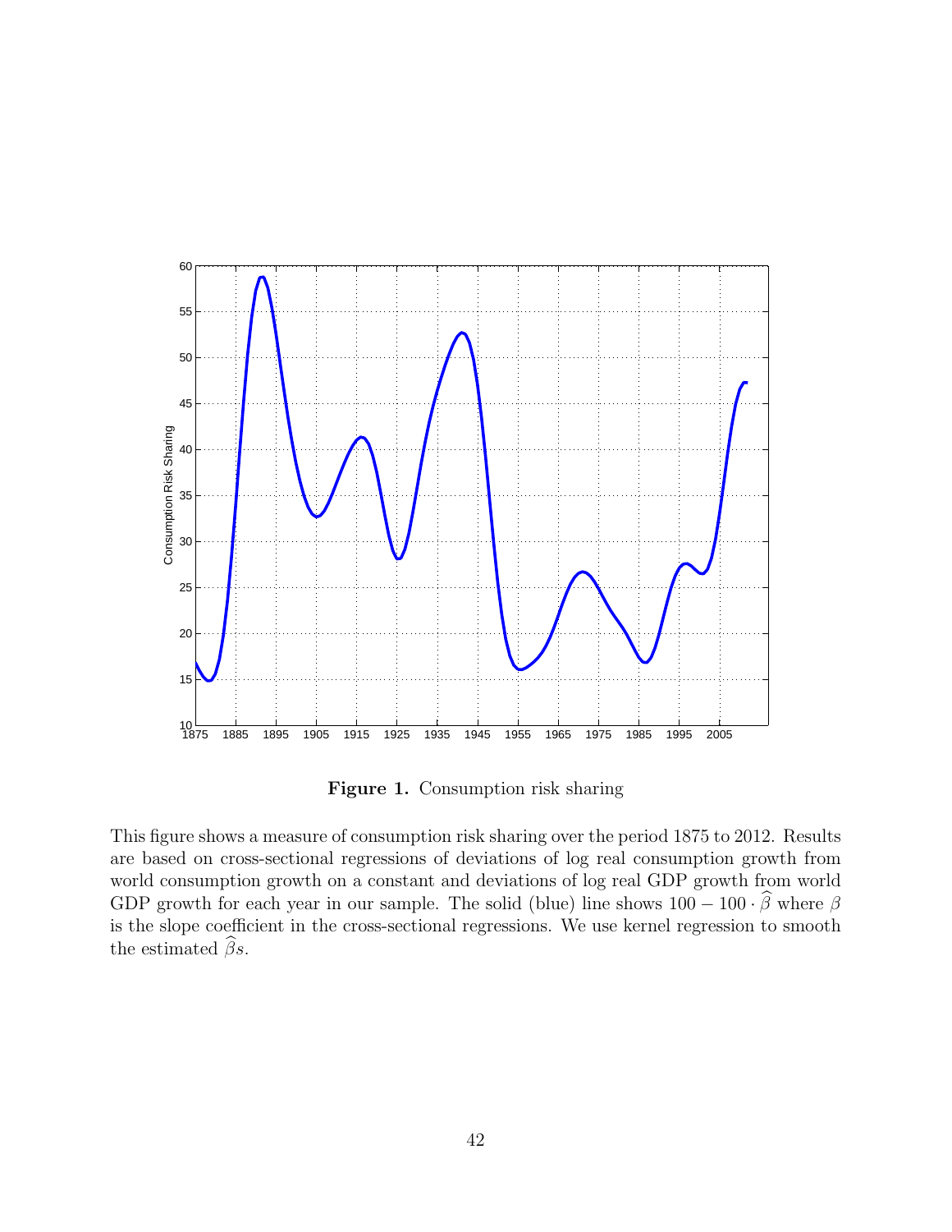**Figure 1.** Consumption risk sharing

This figure shows a measure of consumption risk sharing over the period 1875 to 2012. Results are based on cross-sectional regressions of deviations of log real consumption growth from world consumption growth on a constant and deviations of log real GDP growth from world GDP growth for each year in our sample. The solid (blue) line shows $100 - 100 \cdot \widehat{\beta}$ where $\beta$ is the slope coefficient in the cross-sectional regressions. We use kernel regression to smooth the estimated $\widehat{\beta}s$.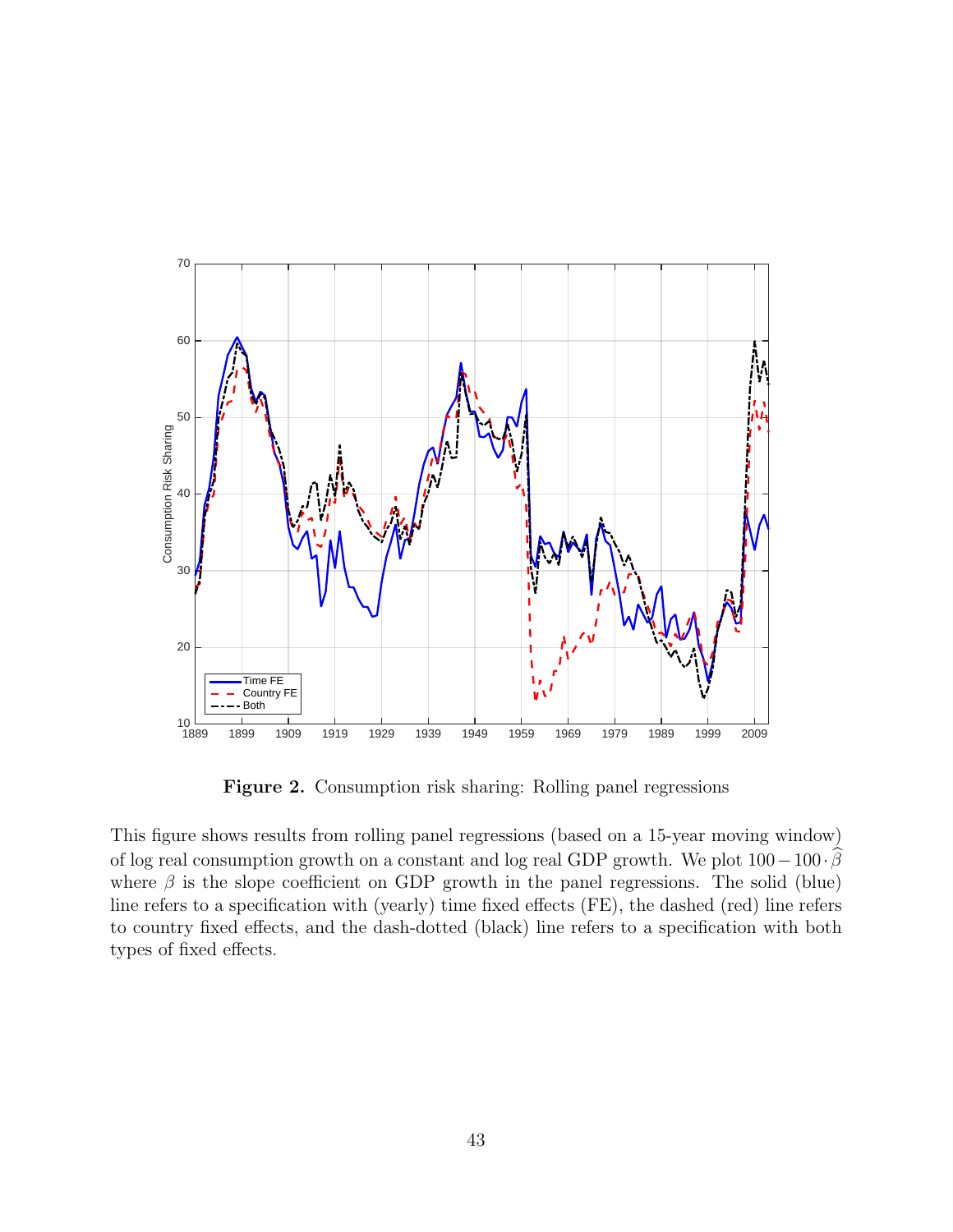**Figure 2.** Consumption risk sharing: Rolling panel regressions

This figure shows results from rolling panel regressions (based on a 15-year moving window) of log real consumption growth on a constant and log real GDP growth. We plot $100 - 100 \cdot \widehat{\beta}$ where $\beta$ is the slope coefficient on GDP growth in the panel regressions. The solid (blue) line refers to a specification with (yearly) time fixed effects (FE), the dashed (red) line refers to country fixed effects, and the dash-dotted (black) line refers to a specification with both types of fixed effects.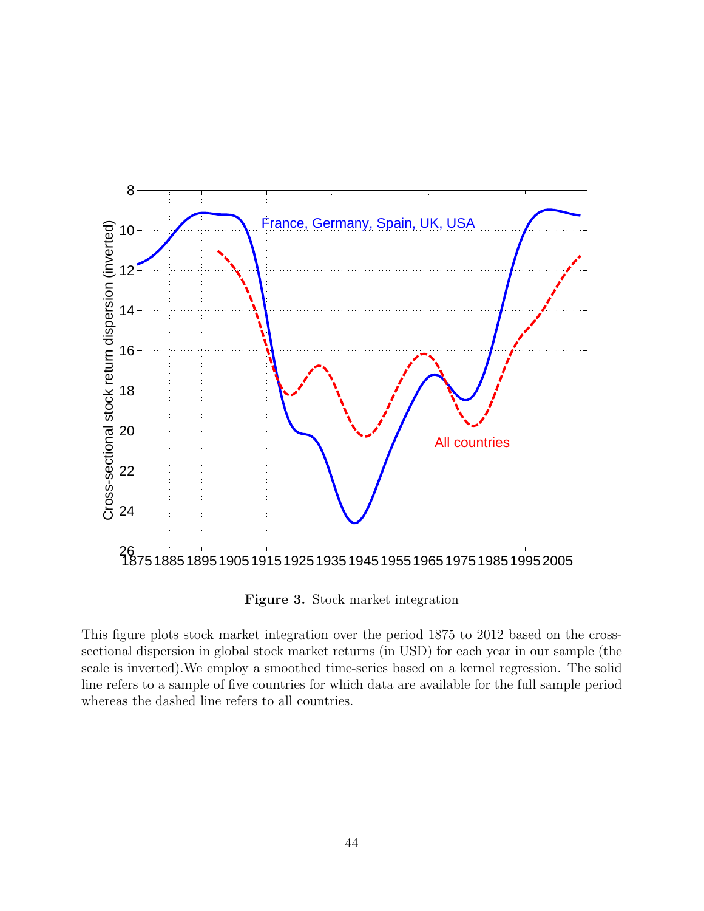**Figure 3.** Stock market integration

This figure plots stock market integration over the period 1875 to 2012 based on the cross-sectional dispersion in global stock market returns (in USD) for each year in our sample (the scale is inverted).We employ a smoothed time-series based on a kernel regression. The solid line refers to a sample of five countries for which data are available for the full sample period whereas the dashed line refers to all countries.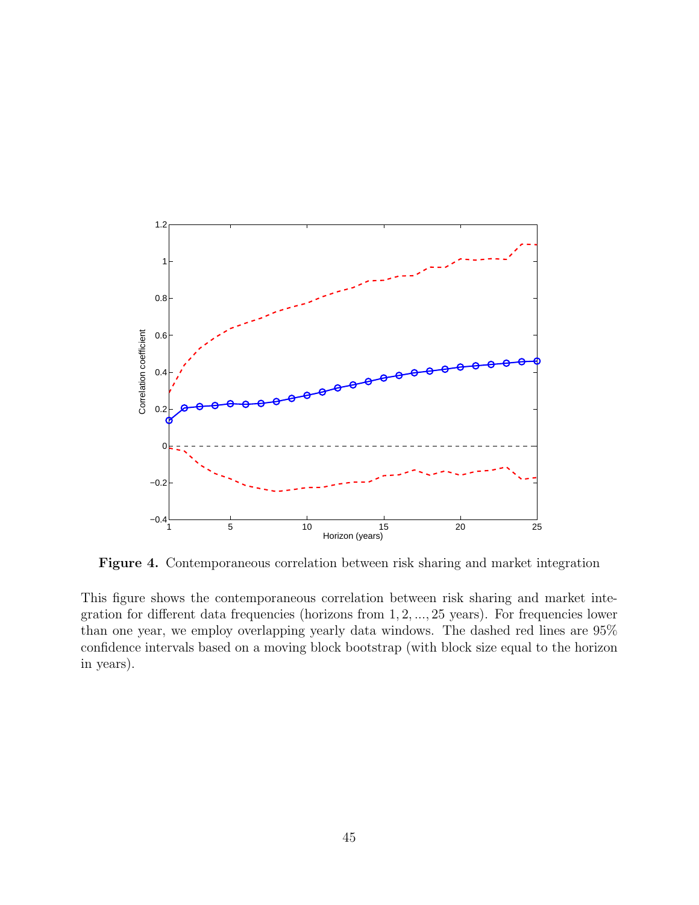**Figure 4.** Contemporaneous correlation between risk sharing and market integration

This figure shows the contemporaneous correlation between risk sharing and market integration for different data frequencies (horizons from $1, 2, ..., 25$ years). For frequencies lower than one year, we employ overlapping yearly data windows. The dashed red lines are 95% confidence intervals based on a moving block bootstrap (with block size equal to the horizon in years).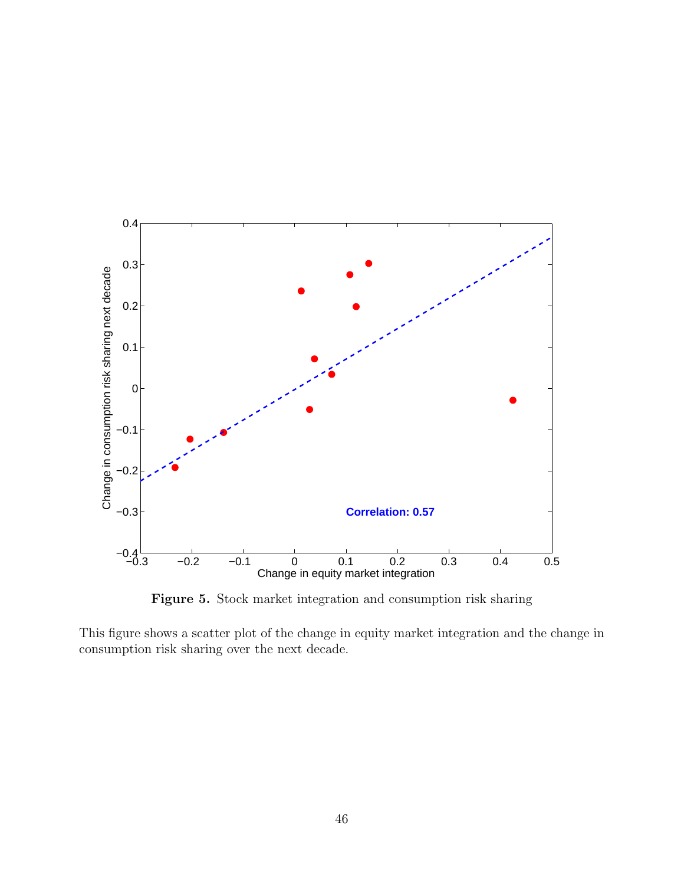**Figure 5.** Stock market integration and consumption risk sharing

This figure shows a scatter plot of the change in equity market integration and the change in consumption risk sharing over the next decade.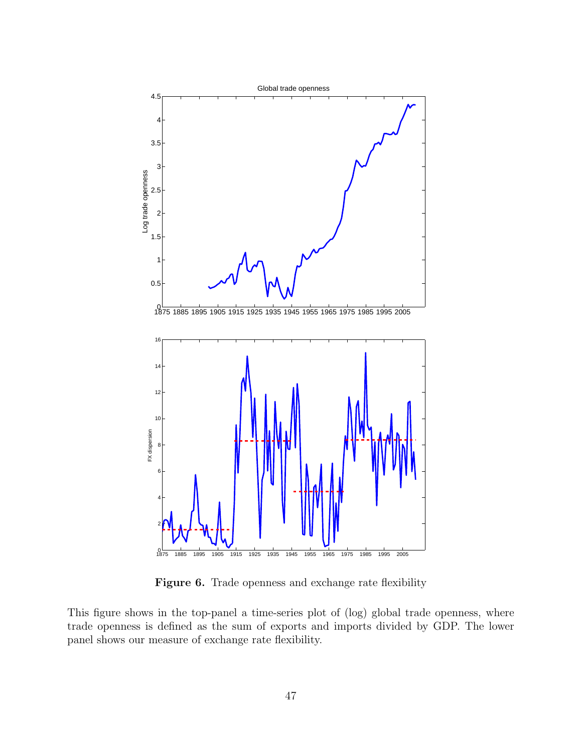**Figure 6.** Trade openness and exchange rate flexibility

This figure shows in the top-panel a time-series plot of (log) global trade openness, where trade openness is defined as the sum of exports and imports divided by GDP. The lower panel shows our measure of exchange rate flexibility.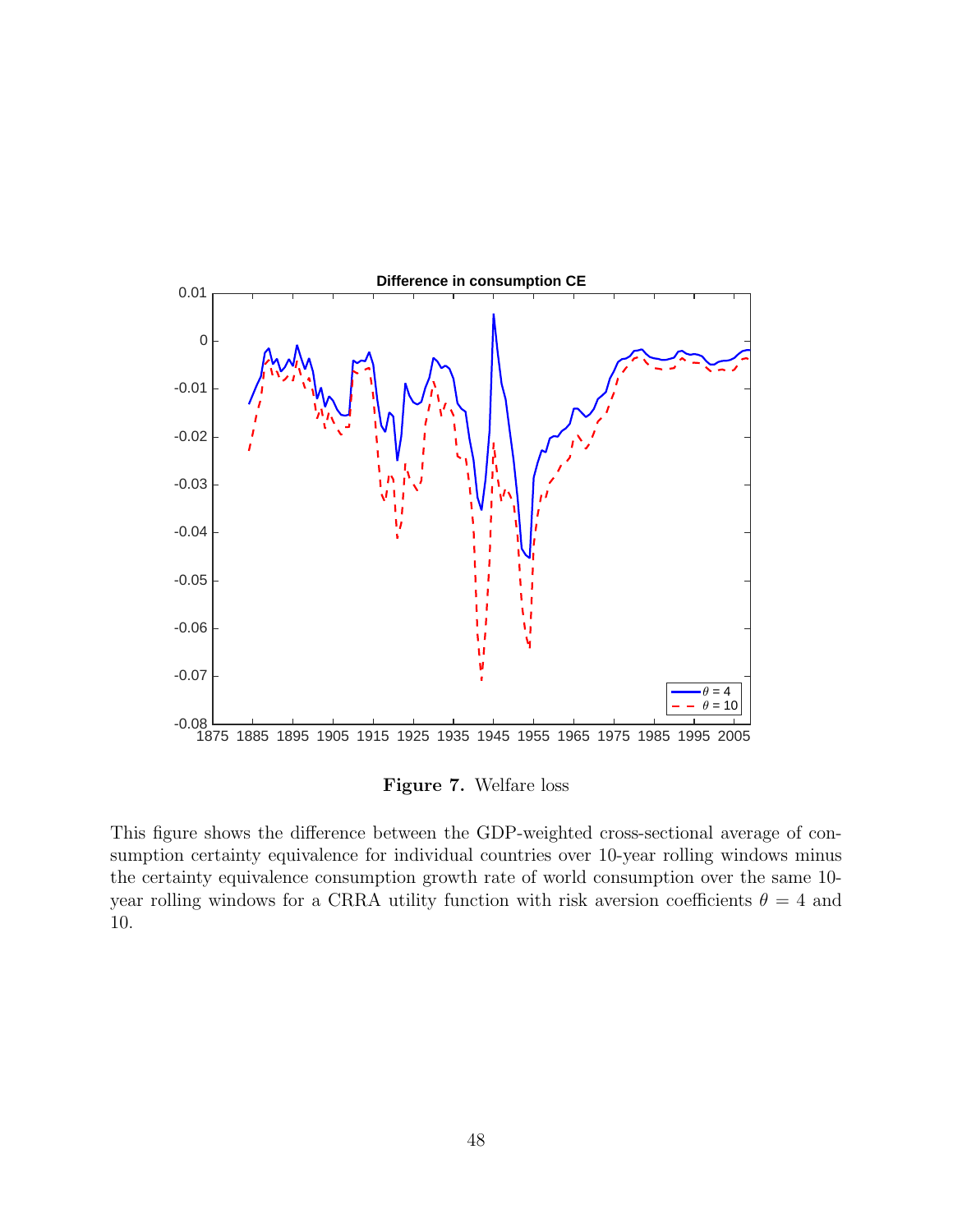**Figure 7.** Welfare loss

This figure shows the difference between the GDP-weighted cross-sectional average of consumption certainty equivalence for individual countries over 10-year rolling windows minus the certainty equivalence consumption growth rate of world consumption over the same 10-year rolling windows for a CRRA utility function with risk aversion coefficients $\theta = 4$ and 10.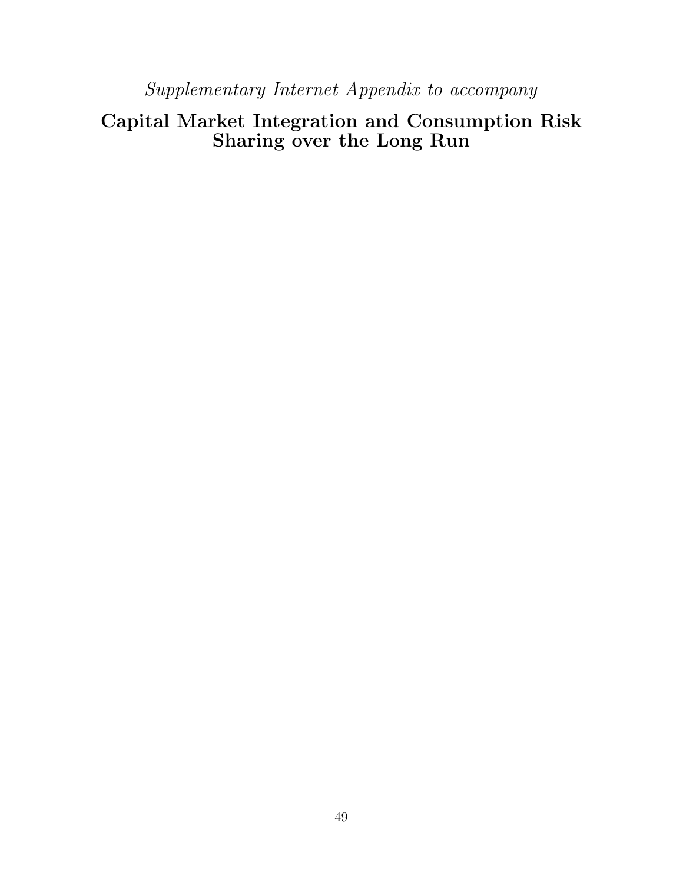*Supplementary Internet Appendix to accompany*

# Capital Market Integration and Consumption Risk Sharing over the Long Run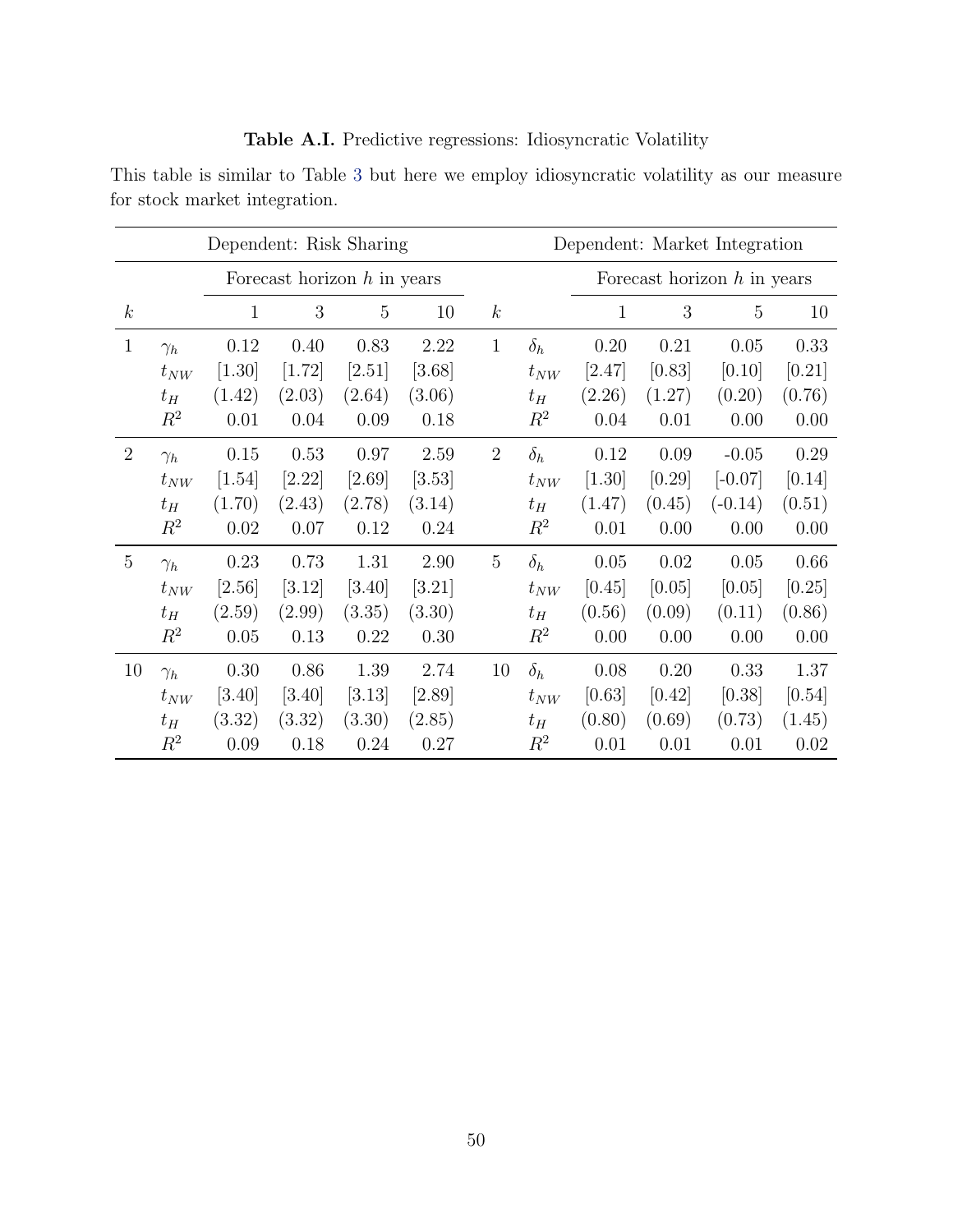**Table A.I.** Predictive regressions: Idiosyncratic Volatility

This table is similar to Table 3 but here we employ idiosyncratic volatility as our measure for stock market integration.

| | | Dependent: Risk Sharing | | | | | | Dependent: Market Integration | | | |
|---|---|---|---|---|---|---|---|---|---|---|---|
| | | Forecast horizon $h$ in years | | | | | | Forecast horizon $h$ in years | | | |
| $k$ | | 1 | 3 | 5 | 10 | $k$ | | 1 | 3 | 5 | 10 |
| 1 | $\gamma_h$ | 0.12 | 0.40 | 0.83 | 2.22 | 1 | $\delta_h$ | 0.20 | 0.21 | 0.05 | 0.33 |
| | $t_{NW}$ | [1.30] | [1.72] | [2.51] | [3.68] | | $t_{NW}$ | [2.47] | [0.83] | [0.10] | [0.21] |
| | $t_H$ | (1.42) | (2.03) | (2.64) | (3.06) | | $t_H$ | (2.26) | (1.27) | (0.20) | (0.76) |
| | $R^2$ | 0.01 | 0.04 | 0.09 | 0.18 | | $R^2$ | 0.04 | 0.01 | 0.00 | 0.00 |
| 2 | $\gamma_h$ | 0.15 | 0.53 | 0.97 | 2.59 | 2 | $\delta_h$ | 0.12 | 0.09 | -0.05 | 0.29 |
| | $t_{NW}$ | [1.54] | [2.22] | [2.69] | [3.53] | | $t_{NW}$ | [1.30] | [0.29] | [-0.07] | [0.14] |
| | $t_H$ | (1.70) | (2.43) | (2.78) | (3.14) | | $t_H$ | (1.47) | (0.45) | (-0.14) | (0.51) |
| | $R^2$ | 0.02 | 0.07 | 0.12 | 0.24 | | $R^2$ | 0.01 | 0.00 | 0.00 | 0.00 |
| 5 | $\gamma_h$ | 0.23 | 0.73 | 1.31 | 2.90 | 5 | $\delta_h$ | 0.05 | 0.02 | 0.05 | 0.66 |
| | $t_{NW}$ | [2.56] | [3.12] | [3.40] | [3.21] | | $t_{NW}$ | [0.45] | [0.05] | [0.05] | [0.25] |
| | $t_H$ | (2.59) | (2.99) | (3.35) | (3.30) | | $t_H$ | (0.56) | (0.09) | (0.11) | (0.86) |
| | $R^2$ | 0.05 | 0.13 | 0.22 | 0.30 | | $R^2$ | 0.00 | 0.00 | 0.00 | 0.00 |
| 10 | $\gamma_h$ | 0.30 | 0.86 | 1.39 | 2.74 | 10 | $\delta_h$ | 0.08 | 0.20 | 0.33 | 1.37 |
| | $t_{NW}$ | [3.40] | [3.40] | [3.13] | [2.89] | | $t_{NW}$ | [0.63] | [0.42] | [0.38] | [0.54] |
| | $t_H$ | (3.32) | (3.32) | (3.30) | (2.85) | | $t_H$ | (0.80) | (0.69) | (0.73) | (1.45) |
| | $R^2$ | 0.09 | 0.18 | 0.24 | 0.27 | | $R^2$ | 0.01 | 0.01 | 0.01 | 0.02 |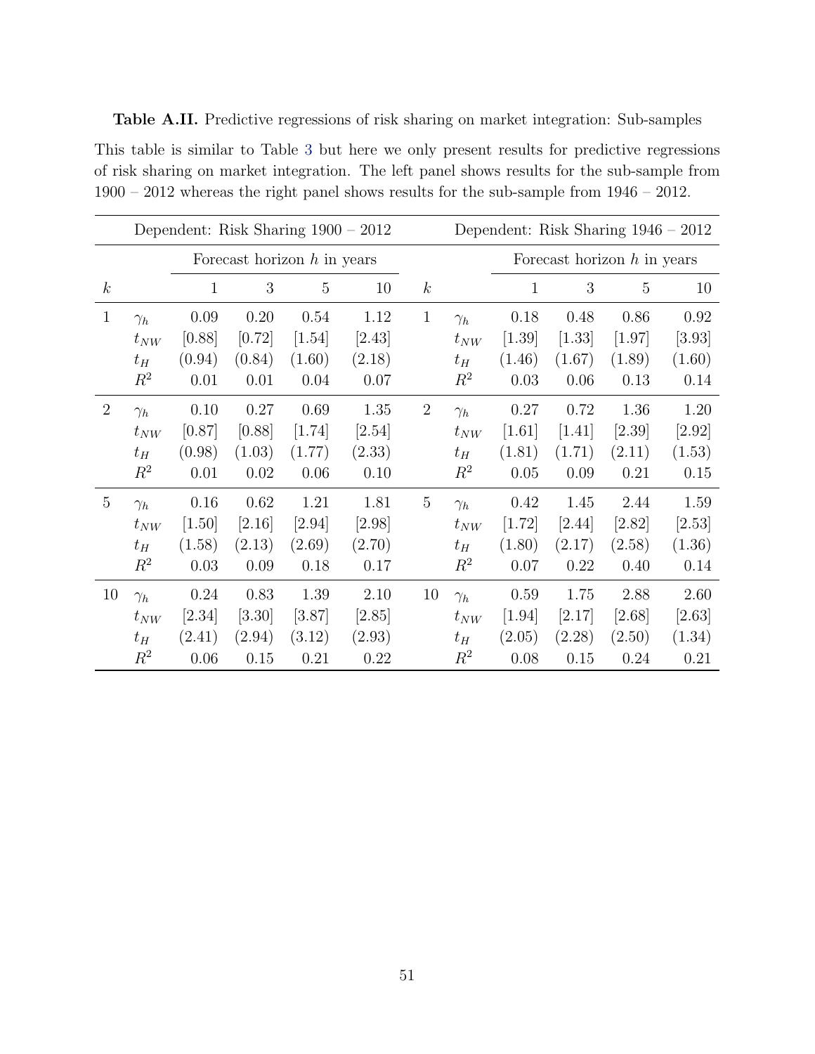**Table A.II.** Predictive regressions of risk sharing on market integration: Sub-samples

This table is similar to Table 3 but here we only present results for predictive regressions of risk sharing on market integration. The left panel shows results for the sub-sample from 1900 – 2012 whereas the right panel shows results for the sub-sample from 1946 – 2012.

| | | Dependent: Risk Sharing 1900 – 2012 | | | | | | Dependent: Risk Sharing 1946 – 2012 | | | |
|---|---|---|---|---|---|---|---|---|---|---|---|
| | | Forecast horizon $h$ in years | | | | | | Forecast horizon $h$ in years | | | |
| $k$ | | 1 | 3 | 5 | 10 | $k$ | | 1 | 3 | 5 | 10 |
| 1 | $\gamma_h$ | 0.09 | 0.20 | 0.54 | 1.12 | 1 | $\gamma_h$ | 0.18 | 0.48 | 0.86 | 0.92 |
| | $t_{NW}$ | [0.88] | [0.72] | [1.54] | [2.43] | | $t_{NW}$ | [1.39] | [1.33] | [1.97] | [3.93] |
| | $t_H$ | (0.94) | (0.84) | (1.60) | (2.18) | | $t_H$ | (1.46) | (1.67) | (1.89) | (1.60) |
| | $R^2$ | 0.01 | 0.01 | 0.04 | 0.07 | | $R^2$ | 0.03 | 0.06 | 0.13 | 0.14 |
| 2 | $\gamma_h$ | 0.10 | 0.27 | 0.69 | 1.35 | 2 | $\gamma_h$ | 0.27 | 0.72 | 1.36 | 1.20 |
| | $t_{NW}$ | [0.87] | [0.88] | [1.74] | [2.54] | | $t_{NW}$ | [1.61] | [1.41] | [2.39] | [2.92] |
| | $t_H$ | (0.98) | (1.03) | (1.77) | (2.33) | | $t_H$ | (1.81) | (1.71) | (2.11) | (1.53) |
| | $R^2$ | 0.01 | 0.02 | 0.06 | 0.10 | | $R^2$ | 0.05 | 0.09 | 0.21 | 0.15 |
| 5 | $\gamma_h$ | 0.16 | 0.62 | 1.21 | 1.81 | 5 | $\gamma_h$ | 0.42 | 1.45 | 2.44 | 1.59 |
| | $t_{NW}$ | [1.50] | [2.16] | [2.94] | [2.98] | | $t_{NW}$ | [1.72] | [2.44] | [2.82] | [2.53] |
| | $t_H$ | (1.58) | (2.13) | (2.69) | (2.70) | | $t_H$ | (1.80) | (2.17) | (2.58) | (1.36) |
| | $R^2$ | 0.03 | 0.09 | 0.18 | 0.17 | | $R^2$ | 0.07 | 0.22 | 0.40 | 0.14 |
| 10 | $\gamma_h$ | 0.24 | 0.83 | 1.39 | 2.10 | 10 | $\gamma_h$ | 0.59 | 1.75 | 2.88 | 2.60 |
| | $t_{NW}$ | [2.34] | [3.30] | [3.87] | [2.85] | | $t_{NW}$ | [1.94] | [2.17] | [2.68] | [2.63] |
| | $t_H$ | (2.41) | (2.94) | (3.12) | (2.93) | | $t_H$ | (2.05) | (2.28) | (2.50) | (1.34) |
| | $R^2$ | 0.06 | 0.15 | 0.21 | 0.22 | | $R^2$ | 0.08 | 0.15 | 0.24 | 0.21 |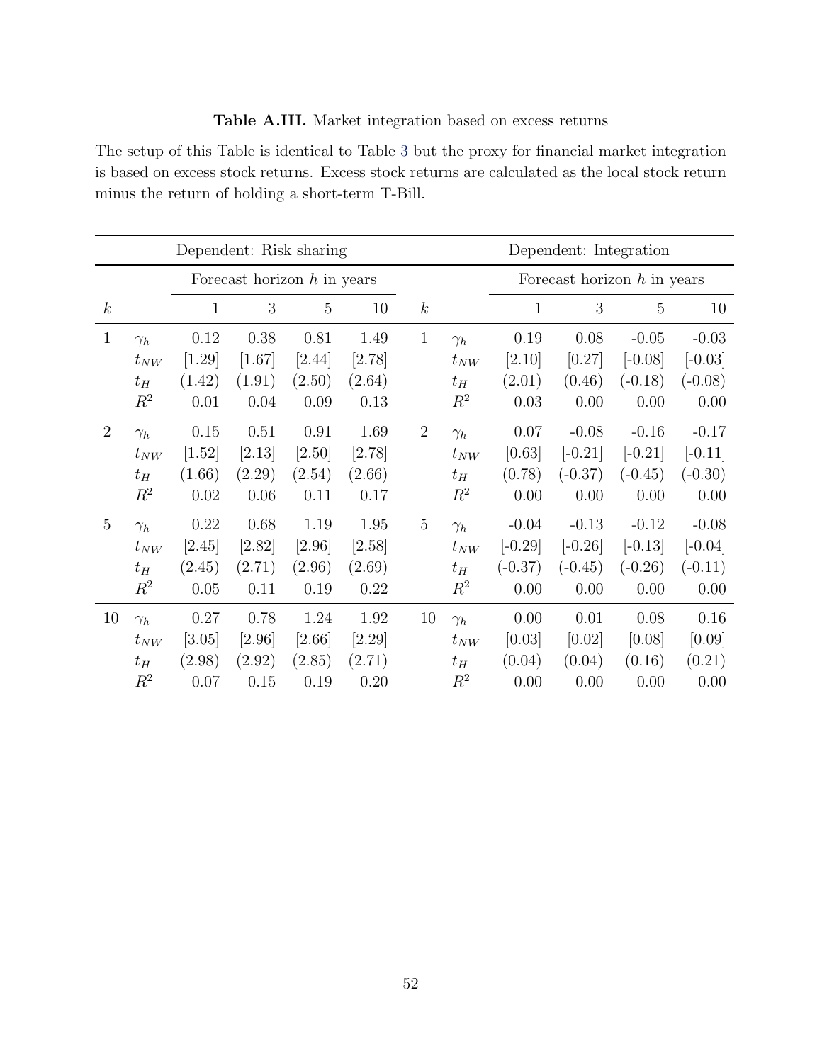**Table A.III.** Market integration based on excess returns

The setup of this Table is identical to Table 3 but the proxy for financial market integration is based on excess stock returns. Excess stock returns are calculated as the local stock return minus the return of holding a short-term T-Bill.

| | | Dependent: Risk sharing | | | | | | Dependent: Integration | | | |
|---|---|---|---|---|---|---|---|---|---|---|---|
| | | Forecast horizon $h$ in years | | | | | | Forecast horizon $h$ in years | | | |
| $k$ | | 1 | 3 | 5 | 10 | $k$ | | 1 | 3 | 5 | 10 |
| 1 | $\gamma_h$ | 0.12 | 0.38 | 0.81 | 1.49 | 1 | $\gamma_h$ | 0.19 | 0.08 | -0.05 | -0.03 |
| | $t_{NW}$ | [1.29] | [1.67] | [2.44] | [2.78] | | $t_{NW}$ | [2.10] | [0.27] | [-0.08] | [-0.03] |
| | $t_H$ | (1.42) | (1.91) | (2.50) | (2.64) | | $t_H$ | (2.01) | (0.46) | (-0.18) | (-0.08) |
| | $R^2$ | 0.01 | 0.04 | 0.09 | 0.13 | | $R^2$ | 0.03 | 0.00 | 0.00 | 0.00 |
| 2 | $\gamma_h$ | 0.15 | 0.51 | 0.91 | 1.69 | 2 | $\gamma_h$ | 0.07 | -0.08 | -0.16 | -0.17 |
| | $t_{NW}$ | [1.52] | [2.13] | [2.50] | [2.78] | | $t_{NW}$ | [0.63] | [-0.21] | [-0.21] | [-0.11] |
| | $t_H$ | (1.66) | (2.29) | (2.54) | (2.66) | | $t_H$ | (0.78) | (-0.37) | (-0.45) | (-0.30) |
| | $R^2$ | 0.02 | 0.06 | 0.11 | 0.17 | | $R^2$ | 0.00 | 0.00 | 0.00 | 0.00 |
| 5 | $\gamma_h$ | 0.22 | 0.68 | 1.19 | 1.95 | 5 | $\gamma_h$ | -0.04 | -0.13 | -0.12 | -0.08 |
| | $t_{NW}$ | [2.45] | [2.82] | [2.96] | [2.58] | | $t_{NW}$ | [-0.29] | [-0.26] | [-0.13] | [-0.04] |
| | $t_H$ | (2.45) | (2.71) | (2.96) | (2.69) | | $t_H$ | (-0.37) | (-0.45) | (-0.26) | (-0.11) |
| | $R^2$ | 0.05 | 0.11 | 0.19 | 0.22 | | $R^2$ | 0.00 | 0.00 | 0.00 | 0.00 |
| 10 | $\gamma_h$ | 0.27 | 0.78 | 1.24 | 1.92 | 10 | $\gamma_h$ | 0.00 | 0.01 | 0.08 | 0.16 |
| | $t_{NW}$ | [3.05] | [2.96] | [2.66] | [2.29] | | $t_{NW}$ | [0.03] | [0.02] | [0.08] | [0.09] |
| | $t_H$ | (2.98) | (2.92) | (2.85) | (2.71) | | $t_H$ | (0.04) | (0.04) | (0.16) | (0.21) |
| | $R^2$ | 0.07 | 0.15 | 0.19 | 0.20 | | $R^2$ | 0.00 | 0.00 | 0.00 | 0.00 |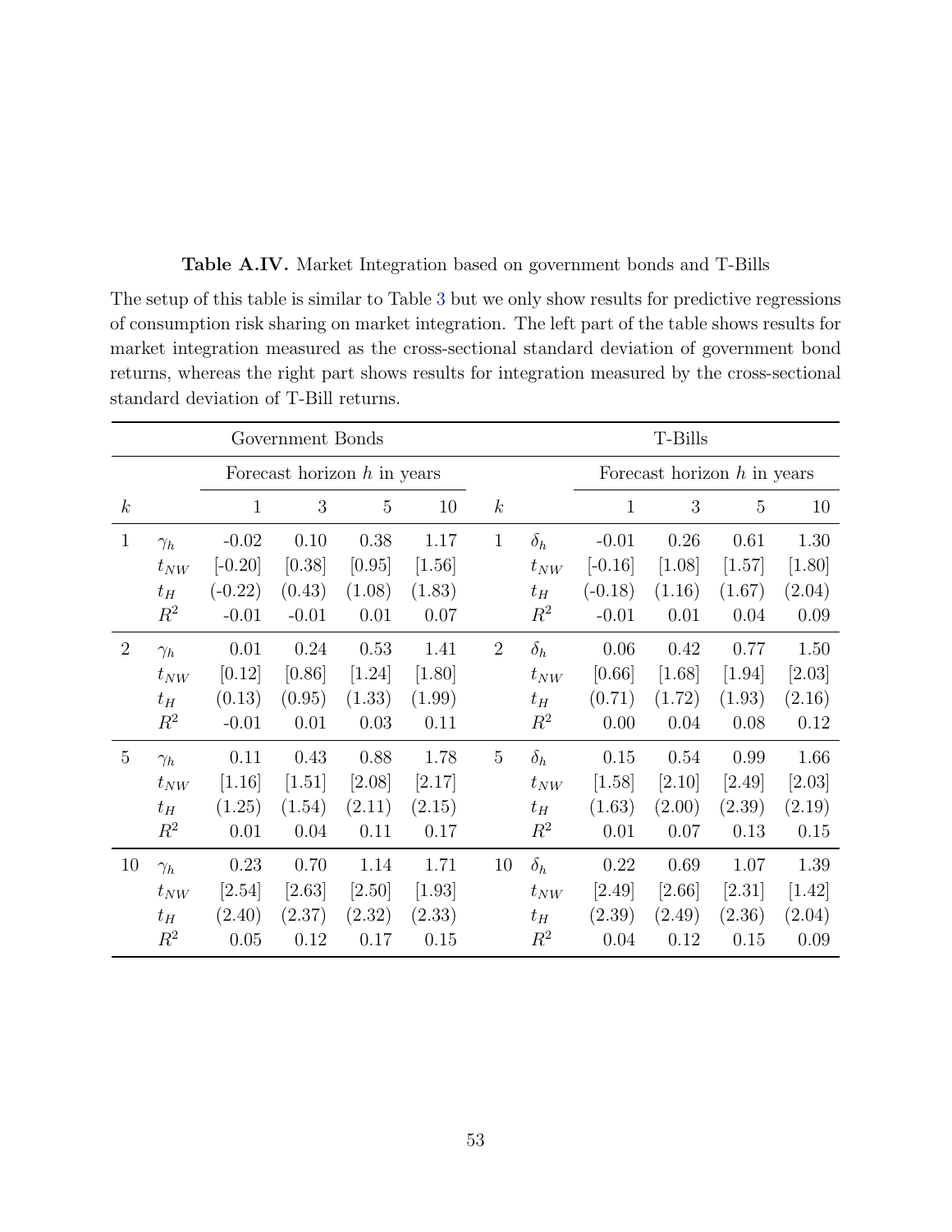**Table A.IV.** Market Integration based on government bonds and T-Bills

The setup of this table is similar to Table 3 but we only show results for predictive regressions of consumption risk sharing on market integration. The left part of the table shows results for market integration measured as the cross-sectional standard deviation of government bond returns, whereas the right part shows results for integration measured by the cross-sectional standard deviation of T-Bill returns.

| | | Government Bonds | | | | | | T-Bills | | | |
|---|---|---|---|---|---|---|---|---|---|---|---|
| | | Forecast horizon $h$ in years | | | | | | Forecast horizon $h$ in years | | | |
| $k$ | | 1 | 3 | 5 | 10 | $k$ | | 1 | 3 | 5 | 10 |
| 1 | $\gamma_h$ | -0.02 | 0.10 | 0.38 | 1.17 | 1 | $\delta_h$ | -0.01 | 0.26 | 0.61 | 1.30 |
| | $t_{NW}$ | [-0.20] | [0.38] | [0.95] | [1.56] | | $t_{NW}$ | [-0.16] | [1.08] | [1.57] | [1.80] |
| | $t_H$ | (-0.22) | (0.43) | (1.08) | (1.83) | | $t_H$ | (-0.18) | (1.16) | (1.67) | (2.04) |
| | $R^2$ | -0.01 | -0.01 | 0.01 | 0.07 | | $R^2$ | -0.01 | 0.01 | 0.04 | 0.09 |
| 2 | $\gamma_h$ | 0.01 | 0.24 | 0.53 | 1.41 | 2 | $\delta_h$ | 0.06 | 0.42 | 0.77 | 1.50 |
| | $t_{NW}$ | [0.12] | [0.86] | [1.24] | [1.80] | | $t_{NW}$ | [0.66] | [1.68] | [1.94] | [2.03] |
| | $t_H$ | (0.13) | (0.95) | (1.33) | (1.99) | | $t_H$ | (0.71) | (1.72) | (1.93) | (2.16) |
| | $R^2$ | -0.01 | 0.01 | 0.03 | 0.11 | | $R^2$ | 0.00 | 0.04 | 0.08 | 0.12 |
| 5 | $\gamma_h$ | 0.11 | 0.43 | 0.88 | 1.78 | 5 | $\delta_h$ | 0.15 | 0.54 | 0.99 | 1.66 |
| | $t_{NW}$ | [1.16] | [1.51] | [2.08] | [2.17] | | $t_{NW}$ | [1.58] | [2.10] | [2.49] | [2.03] |
| | $t_H$ | (1.25) | (1.54) | (2.11) | (2.15) | | $t_H$ | (1.63) | (2.00) | (2.39) | (2.19) |
| | $R^2$ | 0.01 | 0.04 | 0.11 | 0.17 | | $R^2$ | 0.01 | 0.07 | 0.13 | 0.15 |
| 10 | $\gamma_h$ | 0.23 | 0.70 | 1.14 | 1.71 | 10 | $\delta_h$ | 0.22 | 0.69 | 1.07 | 1.39 |
| | $t_{NW}$ | [2.54] | [2.63] | [2.50] | [1.93] | | $t_{NW}$ | [2.49] | [2.66] | [2.31] | [1.42] |
| | $t_H$ | (2.40) | (2.37) | (2.32) | (2.33) | | $t_H$ | (2.39) | (2.49) | (2.36) | (2.04) |
| | $R^2$ | 0.05 | 0.12 | 0.17 | 0.15 | | $R^2$ | 0.04 | 0.12 | 0.15 | 0.09 |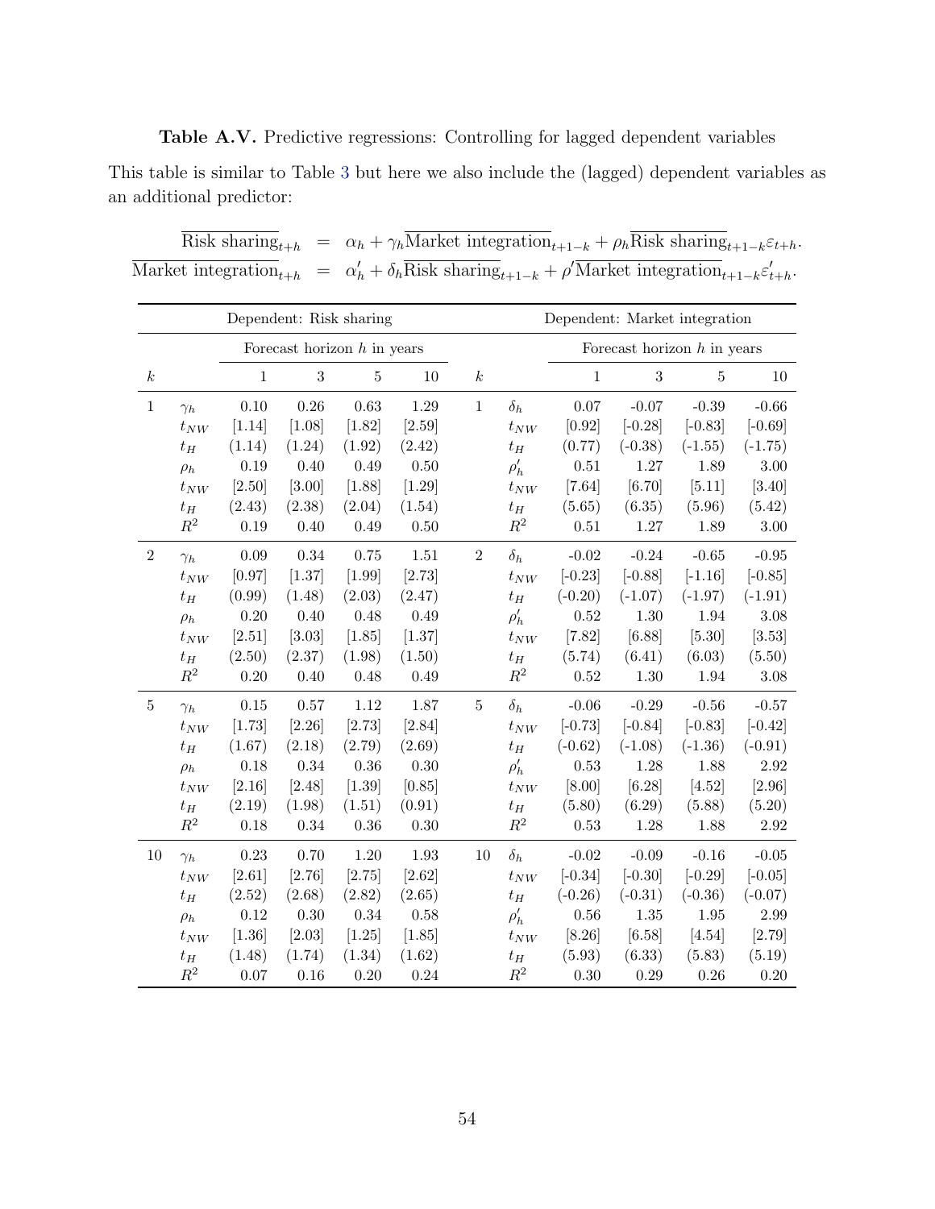**Table A.V.** Predictive regressions: Controlling for lagged dependent variables

This table is similar to Table 3 but here we also include the (lagged) dependent variables as an additional predictor:

$$\overline{\text{Risk sharing}}_{t+h} = \alpha_h + \gamma_h \overline{\text{Market integration}}_{t+1-k} + \rho_h \overline{\text{Risk sharing}}_{t+1-k} \varepsilon_{t+h}.$$
$$\overline{\text{Market integration}}_{t+h} = \alpha'_h + \delta_h \overline{\text{Risk sharing}}_{t+1-k} + \rho' \overline{\text{Market integration}}_{t+1-k} \varepsilon'_{t+h}.$$

| | | Dependent: Risk sharing | | | | | | Dependent: Market integration | | | |
|---|---|---|---|---|---|---|---|---|---|---|---|
| | | Forecast horizon $h$ in years | | | | | | Forecast horizon $h$ in years | | | |
| $k$ | | 1 | 3 | 5 | 10 | $k$ | | 1 | 3 | 5 | 10 |
| 1 | $\gamma_h$ | 0.10 | 0.26 | 0.63 | 1.29 | 1 | $\delta_h$ | 0.07 | -0.07 | -0.39 | -0.66 |
| | $t_{NW}$ | [1.14] | [1.08] | [1.82] | [2.59] | | $t_{NW}$ | [0.92] | [-0.28] | [-0.83] | [-0.69] |
| | $t_H$ | (1.14) | (1.24) | (1.92) | (2.42) | | $t_H$ | (0.77) | (-0.38) | (-1.55) | (-1.75) |
| | $\rho_h$ | 0.19 | 0.40 | 0.49 | 0.50 | | $\rho'_h$ | 0.51 | 1.27 | 1.89 | 3.00 |
| | $t_{NW}$ | [2.50] | [3.00] | [1.88] | [1.29] | | $t_{NW}$ | [7.64] | [6.70] | [5.11] | [3.40] |
| | $t_H$ | (2.43) | (2.38) | (2.04) | (1.54) | | $t_H$ | (5.65) | (6.35) | (5.96) | (5.42) |
| | $R^2$ | 0.19 | 0.40 | 0.49 | 0.50 | | $R^2$ | 0.51 | 1.27 | 1.89 | 3.00 |
| 2 | $\gamma_h$ | 0.09 | 0.34 | 0.75 | 1.51 | 2 | $\delta_h$ | -0.02 | -0.24 | -0.65 | -0.95 |
| | $t_{NW}$ | [0.97] | [1.37] | [1.99] | [2.73] | | $t_{NW}$ | [-0.23] | [-0.88] | [-1.16] | [-0.85] |
| | $t_H$ | (0.99) | (1.48) | (2.03) | (2.47) | | $t_H$ | (-0.20) | (-1.07) | (-1.97) | (-1.91) |
| | $\rho_h$ | 0.20 | 0.40 | 0.48 | 0.49 | | $\rho'_h$ | 0.52 | 1.30 | 1.94 | 3.08 |
| | $t_{NW}$ | [2.51] | [3.03] | [1.85] | [1.37] | | $t_{NW}$ | [7.82] | [6.88] | [5.30] | [3.53] |
| | $t_H$ | (2.50) | (2.37) | (1.98) | (1.50) | | $t_H$ | (5.74) | (6.41) | (6.03) | (5.50) |
| | $R^2$ | 0.20 | 0.40 | 0.48 | 0.49 | | $R^2$ | 0.52 | 1.30 | 1.94 | 3.08 |
| 5 | $\gamma_h$ | 0.15 | 0.57 | 1.12 | 1.87 | 5 | $\delta_h$ | -0.06 | -0.29 | -0.56 | -0.57 |
| | $t_{NW}$ | [1.73] | [2.26] | [2.73] | [2.84] | | $t_{NW}$ | [-0.73] | [-0.84] | [-0.83] | [-0.42] |
| | $t_H$ | (1.67) | (2.18) | (2.79) | (2.69) | | $t_H$ | (-0.62) | (-1.08) | (-1.36) | (-0.91) |
| | $\rho_h$ | 0.18 | 0.34 | 0.36 | 0.30 | | $\rho'_h$ | 0.53 | 1.28 | 1.88 | 2.92 |
| | $t_{NW}$ | [2.16] | [2.48] | [1.39] | [0.85] | | $t_{NW}$ | [8.00] | [6.28] | [4.52] | [2.96] |
| | $t_H$ | (2.19) | (1.98) | (1.51) | (0.91) | | $t_H$ | (5.80) | (6.29) | (5.88) | (5.20) |
| | $R^2$ | 0.18 | 0.34 | 0.36 | 0.30 | | $R^2$ | 0.53 | 1.28 | 1.88 | 2.92 |
| 10 | $\gamma_h$ | 0.23 | 0.70 | 1.20 | 1.93 | 10 | $\delta_h$ | -0.02 | -0.09 | -0.16 | -0.05 |
| | $t_{NW}$ | [2.61] | [2.76] | [2.75] | [2.62] | | $t_{NW}$ | [-0.34] | [-0.30] | [-0.29] | [-0.05] |
| | $t_H$ | (2.52) | (2.68) | (2.82) | (2.65) | | $t_H$ | (-0.26) | (-0.31) | (-0.36) | (-0.07) |
| | $\rho_h$ | 0.12 | 0.30 | 0.34 | 0.58 | | $\rho'_h$ | 0.56 | 1.35 | 1.95 | 2.99 |
| | $t_{NW}$ | [1.36] | [2.03] | [1.25] | [1.85] | | $t_{NW}$ | [8.26] | [6.58] | [4.54] | [2.79] |
| | $t_H$ | (1.48) | (1.74) | (1.34) | (1.62) | | $t_H$ | (5.93) | (6.33) | (5.83) | (5.19) |
| | $R^2$ | 0.07 | 0.16 | 0.20 | 0.24 | | $R^2$ | 0.30 | 0.29 | 0.26 | 0.20 |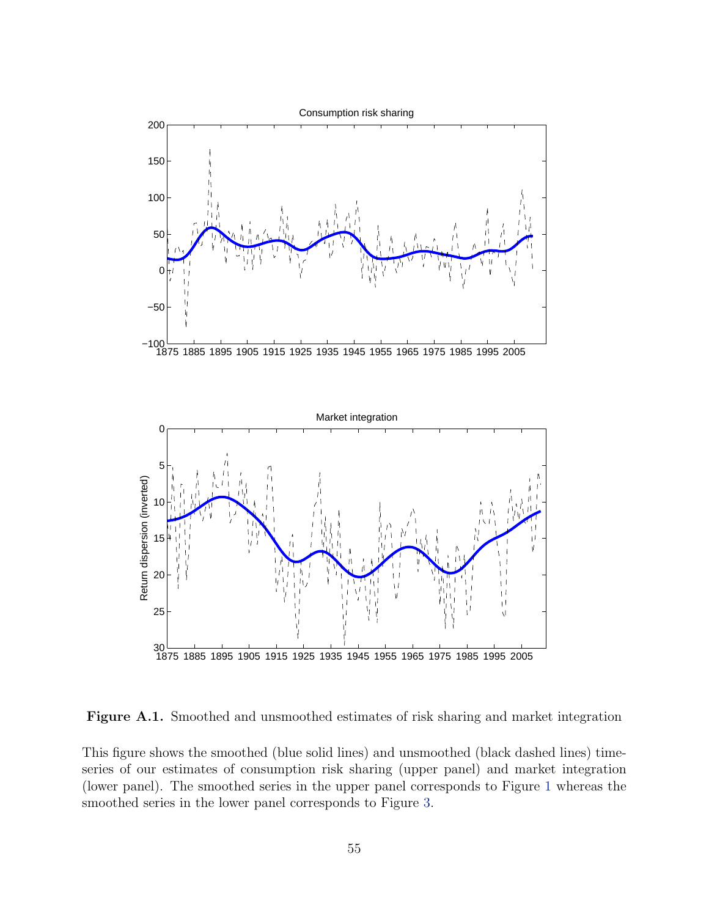**Figure A.1.** Smoothed and unsmoothed estimates of risk sharing and market integration

This figure shows the smoothed (blue solid lines) and unsmoothed (black dashed lines) time-series of our estimates of consumption risk sharing (upper panel) and market integration (lower panel). The smoothed series in the upper panel corresponds to Figure 1 whereas the smoothed series in the lower panel corresponds to Figure 3.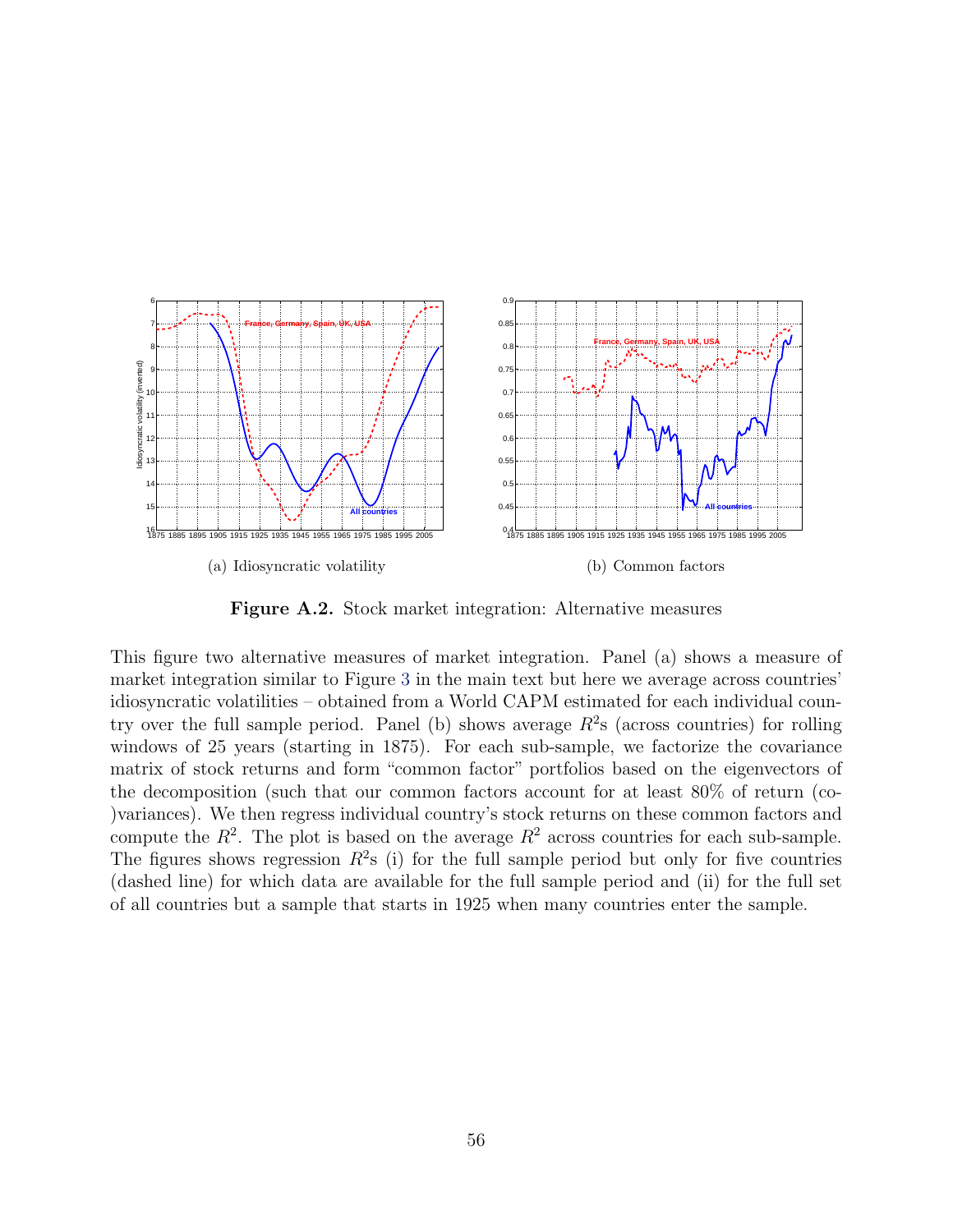Idiosyncratic volatility (inverted)

6
7
8
9
10
11
12
13
14
15
16

1875 1885 1895 1905 1915 1925 1935 1945 1955 1965 1975 1985 1995 2005

France, Germany, Spain, UK, USA

All countries

(a) Idiosyncratic volatility

0.9
0.85
0.8
0.75
0.7
0.65
0.6
0.55
0.5
0.45
0.4

1875 1885 1895 1905 1915 1925 1935 1945 1955 1965 1975 1985 1995 2005

France, Germany, Spain, UK, USA

All countries

(b) Common factors

**Figure A.2.** Stock market integration: Alternative measures

This figure two alternative measures of market integration. Panel (a) shows a measure of market integration similar to Figure 3 in the main text but here we average across countries' idiosyncratic volatilities – obtained from a World CAPM estimated for each individual country over the full sample period. Panel (b) shows average $R^2$s (across countries) for rolling windows of 25 years (starting in 1875). For each sub-sample, we factorize the covariance matrix of stock returns and form "common factor" portfolios based on the eigenvectors of the decomposition (such that our common factors account for at least 80% of return (co-)variances). We then regress individual country's stock returns on these common factors and compute the $R^2$. The plot is based on the average $R^2$ across countries for each sub-sample. The figures shows regression $R^2$s (i) for the full sample period but only for five countries (dashed line) for which data are available for the full sample period and (ii) for the full set of all countries but a sample that starts in 1925 when many countries enter the sample.